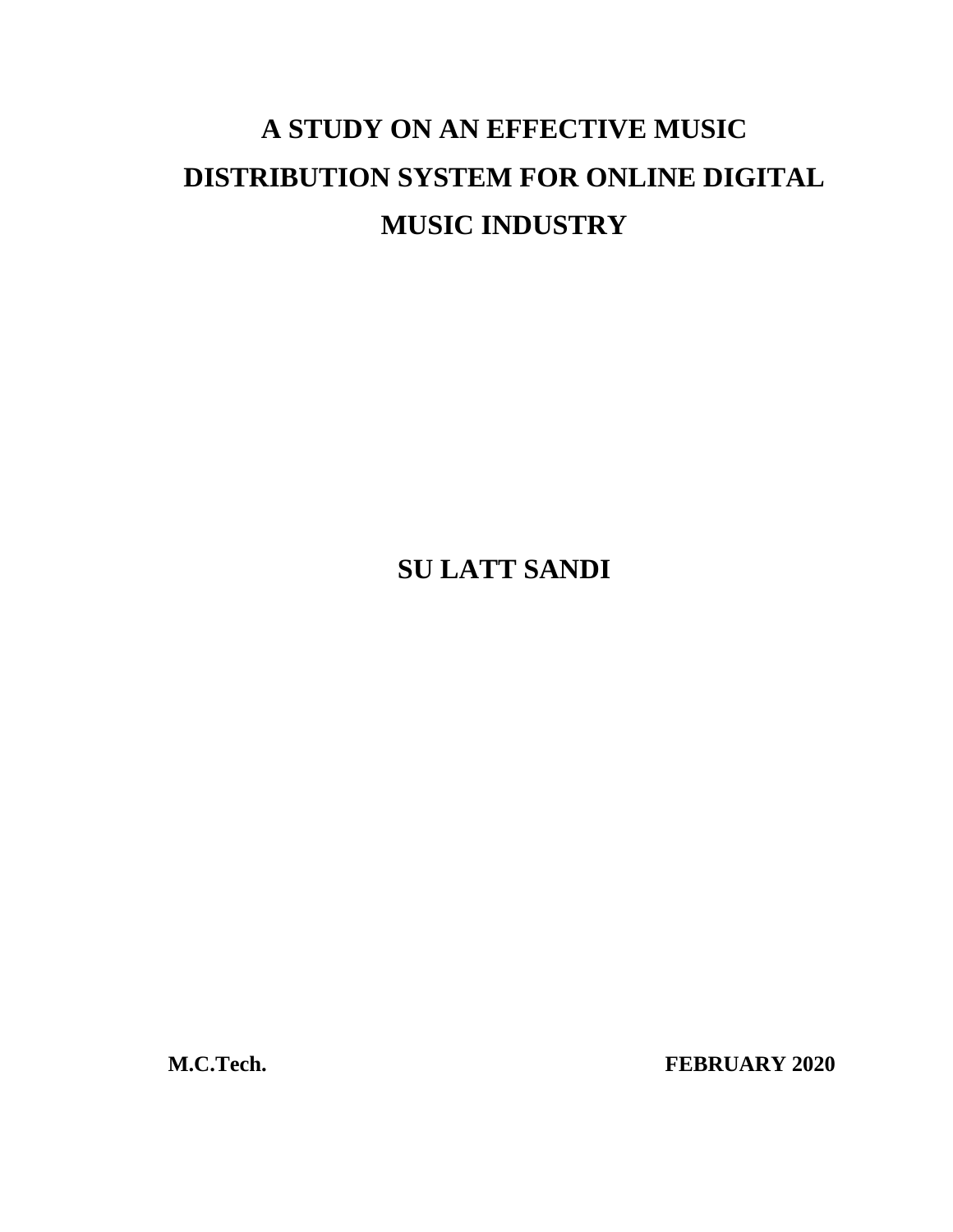# A STUDY ON AN EFFECTIVE MUSIC DISTRIBUTION SYSTEM FOR ONLINE DIGITAL MUSIC INDUSTRY

**SU LATT SANDI**

**M.C.Tech.** **FEBRUARY 2020**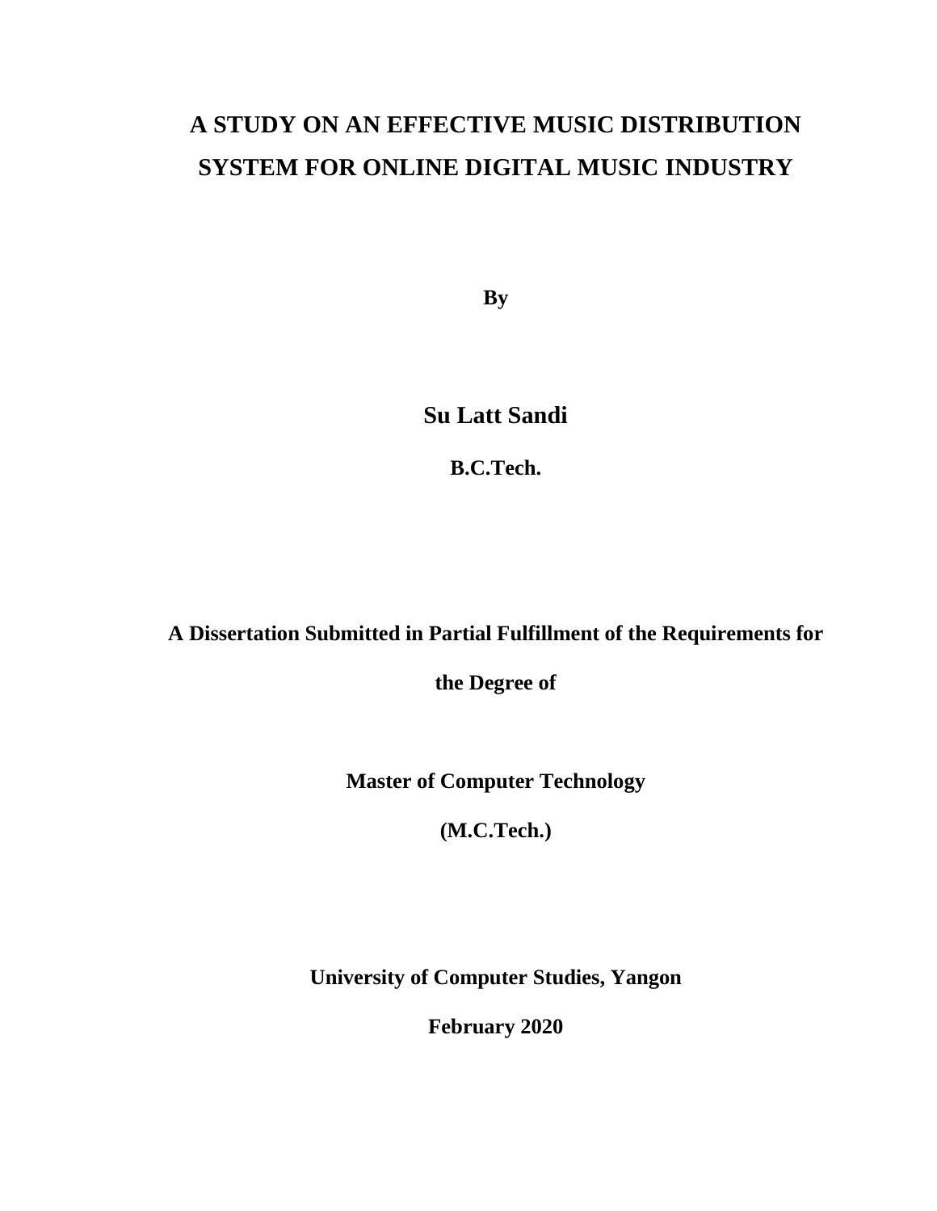# A STUDY ON AN EFFECTIVE MUSIC DISTRIBUTION SYSTEM FOR ONLINE DIGITAL MUSIC INDUSTRY

**By**

**Su Latt Sandi**

**B.C.Tech.**

**A Dissertation Submitted in Partial Fulfillment of the Requirements for the Degree of**

**Master of Computer Technology**

**(M.C.Tech.)**

**University of Computer Studies, Yangon**

**February 2020**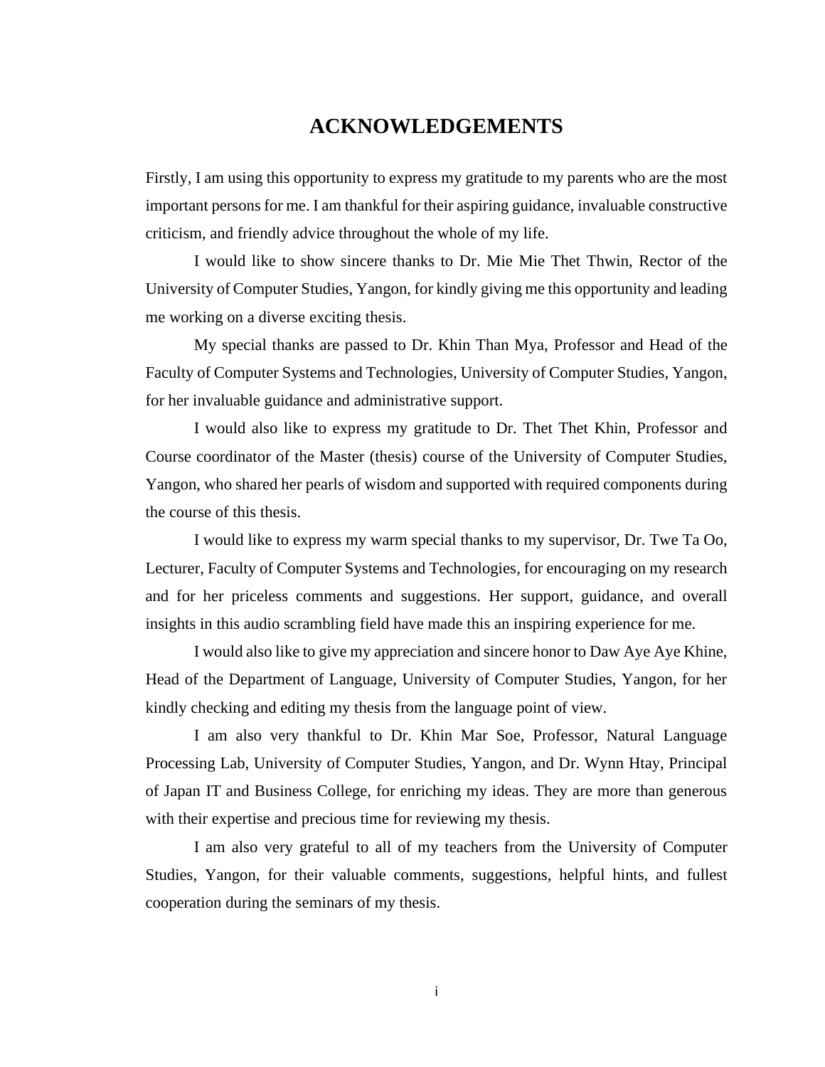# ACKNOWLEDGEMENTS

Firstly, I am using this opportunity to express my gratitude to my parents who are the most important persons for me. I am thankful for their aspiring guidance, invaluable constructive criticism, and friendly advice throughout the whole of my life.

I would like to show sincere thanks to Dr. Mie Mie Thet Thwin, Rector of the University of Computer Studies, Yangon, for kindly giving me this opportunity and leading me working on a diverse exciting thesis.

My special thanks are passed to Dr. Khin Than Mya, Professor and Head of the Faculty of Computer Systems and Technologies, University of Computer Studies, Yangon, for her invaluable guidance and administrative support.

I would also like to express my gratitude to Dr. Thet Thet Khin, Professor and Course coordinator of the Master (thesis) course of the University of Computer Studies, Yangon, who shared her pearls of wisdom and supported with required components during the course of this thesis.

I would like to express my warm special thanks to my supervisor, Dr. Twe Ta Oo, Lecturer, Faculty of Computer Systems and Technologies, for encouraging on my research and for her priceless comments and suggestions. Her support, guidance, and overall insights in this audio scrambling field have made this an inspiring experience for me.

I would also like to give my appreciation and sincere honor to Daw Aye Aye Khine, Head of the Department of Language, University of Computer Studies, Yangon, for her kindly checking and editing my thesis from the language point of view.

I am also very thankful to Dr. Khin Mar Soe, Professor, Natural Language Processing Lab, University of Computer Studies, Yangon, and Dr. Wynn Htay, Principal of Japan IT and Business College, for enriching my ideas. They are more than generous with their expertise and precious time for reviewing my thesis.

I am also very grateful to all of my teachers from the University of Computer Studies, Yangon, for their valuable comments, suggestions, helpful hints, and fullest cooperation during the seminars of my thesis.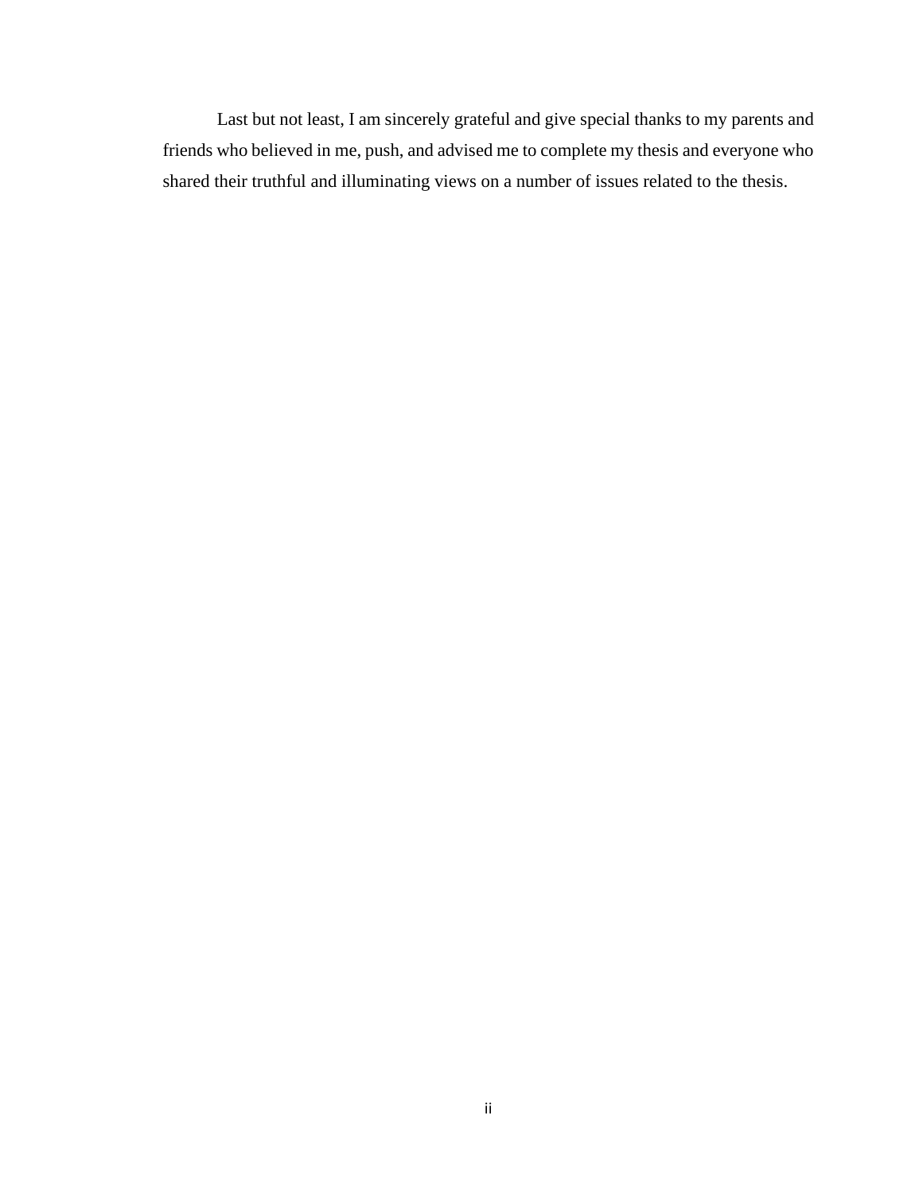Last but not least, I am sincerely grateful and give special thanks to my parents and friends who believed in me, push, and advised me to complete my thesis and everyone who shared their truthful and illuminating views on a number of issues related to the thesis.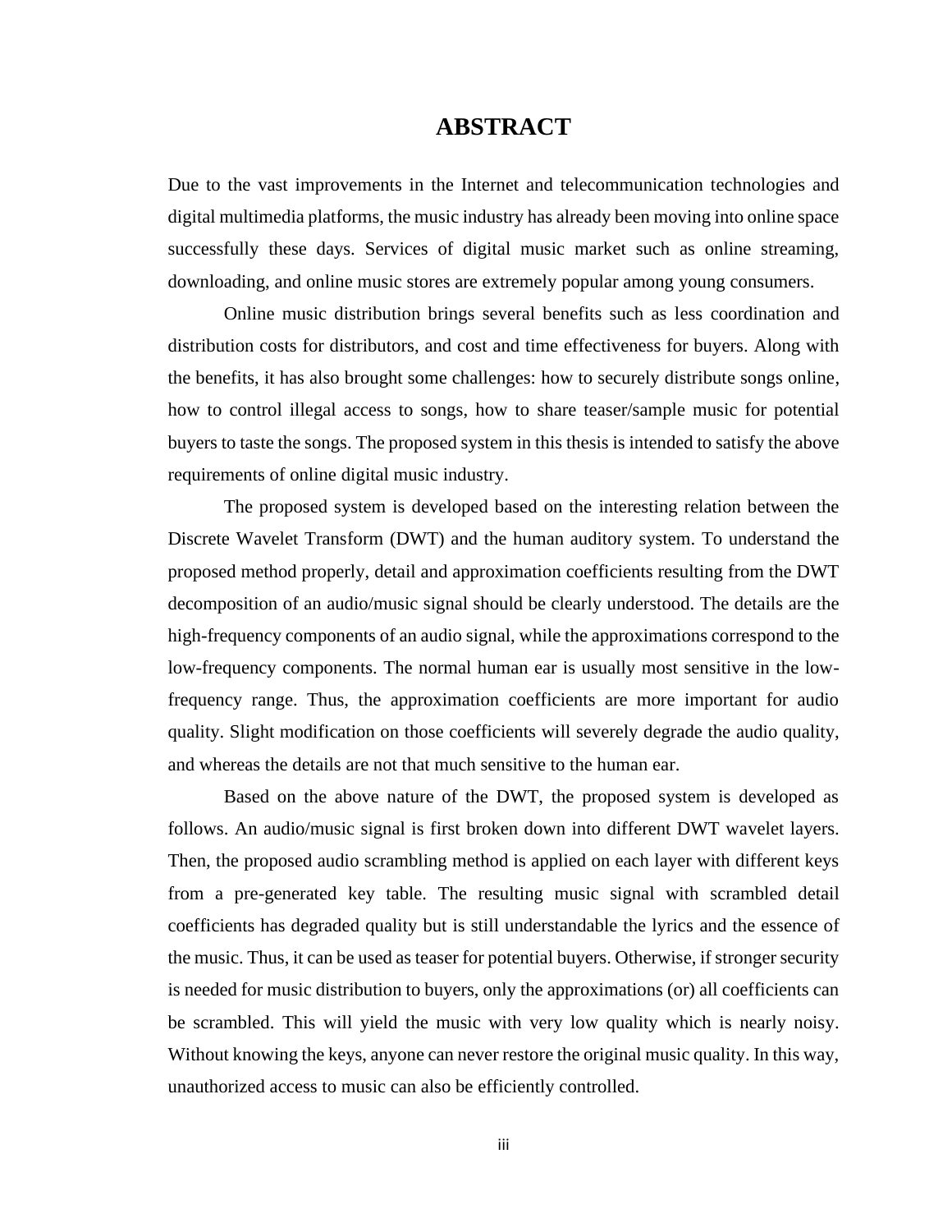# ABSTRACT

Due to the vast improvements in the Internet and telecommunication technologies and digital multimedia platforms, the music industry has already been moving into online space successfully these days. Services of digital music market such as online streaming, downloading, and online music stores are extremely popular among young consumers.

Online music distribution brings several benefits such as less coordination and distribution costs for distributors, and cost and time effectiveness for buyers. Along with the benefits, it has also brought some challenges: how to securely distribute songs online, how to control illegal access to songs, how to share teaser/sample music for potential buyers to taste the songs. The proposed system in this thesis is intended to satisfy the above requirements of online digital music industry.

The proposed system is developed based on the interesting relation between the Discrete Wavelet Transform (DWT) and the human auditory system. To understand the proposed method properly, detail and approximation coefficients resulting from the DWT decomposition of an audio/music signal should be clearly understood. The details are the high-frequency components of an audio signal, while the approximations correspond to the low-frequency components. The normal human ear is usually most sensitive in the low-frequency range. Thus, the approximation coefficients are more important for audio quality. Slight modification on those coefficients will severely degrade the audio quality, and whereas the details are not that much sensitive to the human ear.

Based on the above nature of the DWT, the proposed system is developed as follows. An audio/music signal is first broken down into different DWT wavelet layers. Then, the proposed audio scrambling method is applied on each layer with different keys from a pre-generated key table. The resulting music signal with scrambled detail coefficients has degraded quality but is still understandable the lyrics and the essence of the music. Thus, it can be used as teaser for potential buyers. Otherwise, if stronger security is needed for music distribution to buyers, only the approximations (or) all coefficients can be scrambled. This will yield the music with very low quality which is nearly noisy. Without knowing the keys, anyone can never restore the original music quality. In this way, unauthorized access to music can also be efficiently controlled.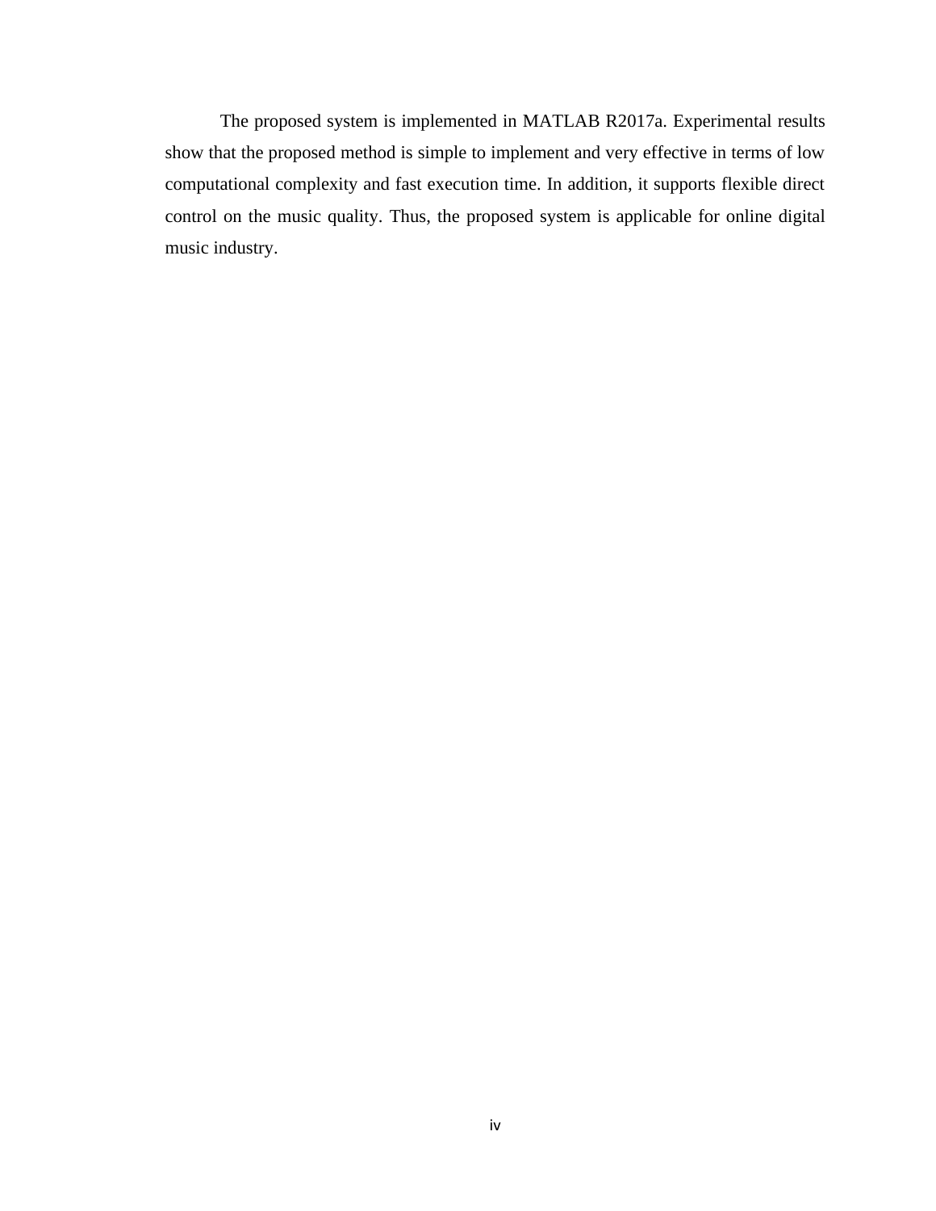The proposed system is implemented in MATLAB R2017a. Experimental results show that the proposed method is simple to implement and very effective in terms of low computational complexity and fast execution time. In addition, it supports flexible direct control on the music quality. Thus, the proposed system is applicable for online digital music industry.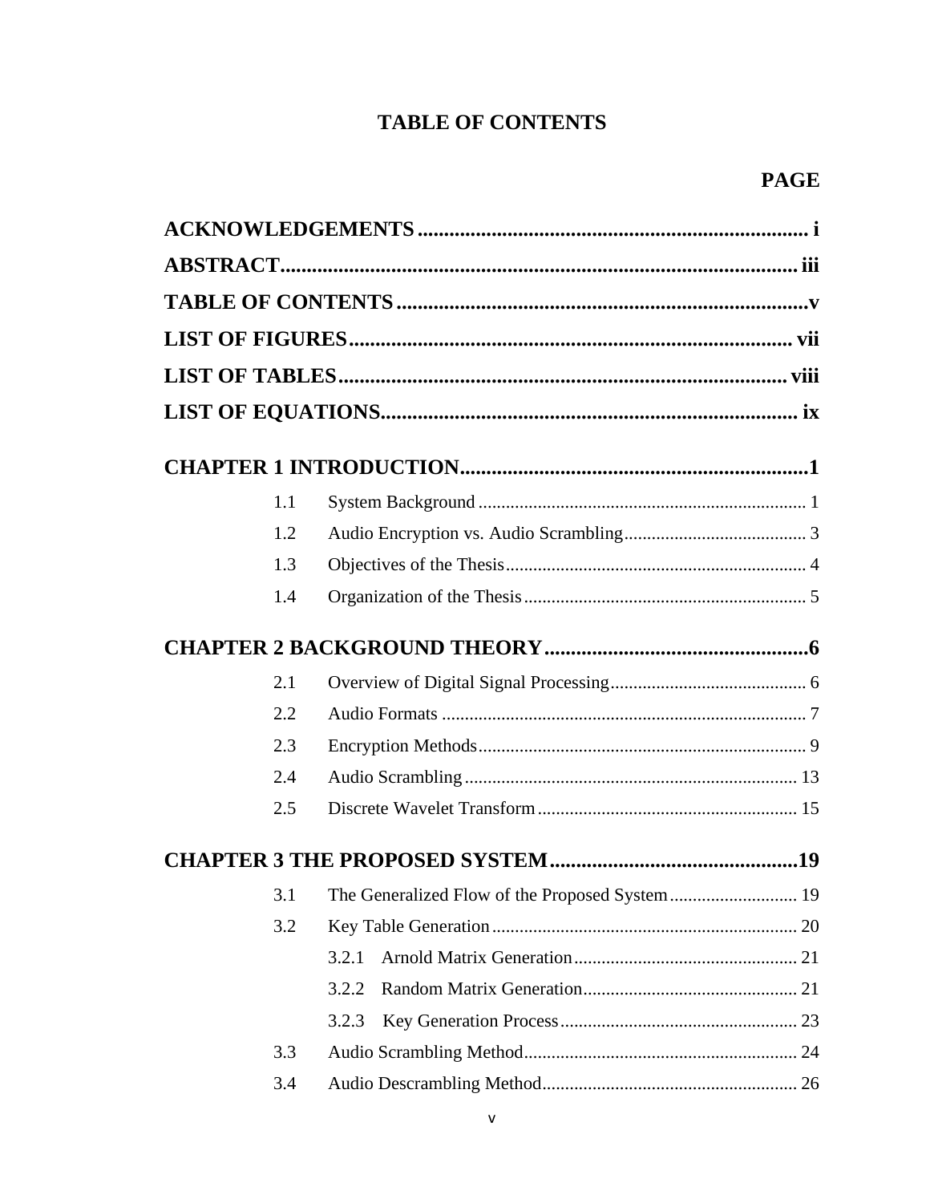# TABLE OF CONTENTS

**PAGE**

**ACKNOWLEDGEMENTS** .......... **i**

**ABSTRACT** .......... **iii**

**TABLE OF CONTENTS** .......... **v**

**LIST OF FIGURES** .......... **vii**

**LIST OF TABLES** .......... **viii**

**LIST OF EQUATIONS** .......... **ix**

**CHAPTER 1 INTRODUCTION** .......... **1**

- 1.1 System Background .......... 1
- 1.2 Audio Encryption vs. Audio Scrambling .......... 3
- 1.3 Objectives of the Thesis .......... 4
- 1.4 Organization of the Thesis .......... 5

**CHAPTER 2 BACKGROUND THEORY** .......... **6**

- 2.1 Overview of Digital Signal Processing .......... 6
- 2.2 Audio Formats .......... 7
- 2.3 Encryption Methods .......... 9
- 2.4 Audio Scrambling .......... 13
- 2.5 Discrete Wavelet Transform .......... 15

**CHAPTER 3 THE PROPOSED SYSTEM** .......... **19**

- 3.1 The Generalized Flow of the Proposed System .......... 19
- 3.2 Key Table Generation .......... 20
  - 3.2.1 Arnold Matrix Generation .......... 21
  - 3.2.2 Random Matrix Generation .......... 21
  - 3.2.3 Key Generation Process .......... 23
- 3.3 Audio Scrambling Method .......... 24
- 3.4 Audio Descrambling Method .......... 26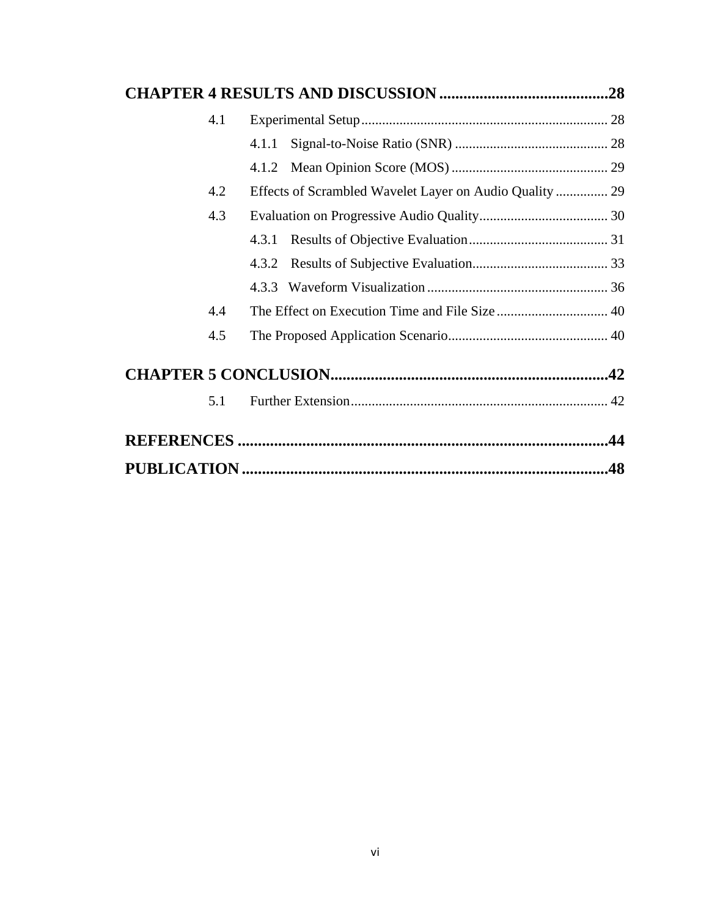**CHAPTER 4 RESULTS AND DISCUSSION ..........................................28**

- 4.1 Experimental Setup ....................................................................... 28
  - 4.1.1 Signal-to-Noise Ratio (SNR) ............................................ 28
  - 4.1.2 Mean Opinion Score (MOS) ............................................. 29
- 4.2 Effects of Scrambled Wavelet Layer on Audio Quality ............... 29
- 4.3 Evaluation on Progressive Audio Quality..................................... 30
  - 4.3.1 Results of Objective Evaluation........................................ 31
  - 4.3.2 Results of Subjective Evaluation....................................... 33
  - 4.3.3 Waveform Visualization .................................................... 36
- 4.4 The Effect on Execution Time and File Size ................................ 40
- 4.5 The Proposed Application Scenario.............................................. 40

**CHAPTER 5 CONCLUSION.....................................................................42**

- 5.1 Further Extension.......................................................................... 42

**REFERENCES ............................................................................................44**

**PUBLICATION ...........................................................................................48**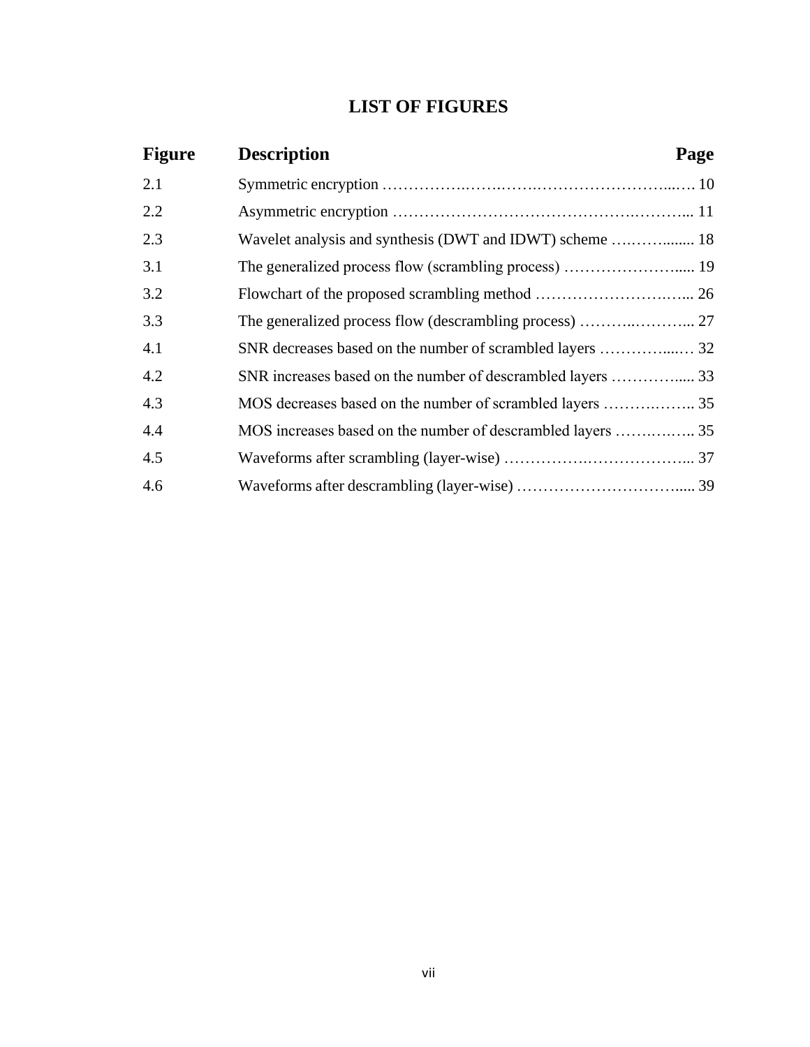# LIST OF FIGURES

| Figure | Description | Page |
|---|---|---|
| 2.1 | Symmetric encryption | 10 |
| 2.2 | Asymmetric encryption | 11 |
| 2.3 | Wavelet analysis and synthesis (DWT and IDWT) scheme | 18 |
| 3.1 | The generalized process flow (scrambling process) | 19 |
| 3.2 | Flowchart of the proposed scrambling method | 26 |
| 3.3 | The generalized process flow (descrambling process) | 27 |
| 4.1 | SNR decreases based on the number of scrambled layers | 32 |
| 4.2 | SNR increases based on the number of descrambled layers | 33 |
| 4.3 | MOS decreases based on the number of scrambled layers | 35 |
| 4.4 | MOS increases based on the number of descrambled layers | 35 |
| 4.5 | Waveforms after scrambling (layer-wise) | 37 |
| 4.6 | Waveforms after descrambling (layer-wise) | 39 |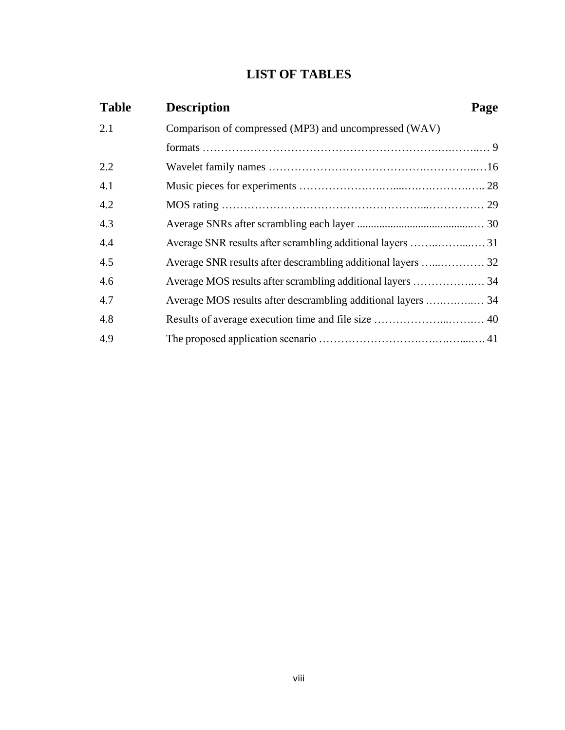# LIST OF TABLES

| Table | Description | Page |
|---|---|---|
| 2.1 | Comparison of compressed (MP3) and uncompressed (WAV) formats | 9 |
| 2.2 | Wavelet family names | 16 |
| 4.1 | Music pieces for experiments | 28 |
| 4.2 | MOS rating | 29 |
| 4.3 | Average SNRs after scrambling each layer | 30 |
| 4.4 | Average SNR results after scrambling additional layers | 31 |
| 4.5 | Average SNR results after descrambling additional layers | 32 |
| 4.6 | Average MOS results after scrambling additional layers | 34 |
| 4.7 | Average MOS results after descrambling additional layers | 34 |
| 4.8 | Results of average execution time and file size | 40 |
| 4.9 | The proposed application scenario | 41 |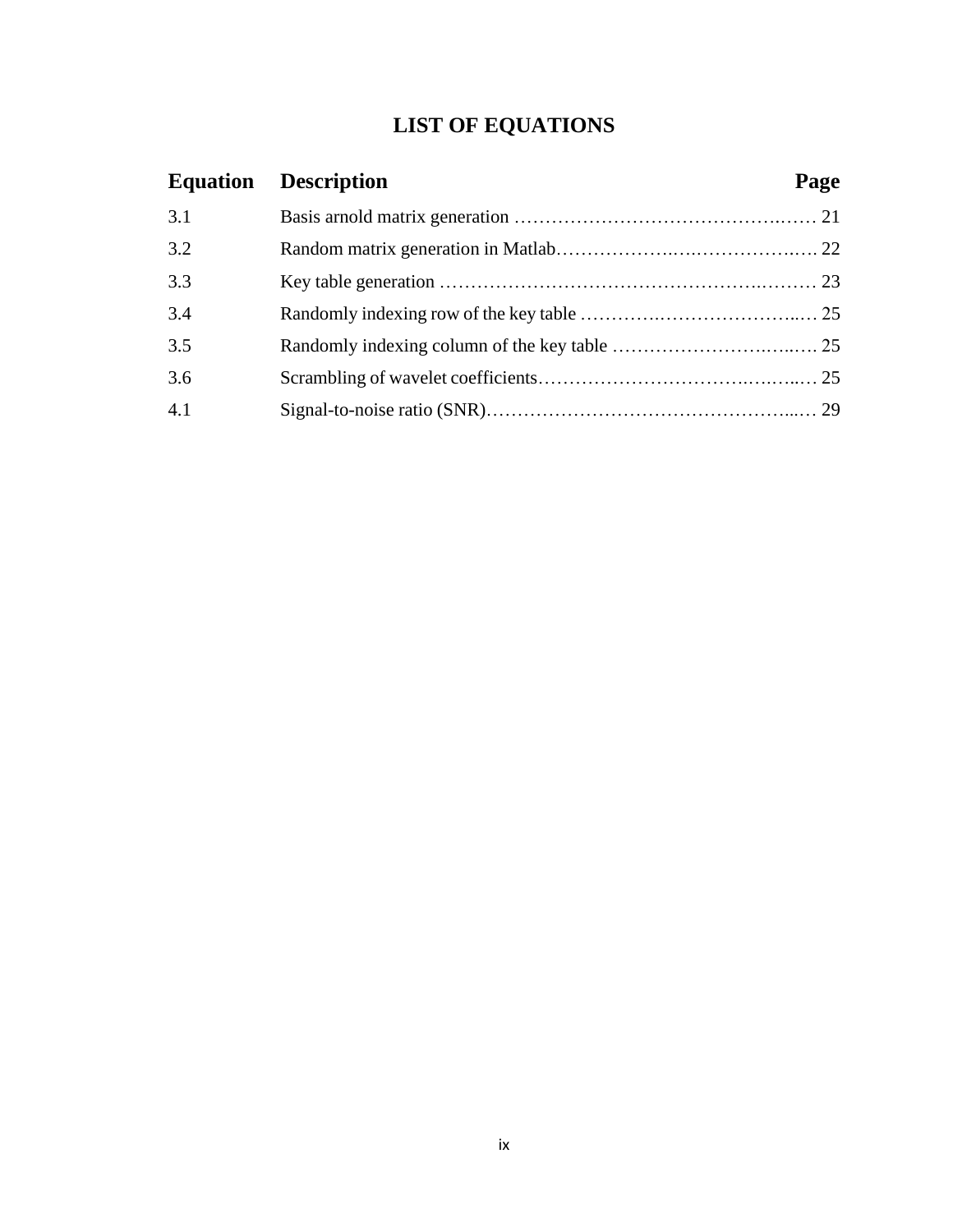# LIST OF EQUATIONS

| Equation | Description | Page |
|---|---|---|
| 3.1 | Basis arnold matrix generation | 21 |
| 3.2 | Random matrix generation in Matlab | 22 |
| 3.3 | Key table generation | 23 |
| 3.4 | Randomly indexing row of the key table | 25 |
| 3.5 | Randomly indexing column of the key table | 25 |
| 3.6 | Scrambling of wavelet coefficients | 25 |
| 4.1 | Signal-to-noise ratio (SNR) | 29 |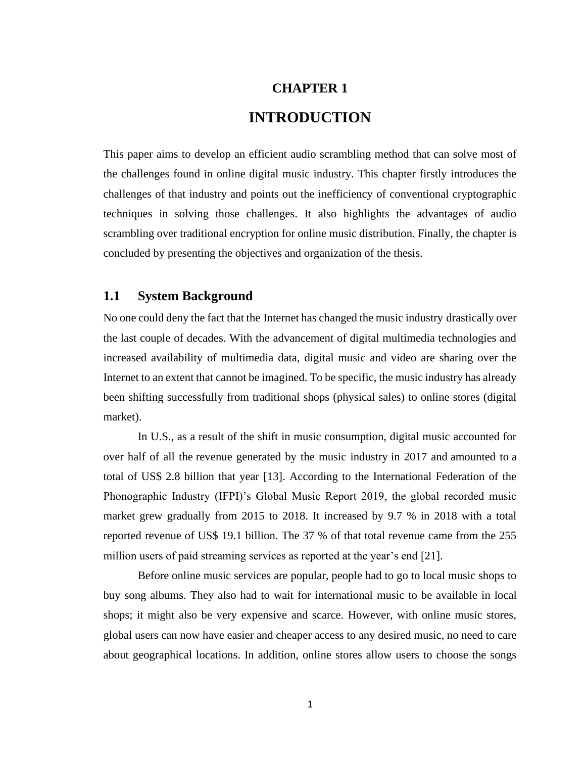# CHAPTER 1

# INTRODUCTION

This paper aims to develop an efficient audio scrambling method that can solve most of the challenges found in online digital music industry. This chapter firstly introduces the challenges of that industry and points out the inefficiency of conventional cryptographic techniques in solving those challenges. It also highlights the advantages of audio scrambling over traditional encryption for online music distribution. Finally, the chapter is concluded by presenting the objectives and organization of the thesis.

## 1.1 System Background

No one could deny the fact that the Internet has changed the music industry drastically over the last couple of decades. With the advancement of digital multimedia technologies and increased availability of multimedia data, digital music and video are sharing over the Internet to an extent that cannot be imagined. To be specific, the music industry has already been shifting successfully from traditional shops (physical sales) to online stores (digital market).

In U.S., as a result of the shift in music consumption, digital music accounted for over half of all the revenue generated by the music industry in 2017 and amounted to a total of US$ 2.8 billion that year [13]. According to the International Federation of the Phonographic Industry (IFPI)'s Global Music Report 2019, the global recorded music market grew gradually from 2015 to 2018. It increased by 9.7 % in 2018 with a total reported revenue of US$ 19.1 billion. The 37 % of that total revenue came from the 255 million users of paid streaming services as reported at the year's end [21].

Before online music services are popular, people had to go to local music shops to buy song albums. They also had to wait for international music to be available in local shops; it might also be very expensive and scarce. However, with online music stores, global users can now have easier and cheaper access to any desired music, no need to care about geographical locations. In addition, online stores allow users to choose the songs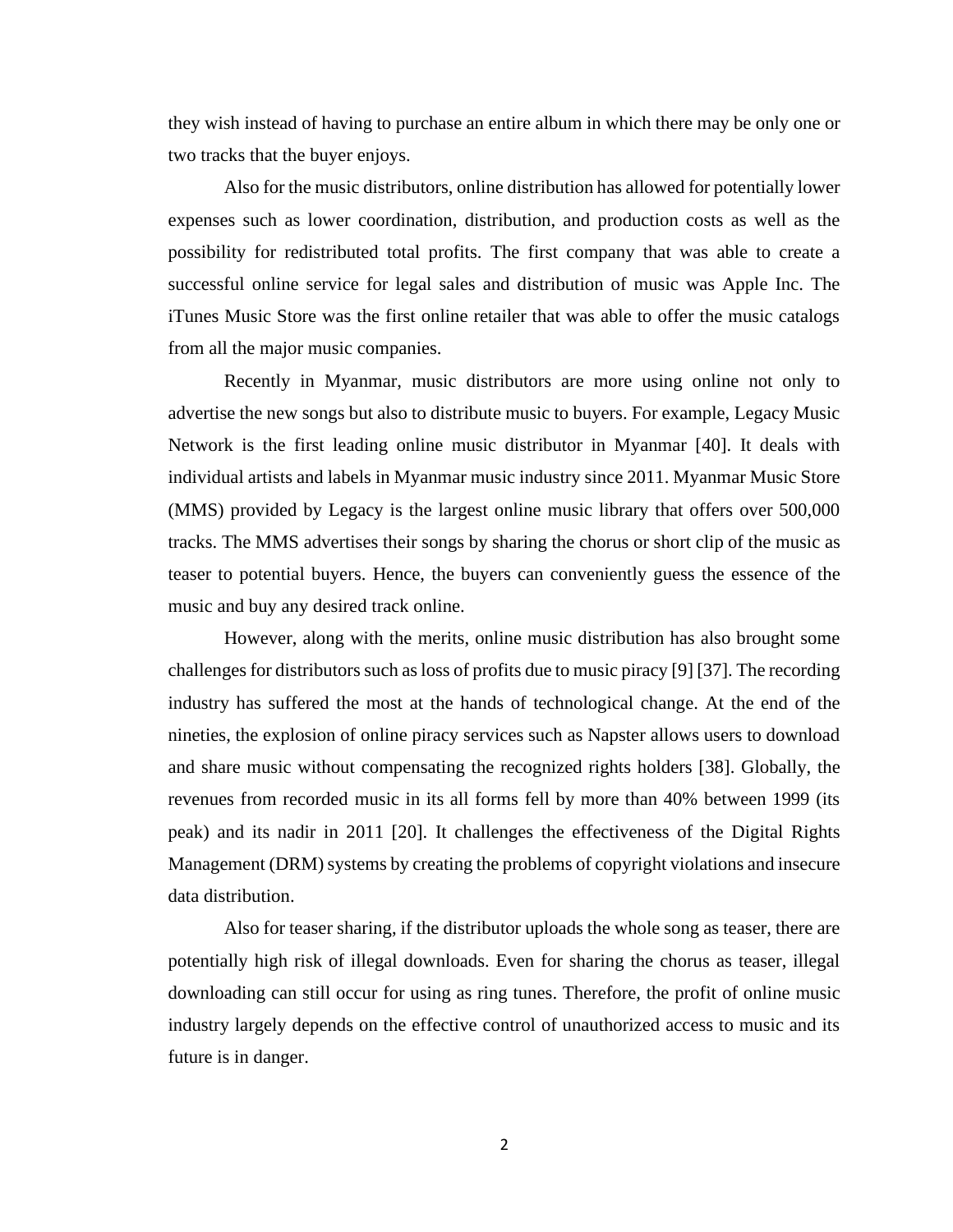they wish instead of having to purchase an entire album in which there may be only one or two tracks that the buyer enjoys.

Also for the music distributors, online distribution has allowed for potentially lower expenses such as lower coordination, distribution, and production costs as well as the possibility for redistributed total profits. The first company that was able to create a successful online service for legal sales and distribution of music was Apple Inc. The iTunes Music Store was the first online retailer that was able to offer the music catalogs from all the major music companies.

Recently in Myanmar, music distributors are more using online not only to advertise the new songs but also to distribute music to buyers. For example, Legacy Music Network is the first leading online music distributor in Myanmar [40]. It deals with individual artists and labels in Myanmar music industry since 2011. Myanmar Music Store (MMS) provided by Legacy is the largest online music library that offers over 500,000 tracks. The MMS advertises their songs by sharing the chorus or short clip of the music as teaser to potential buyers. Hence, the buyers can conveniently guess the essence of the music and buy any desired track online.

However, along with the merits, online music distribution has also brought some challenges for distributors such as loss of profits due to music piracy [9] [37]. The recording industry has suffered the most at the hands of technological change. At the end of the nineties, the explosion of online piracy services such as Napster allows users to download and share music without compensating the recognized rights holders [38]. Globally, the revenues from recorded music in its all forms fell by more than 40% between 1999 (its peak) and its nadir in 2011 [20]. It challenges the effectiveness of the Digital Rights Management (DRM) systems by creating the problems of copyright violations and insecure data distribution.

Also for teaser sharing, if the distributor uploads the whole song as teaser, there are potentially high risk of illegal downloads. Even for sharing the chorus as teaser, illegal downloading can still occur for using as ring tunes. Therefore, the profit of online music industry largely depends on the effective control of unauthorized access to music and its future is in danger.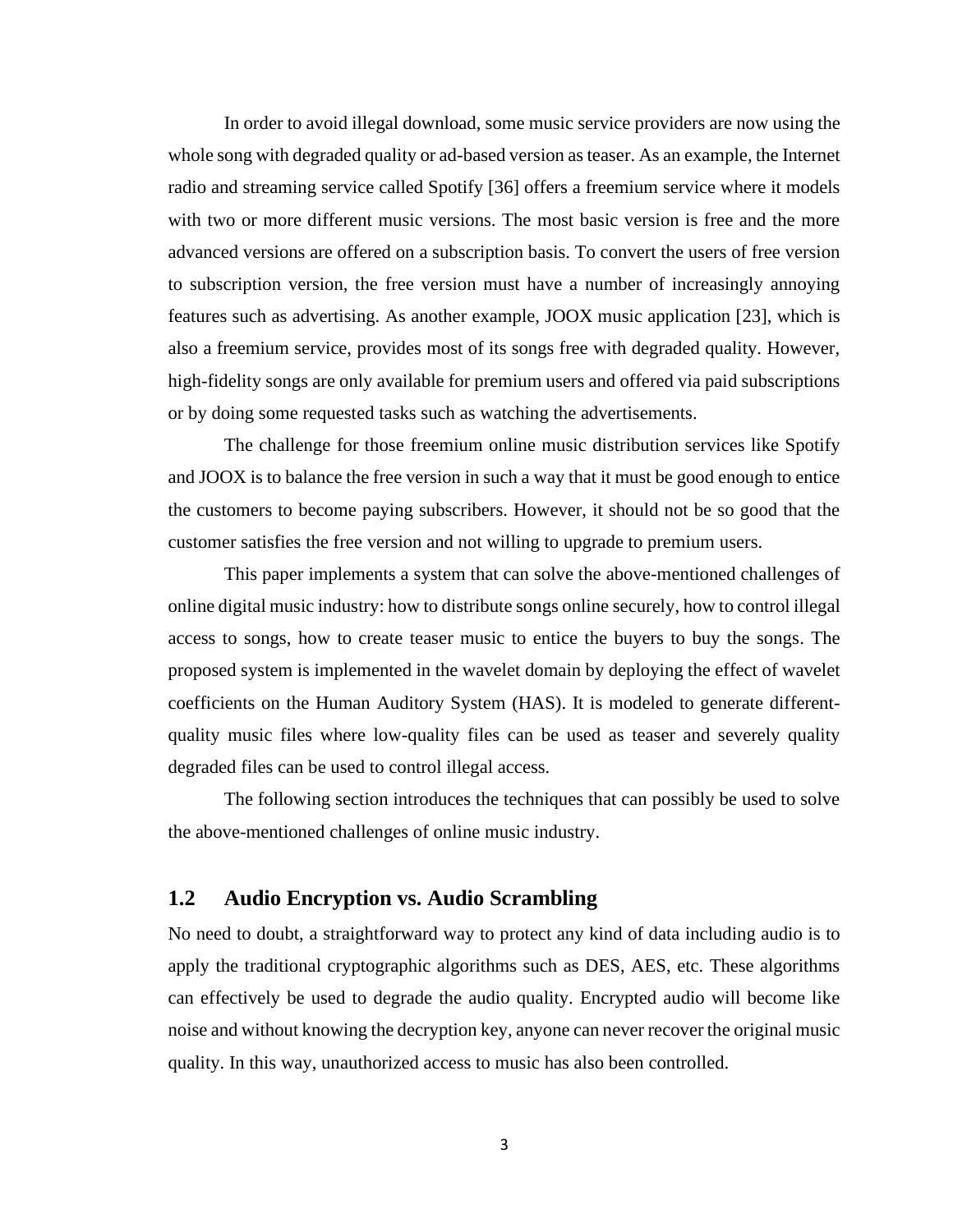In order to avoid illegal download, some music service providers are now using the whole song with degraded quality or ad-based version as teaser. As an example, the Internet radio and streaming service called Spotify [36] offers a freemium service where it models with two or more different music versions. The most basic version is free and the more advanced versions are offered on a subscription basis. To convert the users of free version to subscription version, the free version must have a number of increasingly annoying features such as advertising. As another example, JOOX music application [23], which is also a freemium service, provides most of its songs free with degraded quality. However, high-fidelity songs are only available for premium users and offered via paid subscriptions or by doing some requested tasks such as watching the advertisements.

The challenge for those freemium online music distribution services like Spotify and JOOX is to balance the free version in such a way that it must be good enough to entice the customers to become paying subscribers. However, it should not be so good that the customer satisfies the free version and not willing to upgrade to premium users.

This paper implements a system that can solve the above-mentioned challenges of online digital music industry: how to distribute songs online securely, how to control illegal access to songs, how to create teaser music to entice the buyers to buy the songs. The proposed system is implemented in the wavelet domain by deploying the effect of wavelet coefficients on the Human Auditory System (HAS). It is modeled to generate different-quality music files where low-quality files can be used as teaser and severely quality degraded files can be used to control illegal access.

The following section introduces the techniques that can possibly be used to solve the above-mentioned challenges of online music industry.

## 1.2 Audio Encryption vs. Audio Scrambling

No need to doubt, a straightforward way to protect any kind of data including audio is to apply the traditional cryptographic algorithms such as DES, AES, etc. These algorithms can effectively be used to degrade the audio quality. Encrypted audio will become like noise and without knowing the decryption key, anyone can never recover the original music quality. In this way, unauthorized access to music has also been controlled.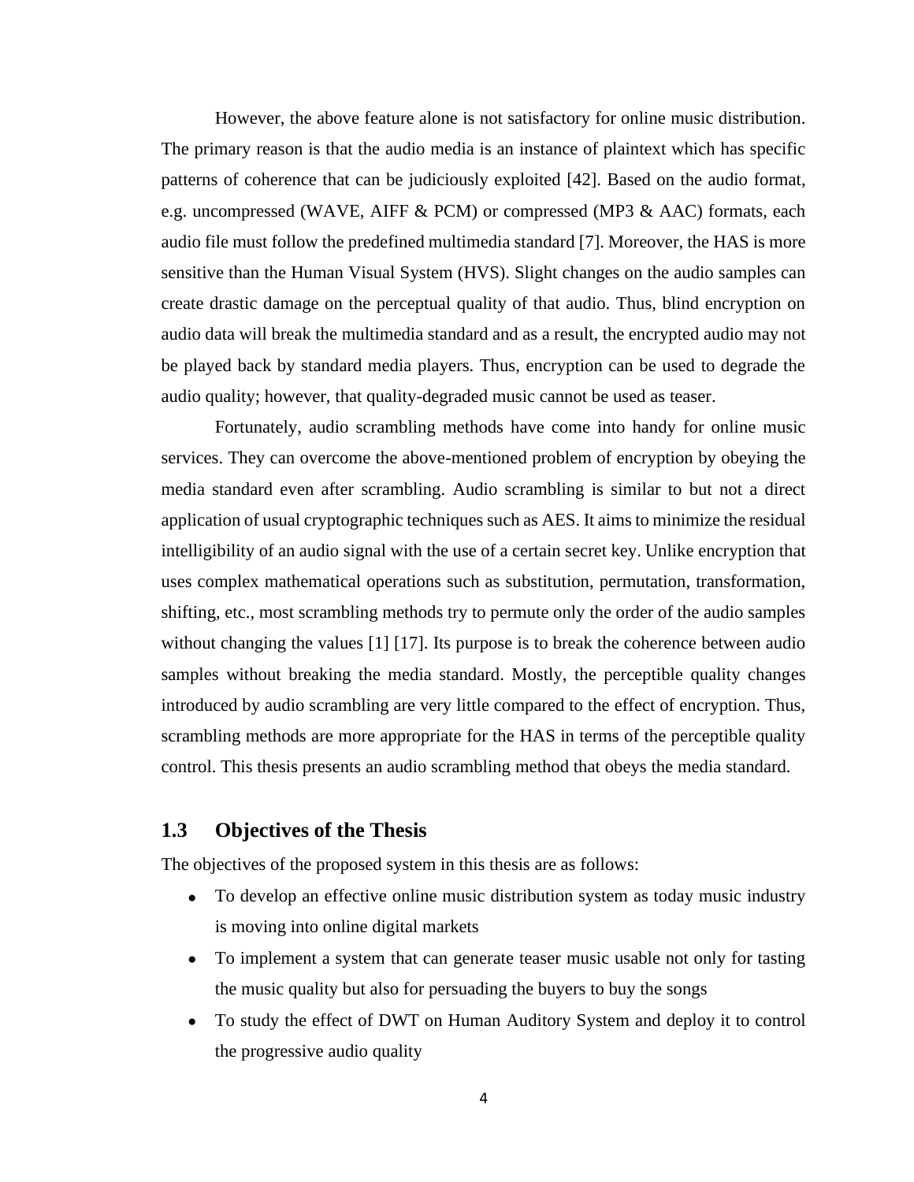However, the above feature alone is not satisfactory for online music distribution. The primary reason is that the audio media is an instance of plaintext which has specific patterns of coherence that can be judiciously exploited [42]. Based on the audio format, e.g. uncompressed (WAVE, AIFF & PCM) or compressed (MP3 & AAC) formats, each audio file must follow the predefined multimedia standard [7]. Moreover, the HAS is more sensitive than the Human Visual System (HVS). Slight changes on the audio samples can create drastic damage on the perceptual quality of that audio. Thus, blind encryption on audio data will break the multimedia standard and as a result, the encrypted audio may not be played back by standard media players. Thus, encryption can be used to degrade the audio quality; however, that quality-degraded music cannot be used as teaser.

Fortunately, audio scrambling methods have come into handy for online music services. They can overcome the above-mentioned problem of encryption by obeying the media standard even after scrambling. Audio scrambling is similar to but not a direct application of usual cryptographic techniques such as AES. It aims to minimize the residual intelligibility of an audio signal with the use of a certain secret key. Unlike encryption that uses complex mathematical operations such as substitution, permutation, transformation, shifting, etc., most scrambling methods try to permute only the order of the audio samples without changing the values [1] [17]. Its purpose is to break the coherence between audio samples without breaking the media standard. Mostly, the perceptible quality changes introduced by audio scrambling are very little compared to the effect of encryption. Thus, scrambling methods are more appropriate for the HAS in terms of the perceptible quality control. This thesis presents an audio scrambling method that obeys the media standard.

## 1.3 Objectives of the Thesis

The objectives of the proposed system in this thesis are as follows:

- To develop an effective online music distribution system as today music industry is moving into online digital markets
- To implement a system that can generate teaser music usable not only for tasting the music quality but also for persuading the buyers to buy the songs
- To study the effect of DWT on Human Auditory System and deploy it to control the progressive audio quality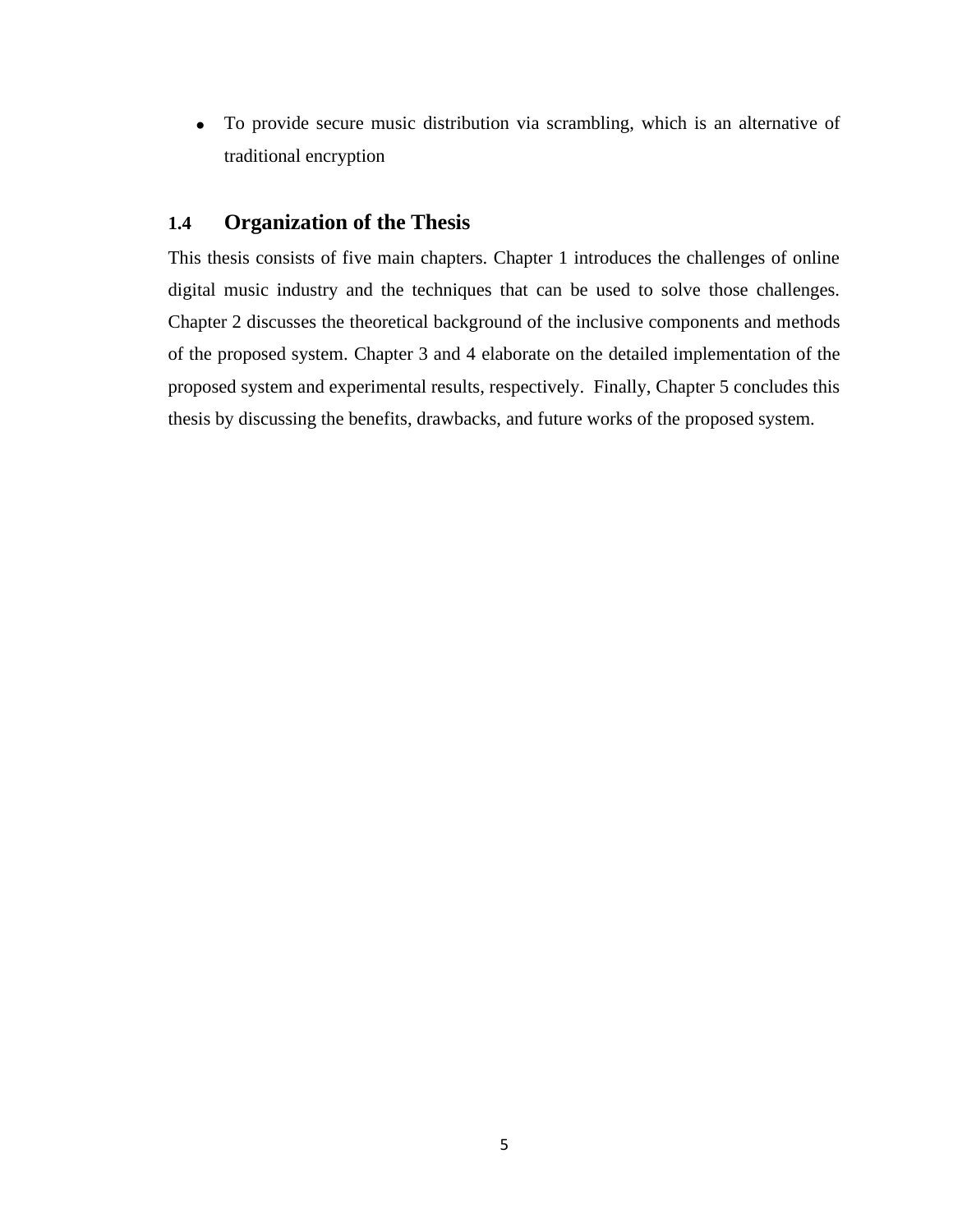- To provide secure music distribution via scrambling, which is an alternative of traditional encryption

## 1.4 Organization of the Thesis

This thesis consists of five main chapters. Chapter 1 introduces the challenges of online digital music industry and the techniques that can be used to solve those challenges. Chapter 2 discusses the theoretical background of the inclusive components and methods of the proposed system. Chapter 3 and 4 elaborate on the detailed implementation of the proposed system and experimental results, respectively. Finally, Chapter 5 concludes this thesis by discussing the benefits, drawbacks, and future works of the proposed system.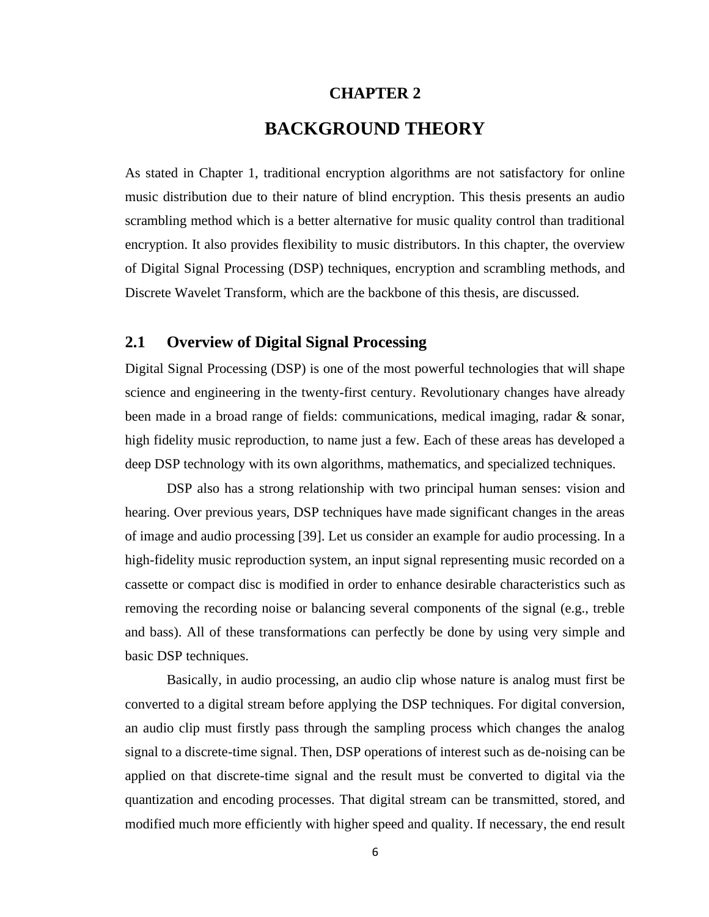# CHAPTER 2

# BACKGROUND THEORY

As stated in Chapter 1, traditional encryption algorithms are not satisfactory for online music distribution due to their nature of blind encryption. This thesis presents an audio scrambling method which is a better alternative for music quality control than traditional encryption. It also provides flexibility to music distributors. In this chapter, the overview of Digital Signal Processing (DSP) techniques, encryption and scrambling methods, and Discrete Wavelet Transform, which are the backbone of this thesis, are discussed.

## 2.1 Overview of Digital Signal Processing

Digital Signal Processing (DSP) is one of the most powerful technologies that will shape science and engineering in the twenty-first century. Revolutionary changes have already been made in a broad range of fields: communications, medical imaging, radar & sonar, high fidelity music reproduction, to name just a few. Each of these areas has developed a deep DSP technology with its own algorithms, mathematics, and specialized techniques.

DSP also has a strong relationship with two principal human senses: vision and hearing. Over previous years, DSP techniques have made significant changes in the areas of image and audio processing [39]. Let us consider an example for audio processing. In a high-fidelity music reproduction system, an input signal representing music recorded on a cassette or compact disc is modified in order to enhance desirable characteristics such as removing the recording noise or balancing several components of the signal (e.g., treble and bass). All of these transformations can perfectly be done by using very simple and basic DSP techniques.

Basically, in audio processing, an audio clip whose nature is analog must first be converted to a digital stream before applying the DSP techniques. For digital conversion, an audio clip must firstly pass through the sampling process which changes the analog signal to a discrete-time signal. Then, DSP operations of interest such as de-noising can be applied on that discrete-time signal and the result must be converted to digital via the quantization and encoding processes. That digital stream can be transmitted, stored, and modified much more efficiently with higher speed and quality. If necessary, the end result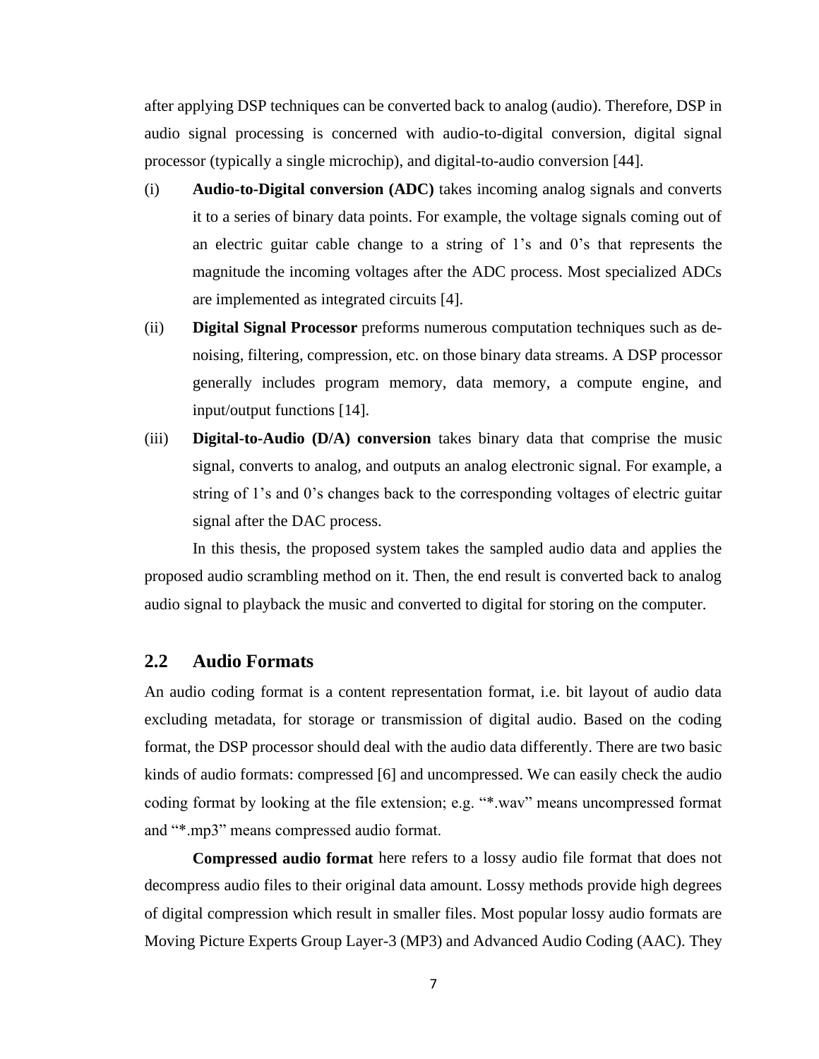after applying DSP techniques can be converted back to analog (audio). Therefore, DSP in audio signal processing is concerned with audio-to-digital conversion, digital signal processor (typically a single microchip), and digital-to-audio conversion [44].

(i) **Audio-to-Digital conversion (ADC)** takes incoming analog signals and converts it to a series of binary data points. For example, the voltage signals coming out of an electric guitar cable change to a string of 1's and 0's that represents the magnitude the incoming voltages after the ADC process. Most specialized ADCs are implemented as integrated circuits [4].

(ii) **Digital Signal Processor** preforms numerous computation techniques such as de-noising, filtering, compression, etc. on those binary data streams. A DSP processor generally includes program memory, data memory, a compute engine, and input/output functions [14].

(iii) **Digital-to-Audio (D/A) conversion** takes binary data that comprise the music signal, converts to analog, and outputs an analog electronic signal. For example, a string of 1's and 0's changes back to the corresponding voltages of electric guitar signal after the DAC process.

In this thesis, the proposed system takes the sampled audio data and applies the proposed audio scrambling method on it. Then, the end result is converted back to analog audio signal to playback the music and converted to digital for storing on the computer.

## 2.2 Audio Formats

An audio coding format is a content representation format, i.e. bit layout of audio data excluding metadata, for storage or transmission of digital audio. Based on the coding format, the DSP processor should deal with the audio data differently. There are two basic kinds of audio formats: compressed [6] and uncompressed. We can easily check the audio coding format by looking at the file extension; e.g. "*.wav" means uncompressed format and "*.mp3" means compressed audio format.

**Compressed audio format** here refers to a lossy audio file format that does not decompress audio files to their original data amount. Lossy methods provide high degrees of digital compression which result in smaller files. Most popular lossy audio formats are Moving Picture Experts Group Layer-3 (MP3) and Advanced Audio Coding (AAC). They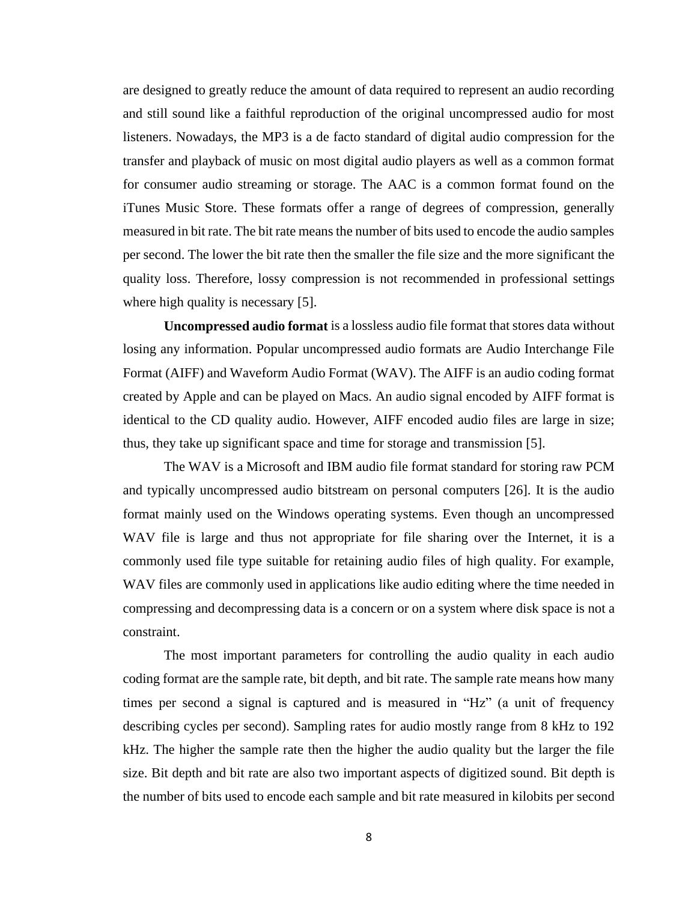are designed to greatly reduce the amount of data required to represent an audio recording and still sound like a faithful reproduction of the original uncompressed audio for most listeners. Nowadays, the MP3 is a de facto standard of digital audio compression for the transfer and playback of music on most digital audio players as well as a common format for consumer audio streaming or storage. The AAC is a common format found on the iTunes Music Store. These formats offer a range of degrees of compression, generally measured in bit rate. The bit rate means the number of bits used to encode the audio samples per second. The lower the bit rate then the smaller the file size and the more significant the quality loss. Therefore, lossy compression is not recommended in professional settings where high quality is necessary [5].

**Uncompressed audio format** is a lossless audio file format that stores data without losing any information. Popular uncompressed audio formats are Audio Interchange File Format (AIFF) and Waveform Audio Format (WAV). The AIFF is an audio coding format created by Apple and can be played on Macs. An audio signal encoded by AIFF format is identical to the CD quality audio. However, AIFF encoded audio files are large in size; thus, they take up significant space and time for storage and transmission [5].

The WAV is a Microsoft and IBM audio file format standard for storing raw PCM and typically uncompressed audio bitstream on personal computers [26]. It is the audio format mainly used on the Windows operating systems. Even though an uncompressed WAV file is large and thus not appropriate for file sharing over the Internet, it is a commonly used file type suitable for retaining audio files of high quality. For example, WAV files are commonly used in applications like audio editing where the time needed in compressing and decompressing data is a concern or on a system where disk space is not a constraint.

The most important parameters for controlling the audio quality in each audio coding format are the sample rate, bit depth, and bit rate. The sample rate means how many times per second a signal is captured and is measured in "Hz" (a unit of frequency describing cycles per second). Sampling rates for audio mostly range from 8 kHz to 192 kHz. The higher the sample rate then the higher the audio quality but the larger the file size. Bit depth and bit rate are also two important aspects of digitized sound. Bit depth is the number of bits used to encode each sample and bit rate measured in kilobits per second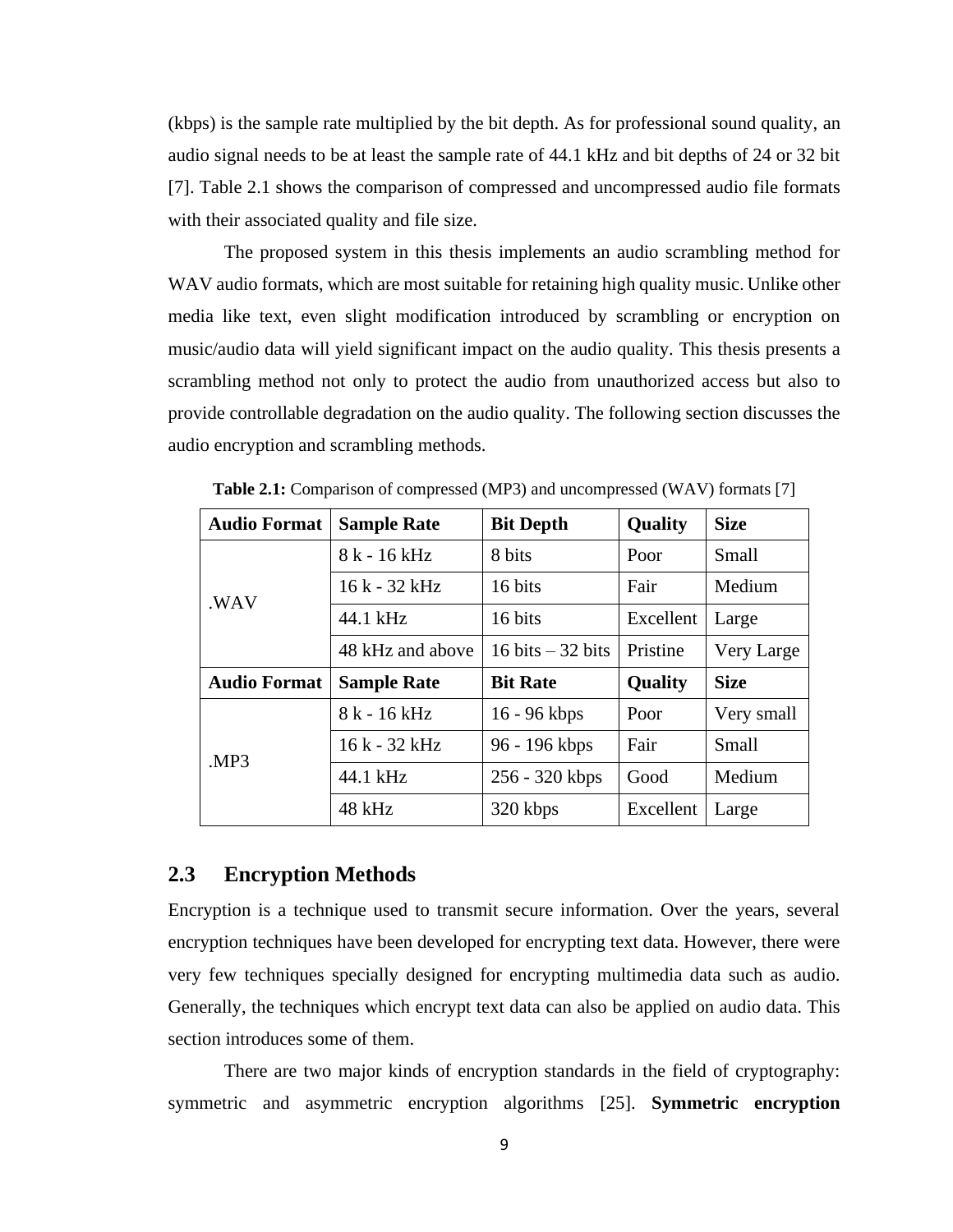(kbps) is the sample rate multiplied by the bit depth. As for professional sound quality, an audio signal needs to be at least the sample rate of 44.1 kHz and bit depths of 24 or 32 bit [7]. Table 2.1 shows the comparison of compressed and uncompressed audio file formats with their associated quality and file size.

The proposed system in this thesis implements an audio scrambling method for WAV audio formats, which are most suitable for retaining high quality music. Unlike other media like text, even slight modification introduced by scrambling or encryption on music/audio data will yield significant impact on the audio quality. This thesis presents a scrambling method not only to protect the audio from unauthorized access but also to provide controllable degradation on the audio quality. The following section discusses the audio encryption and scrambling methods.

**Table 2.1:** Comparison of compressed (MP3) and uncompressed (WAV) formats [7]

| **Audio Format** | **Sample Rate** | **Bit Depth** | **Quality** | **Size** |
|---|---|---|---|---|
| .WAV | 8 k - 16 kHz | 8 bits | Poor | Small |
| | 16 k - 32 kHz | 16 bits | Fair | Medium |
| | 44.1 kHz | 16 bits | Excellent | Large |
| | 48 kHz and above | 16 bits – 32 bits | Pristine | Very Large |
| **Audio Format** | **Sample Rate** | **Bit Rate** | **Quality** | **Size** |
| .MP3 | 8 k - 16 kHz | 16 - 96 kbps | Poor | Very small |
| | 16 k - 32 kHz | 96 - 196 kbps | Fair | Small |
| | 44.1 kHz | 256 - 320 kbps | Good | Medium |
| | 48 kHz | 320 kbps | Excellent | Large |

## 2.3 Encryption Methods

Encryption is a technique used to transmit secure information. Over the years, several encryption techniques have been developed for encrypting text data. However, there were very few techniques specially designed for encrypting multimedia data such as audio. Generally, the techniques which encrypt text data can also be applied on audio data. This section introduces some of them.

There are two major kinds of encryption standards in the field of cryptography: symmetric and asymmetric encryption algorithms [25]. **Symmetric encryption**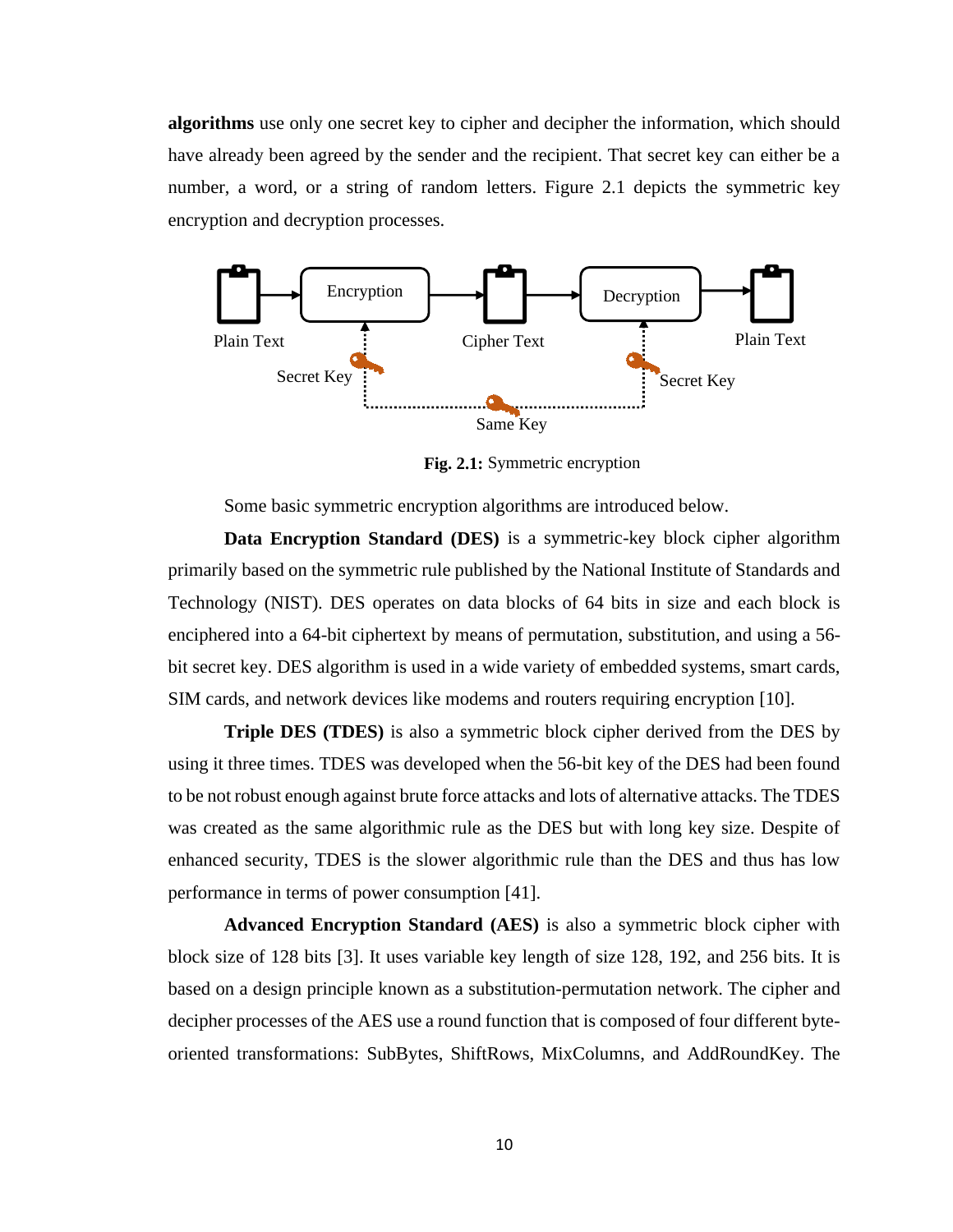**algorithms** use only one secret key to cipher and decipher the information, which should have already been agreed by the sender and the recipient. That secret key can either be a number, a word, or a string of random letters. Figure 2.1 depicts the symmetric key encryption and decryption processes.

**Fig. 2.1:** Symmetric encryption

Some basic symmetric encryption algorithms are introduced below.

**Data Encryption Standard (DES)** is a symmetric-key block cipher algorithm primarily based on the symmetric rule published by the National Institute of Standards and Technology (NIST). DES operates on data blocks of 64 bits in size and each block is enciphered into a 64-bit ciphertext by means of permutation, substitution, and using a 56-bit secret key. DES algorithm is used in a wide variety of embedded systems, smart cards, SIM cards, and network devices like modems and routers requiring encryption [10].

**Triple DES (TDES)** is also a symmetric block cipher derived from the DES by using it three times. TDES was developed when the 56-bit key of the DES had been found to be not robust enough against brute force attacks and lots of alternative attacks. The TDES was created as the same algorithmic rule as the DES but with long key size. Despite of enhanced security, TDES is the slower algorithmic rule than the DES and thus has low performance in terms of power consumption [41].

**Advanced Encryption Standard (AES)** is also a symmetric block cipher with block size of 128 bits [3]. It uses variable key length of size 128, 192, and 256 bits. It is based on a design principle known as a substitution-permutation network. The cipher and decipher processes of the AES use a round function that is composed of four different byte-oriented transformations: SubBytes, ShiftRows, MixColumns, and AddRoundKey. The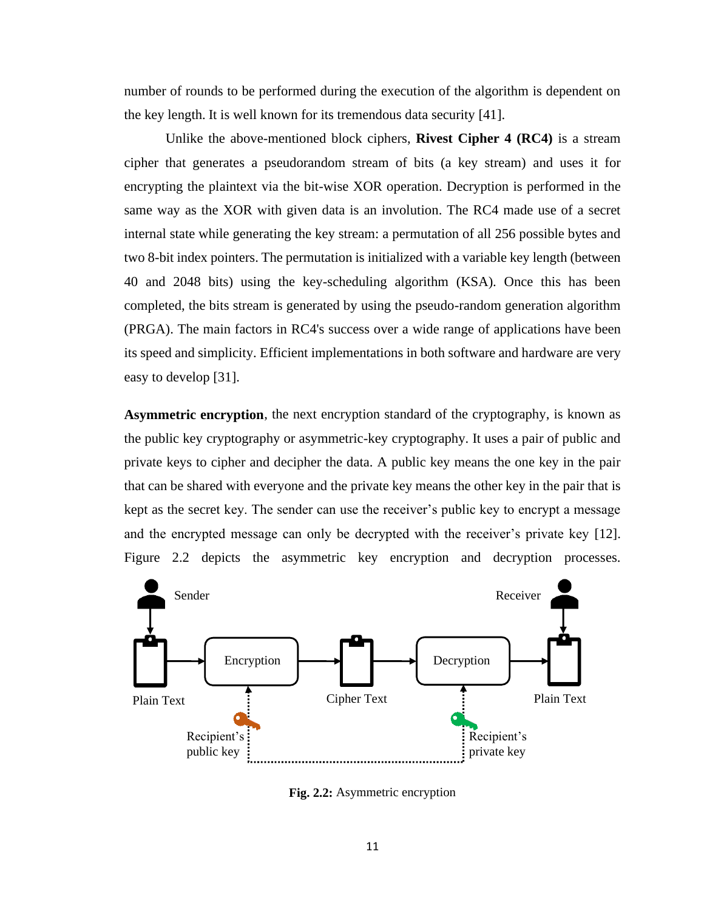number of rounds to be performed during the execution of the algorithm is dependent on the key length. It is well known for its tremendous data security [41].

Unlike the above-mentioned block ciphers, **Rivest Cipher 4 (RC4)** is a stream cipher that generates a pseudorandom stream of bits (a key stream) and uses it for encrypting the plaintext via the bit-wise XOR operation. Decryption is performed in the same way as the XOR with given data is an involution. The RC4 made use of a secret internal state while generating the key stream: a permutation of all 256 possible bytes and two 8-bit index pointers. The permutation is initialized with a variable key length (between 40 and 2048 bits) using the key-scheduling algorithm (KSA). Once this has been completed, the bits stream is generated by using the pseudo-random generation algorithm (PRGA). The main factors in RC4's success over a wide range of applications have been its speed and simplicity. Efficient implementations in both software and hardware are very easy to develop [31].

**Asymmetric encryption**, the next encryption standard of the cryptography, is known as the public key cryptography or asymmetric-key cryptography. It uses a pair of public and private keys to cipher and decipher the data. A public key means the one key in the pair that can be shared with everyone and the private key means the other key in the pair that is kept as the secret key. The sender can use the receiver's public key to encrypt a message and the encrypted message can only be decrypted with the receiver's private key [12]. Figure 2.2 depicts the asymmetric key encryption and decryption processes.

**Fig. 2.2:** Asymmetric encryption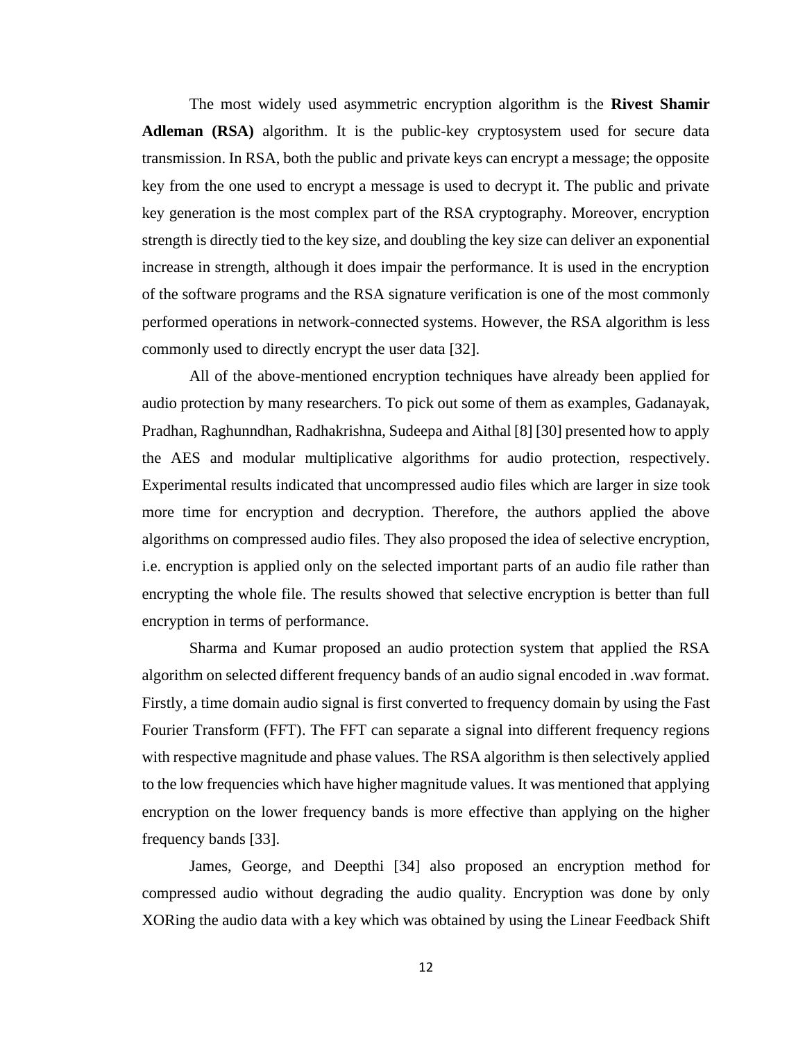The most widely used asymmetric encryption algorithm is the **Rivest Shamir Adleman (RSA)** algorithm. It is the public-key cryptosystem used for secure data transmission. In RSA, both the public and private keys can encrypt a message; the opposite key from the one used to encrypt a message is used to decrypt it. The public and private key generation is the most complex part of the RSA cryptography. Moreover, encryption strength is directly tied to the key size, and doubling the key size can deliver an exponential increase in strength, although it does impair the performance. It is used in the encryption of the software programs and the RSA signature verification is one of the most commonly performed operations in network-connected systems. However, the RSA algorithm is less commonly used to directly encrypt the user data [32].

All of the above-mentioned encryption techniques have already been applied for audio protection by many researchers. To pick out some of them as examples, Gadanayak, Pradhan, Raghunndhan, Radhakrishna, Sudeepa and Aithal [8] [30] presented how to apply the AES and modular multiplicative algorithms for audio protection, respectively. Experimental results indicated that uncompressed audio files which are larger in size took more time for encryption and decryption. Therefore, the authors applied the above algorithms on compressed audio files. They also proposed the idea of selective encryption, i.e. encryption is applied only on the selected important parts of an audio file rather than encrypting the whole file. The results showed that selective encryption is better than full encryption in terms of performance.

Sharma and Kumar proposed an audio protection system that applied the RSA algorithm on selected different frequency bands of an audio signal encoded in .wav format. Firstly, a time domain audio signal is first converted to frequency domain by using the Fast Fourier Transform (FFT). The FFT can separate a signal into different frequency regions with respective magnitude and phase values. The RSA algorithm is then selectively applied to the low frequencies which have higher magnitude values. It was mentioned that applying encryption on the lower frequency bands is more effective than applying on the higher frequency bands [33].

James, George, and Deepthi [34] also proposed an encryption method for compressed audio without degrading the audio quality. Encryption was done by only XORing the audio data with a key which was obtained by using the Linear Feedback Shift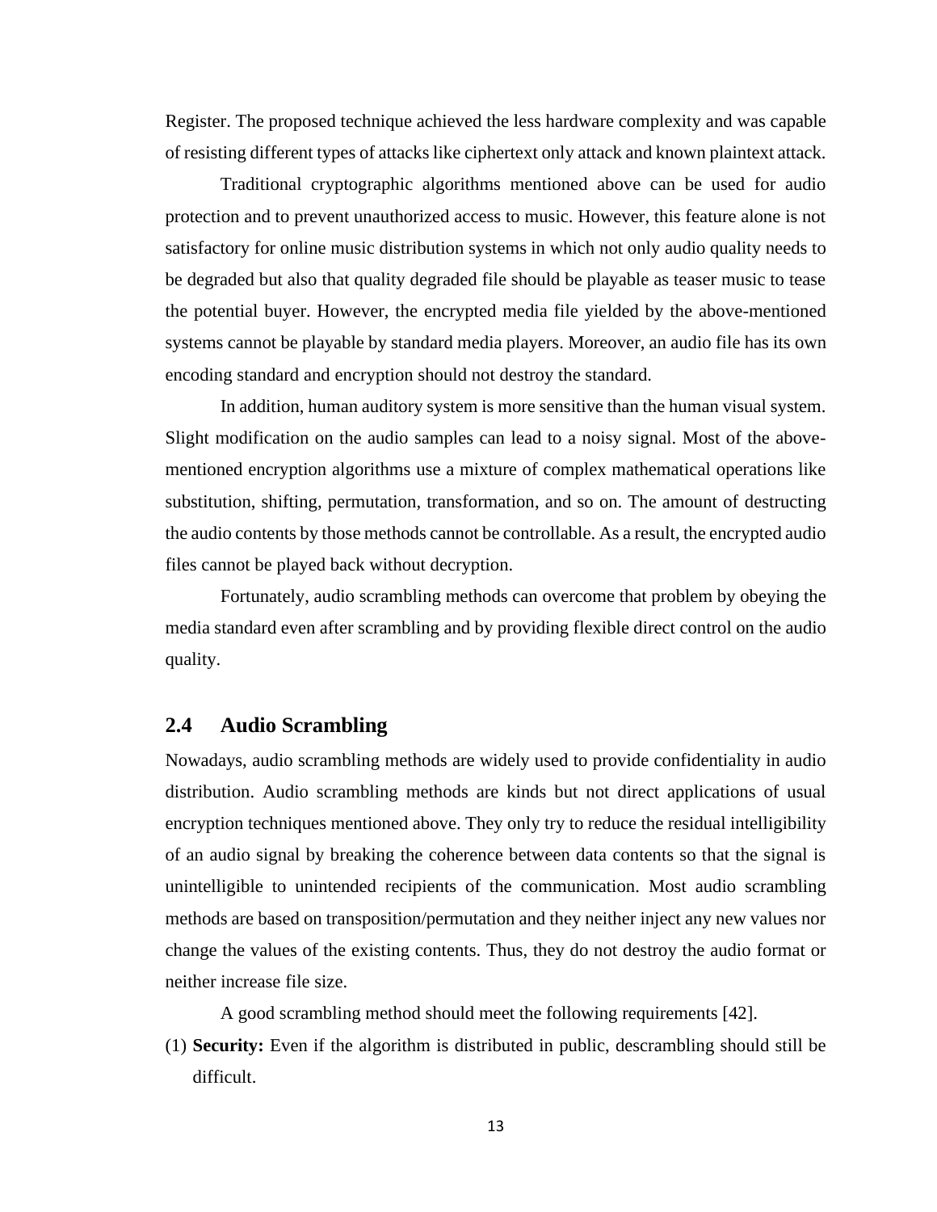Register. The proposed technique achieved the less hardware complexity and was capable of resisting different types of attacks like ciphertext only attack and known plaintext attack.

Traditional cryptographic algorithms mentioned above can be used for audio protection and to prevent unauthorized access to music. However, this feature alone is not satisfactory for online music distribution systems in which not only audio quality needs to be degraded but also that quality degraded file should be playable as teaser music to tease the potential buyer. However, the encrypted media file yielded by the above-mentioned systems cannot be playable by standard media players. Moreover, an audio file has its own encoding standard and encryption should not destroy the standard.

In addition, human auditory system is more sensitive than the human visual system. Slight modification on the audio samples can lead to a noisy signal. Most of the above-mentioned encryption algorithms use a mixture of complex mathematical operations like substitution, shifting, permutation, transformation, and so on. The amount of destructing the audio contents by those methods cannot be controllable. As a result, the encrypted audio files cannot be played back without decryption.

Fortunately, audio scrambling methods can overcome that problem by obeying the media standard even after scrambling and by providing flexible direct control on the audio quality.

## 2.4 Audio Scrambling

Nowadays, audio scrambling methods are widely used to provide confidentiality in audio distribution. Audio scrambling methods are kinds but not direct applications of usual encryption techniques mentioned above. They only try to reduce the residual intelligibility of an audio signal by breaking the coherence between data contents so that the signal is unintelligible to unintended recipients of the communication. Most audio scrambling methods are based on transposition/permutation and they neither inject any new values nor change the values of the existing contents. Thus, they do not destroy the audio format or neither increase file size.

A good scrambling method should meet the following requirements [42].

(1) **Security:** Even if the algorithm is distributed in public, descrambling should still be difficult.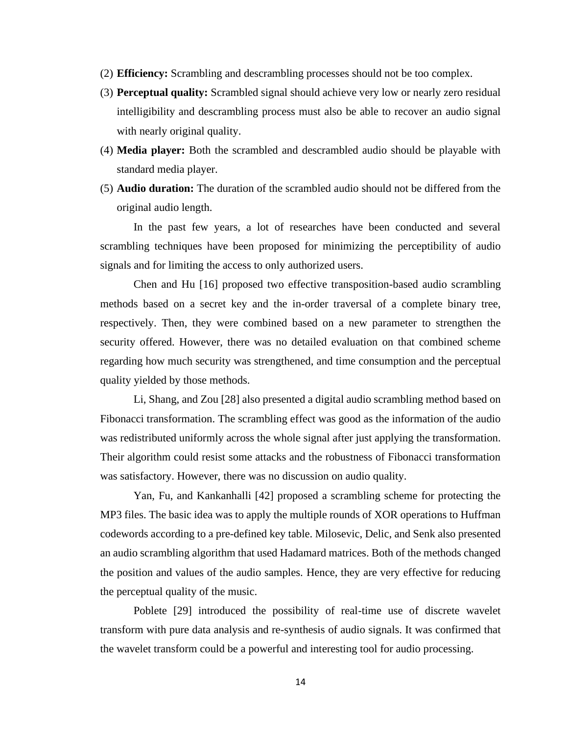(2) **Efficiency:** Scrambling and descrambling processes should not be too complex.

(3) **Perceptual quality:** Scrambled signal should achieve very low or nearly zero residual intelligibility and descrambling process must also be able to recover an audio signal with nearly original quality.

(4) **Media player:** Both the scrambled and descrambled audio should be playable with standard media player.

(5) **Audio duration:** The duration of the scrambled audio should not be differed from the original audio length.

In the past few years, a lot of researches have been conducted and several scrambling techniques have been proposed for minimizing the perceptibility of audio signals and for limiting the access to only authorized users.

Chen and Hu [16] proposed two effective transposition-based audio scrambling methods based on a secret key and the in-order traversal of a complete binary tree, respectively. Then, they were combined based on a new parameter to strengthen the security offered. However, there was no detailed evaluation on that combined scheme regarding how much security was strengthened, and time consumption and the perceptual quality yielded by those methods.

Li, Shang, and Zou [28] also presented a digital audio scrambling method based on Fibonacci transformation. The scrambling effect was good as the information of the audio was redistributed uniformly across the whole signal after just applying the transformation. Their algorithm could resist some attacks and the robustness of Fibonacci transformation was satisfactory. However, there was no discussion on audio quality.

Yan, Fu, and Kankanhalli [42] proposed a scrambling scheme for protecting the MP3 files. The basic idea was to apply the multiple rounds of XOR operations to Huffman codewords according to a pre-defined key table. Milosevic, Delic, and Senk also presented an audio scrambling algorithm that used Hadamard matrices. Both of the methods changed the position and values of the audio samples. Hence, they are very effective for reducing the perceptual quality of the music.

Poblete [29] introduced the possibility of real-time use of discrete wavelet transform with pure data analysis and re-synthesis of audio signals. It was confirmed that the wavelet transform could be a powerful and interesting tool for audio processing.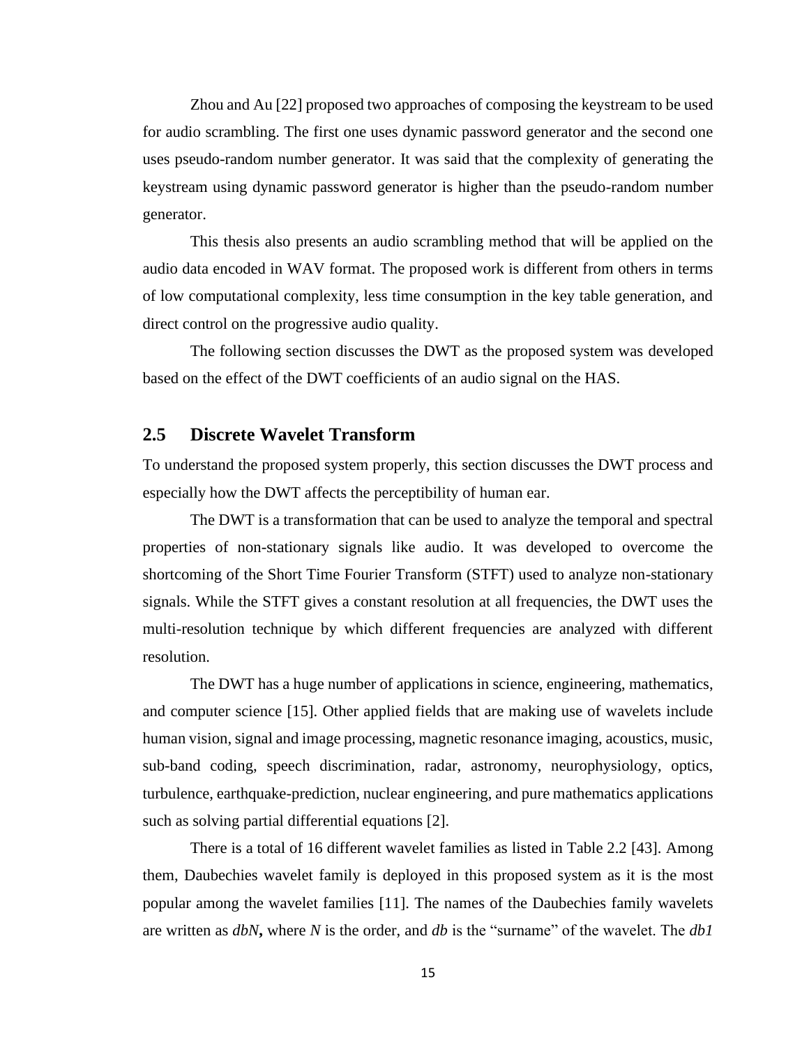Zhou and Au [22] proposed two approaches of composing the keystream to be used for audio scrambling. The first one uses dynamic password generator and the second one uses pseudo-random number generator. It was said that the complexity of generating the keystream using dynamic password generator is higher than the pseudo-random number generator.

This thesis also presents an audio scrambling method that will be applied on the audio data encoded in WAV format. The proposed work is different from others in terms of low computational complexity, less time consumption in the key table generation, and direct control on the progressive audio quality.

The following section discusses the DWT as the proposed system was developed based on the effect of the DWT coefficients of an audio signal on the HAS.

## 2.5 Discrete Wavelet Transform

To understand the proposed system properly, this section discusses the DWT process and especially how the DWT affects the perceptibility of human ear.

The DWT is a transformation that can be used to analyze the temporal and spectral properties of non-stationary signals like audio. It was developed to overcome the shortcoming of the Short Time Fourier Transform (STFT) used to analyze non-stationary signals. While the STFT gives a constant resolution at all frequencies, the DWT uses the multi-resolution technique by which different frequencies are analyzed with different resolution.

The DWT has a huge number of applications in science, engineering, mathematics, and computer science [15]. Other applied fields that are making use of wavelets include human vision, signal and image processing, magnetic resonance imaging, acoustics, music, sub-band coding, speech discrimination, radar, astronomy, neurophysiology, optics, turbulence, earthquake-prediction, nuclear engineering, and pure mathematics applications such as solving partial differential equations [2].

There is a total of 16 different wavelet families as listed in Table 2.2 [43]. Among them, Daubechies wavelet family is deployed in this proposed system as it is the most popular among the wavelet families [11]. The names of the Daubechies family wavelets are written as ***dbN*****,** where *N* is the order, and *db* is the "surname" of the wavelet. The *db1*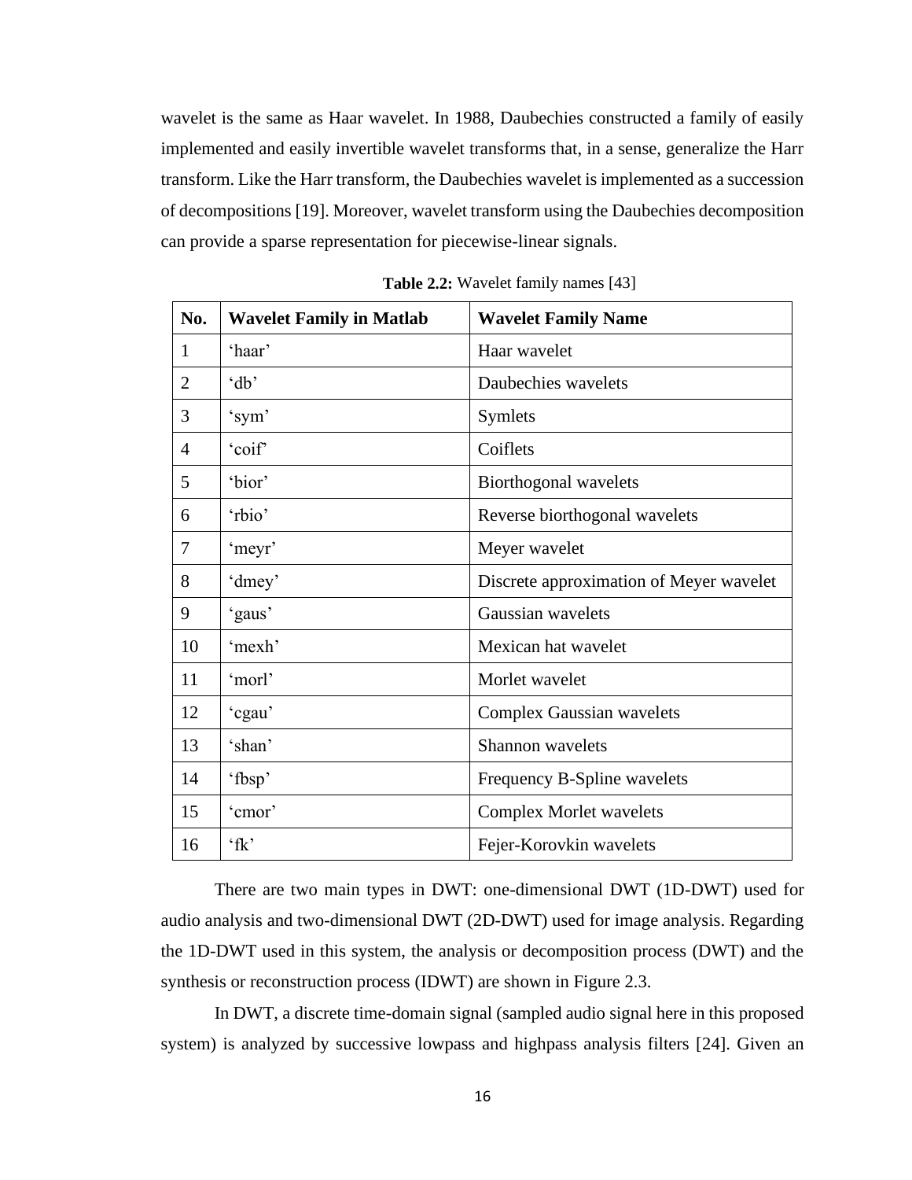wavelet is the same as Haar wavelet. In 1988, Daubechies constructed a family of easily implemented and easily invertible wavelet transforms that, in a sense, generalize the Harr transform. Like the Harr transform, the Daubechies wavelet is implemented as a succession of decompositions [19]. Moreover, wavelet transform using the Daubechies decomposition can provide a sparse representation for piecewise-linear signals.

**Table 2.2:** Wavelet family names [43]

| No. | Wavelet Family in Matlab | Wavelet Family Name |
|---|---|---|
| 1 | 'haar' | Haar wavelet |
| 2 | 'db' | Daubechies wavelets |
| 3 | 'sym' | Symlets |
| 4 | 'coif' | Coiflets |
| 5 | 'bior' | Biorthogonal wavelets |
| 6 | 'rbio' | Reverse biorthogonal wavelets |
| 7 | 'meyr' | Meyer wavelet |
| 8 | 'dmey' | Discrete approximation of Meyer wavelet |
| 9 | 'gaus' | Gaussian wavelets |
| 10 | 'mexh' | Mexican hat wavelet |
| 11 | 'morl' | Morlet wavelet |
| 12 | 'cgau' | Complex Gaussian wavelets |
| 13 | 'shan' | Shannon wavelets |
| 14 | 'fbsp' | Frequency B-Spline wavelets |
| 15 | 'cmor' | Complex Morlet wavelets |
| 16 | 'fk' | Fejer-Korovkin wavelets |

There are two main types in DWT: one-dimensional DWT (1D-DWT) used for audio analysis and two-dimensional DWT (2D-DWT) used for image analysis. Regarding the 1D-DWT used in this system, the analysis or decomposition process (DWT) and the synthesis or reconstruction process (IDWT) are shown in Figure 2.3.

In DWT, a discrete time-domain signal (sampled audio signal here in this proposed system) is analyzed by successive lowpass and highpass analysis filters [24]. Given an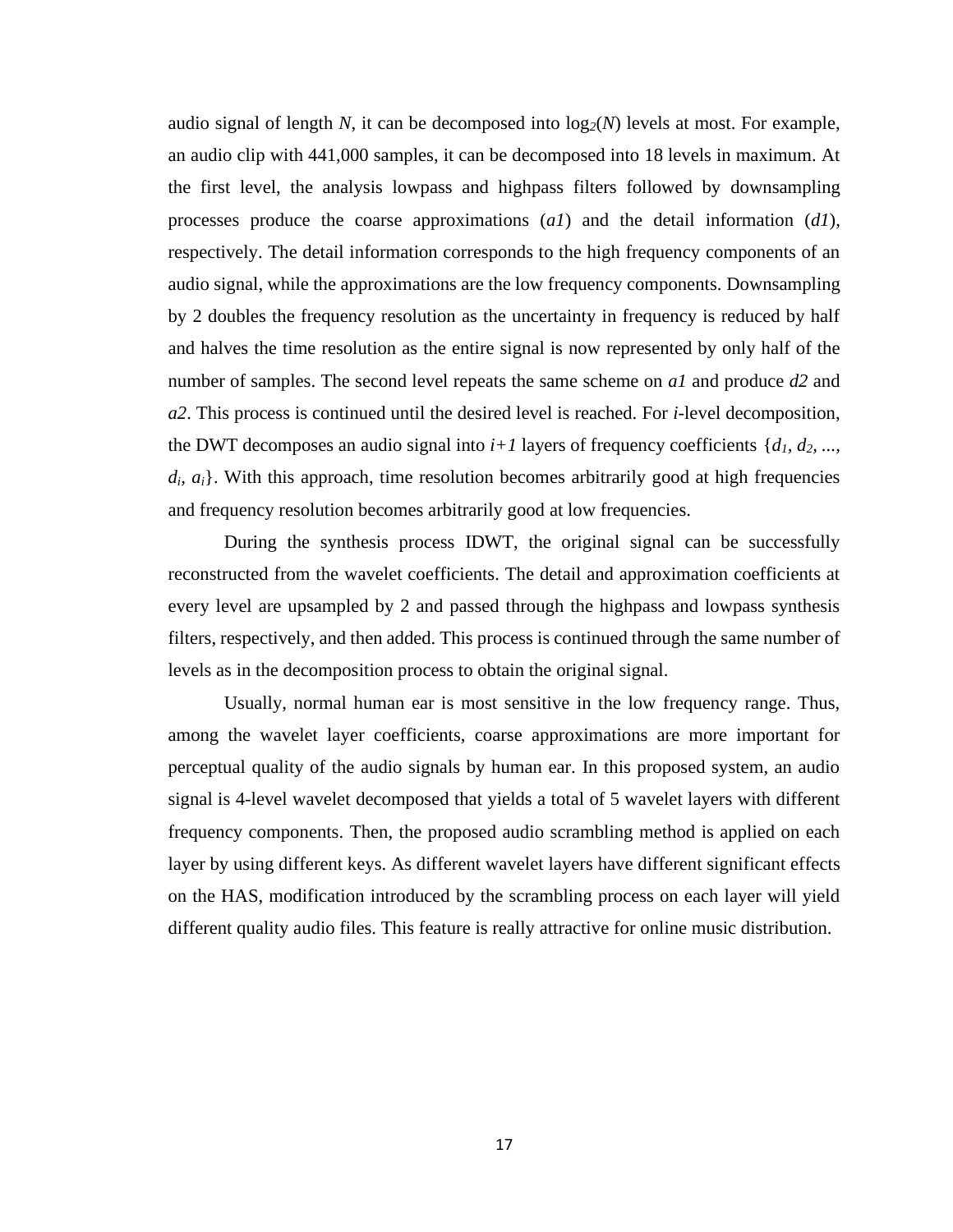audio signal of length $N$, it can be decomposed into $\log_2(N)$ levels at most. For example, an audio clip with 441,000 samples, it can be decomposed into 18 levels in maximum. At the first level, the analysis lowpass and highpass filters followed by downsampling processes produce the coarse approximations ($a1$) and the detail information ($d1$), respectively. The detail information corresponds to the high frequency components of an audio signal, while the approximations are the low frequency components. Downsampling by 2 doubles the frequency resolution as the uncertainty in frequency is reduced by half and halves the time resolution as the entire signal is now represented by only half of the number of samples. The second level repeats the same scheme on $a1$ and produce $d2$ and $a2$. This process is continued until the desired level is reached. For $i$-level decomposition, the DWT decomposes an audio signal into $i+1$ layers of frequency coefficients $\{d_1, d_2, ..., d_i, a_i\}$. With this approach, time resolution becomes arbitrarily good at high frequencies and frequency resolution becomes arbitrarily good at low frequencies.

During the synthesis process IDWT, the original signal can be successfully reconstructed from the wavelet coefficients. The detail and approximation coefficients at every level are upsampled by 2 and passed through the highpass and lowpass synthesis filters, respectively, and then added. This process is continued through the same number of levels as in the decomposition process to obtain the original signal.

Usually, normal human ear is most sensitive in the low frequency range. Thus, among the wavelet layer coefficients, coarse approximations are more important for perceptual quality of the audio signals by human ear. In this proposed system, an audio signal is 4-level wavelet decomposed that yields a total of 5 wavelet layers with different frequency components. Then, the proposed audio scrambling method is applied on each layer by using different keys. As different wavelet layers have different significant effects on the HAS, modification introduced by the scrambling process on each layer will yield different quality audio files. This feature is really attractive for online music distribution.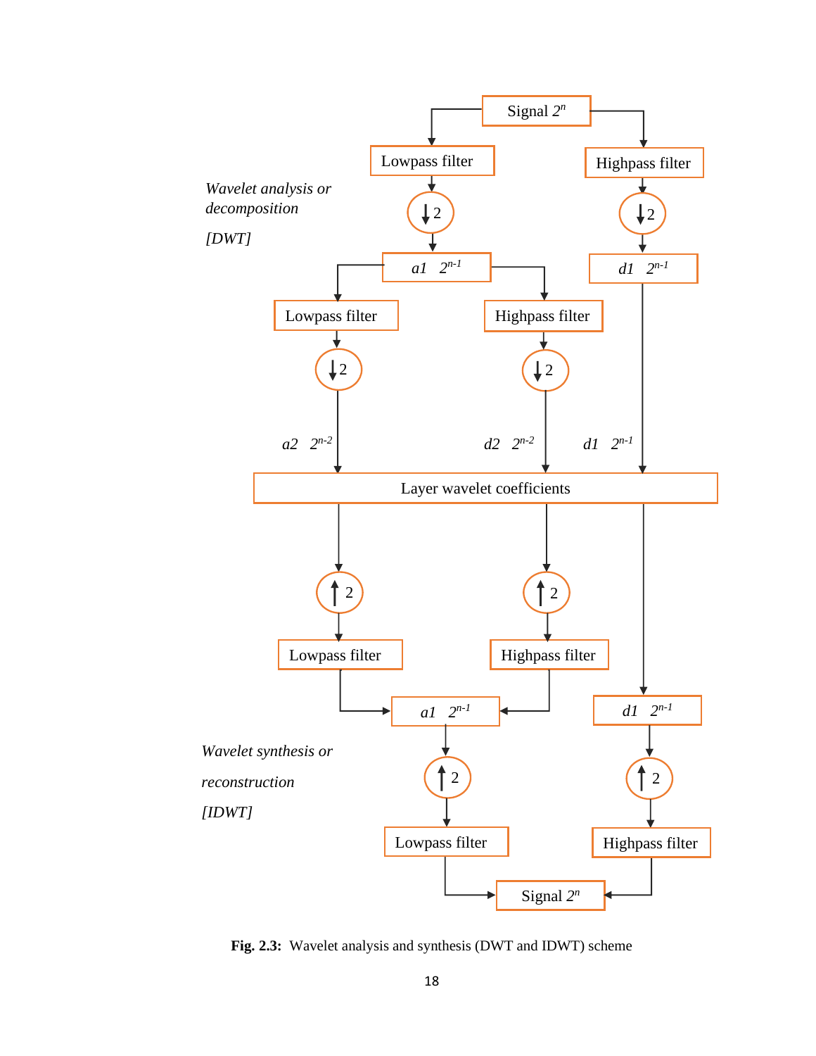Signal $2^n$

Lowpass filter | Highpass filter

*Wavelet analysis or decomposition*

*[DWT]*

↓2 | ↓2

*a1* $2^{n-1}$ | *d1* $2^{n-1}$

Lowpass filter | Highpass filter

↓2 | ↓2

*a2* $2^{n-2}$ | *d2* $2^{n-2}$ | *d1* $2^{n-1}$

Layer wavelet coefficients

↑2 | ↑2

Lowpass filter | Highpass filter

*a1* $2^{n-1}$ | *d1* $2^{n-1}$

*Wavelet synthesis or*

*reconstruction*

*[IDWT]*

↑2 | ↑2

Lowpass filter | Highpass filter

Signal $2^n$

**Fig. 2.3:** Wavelet analysis and synthesis (DWT and IDWT) scheme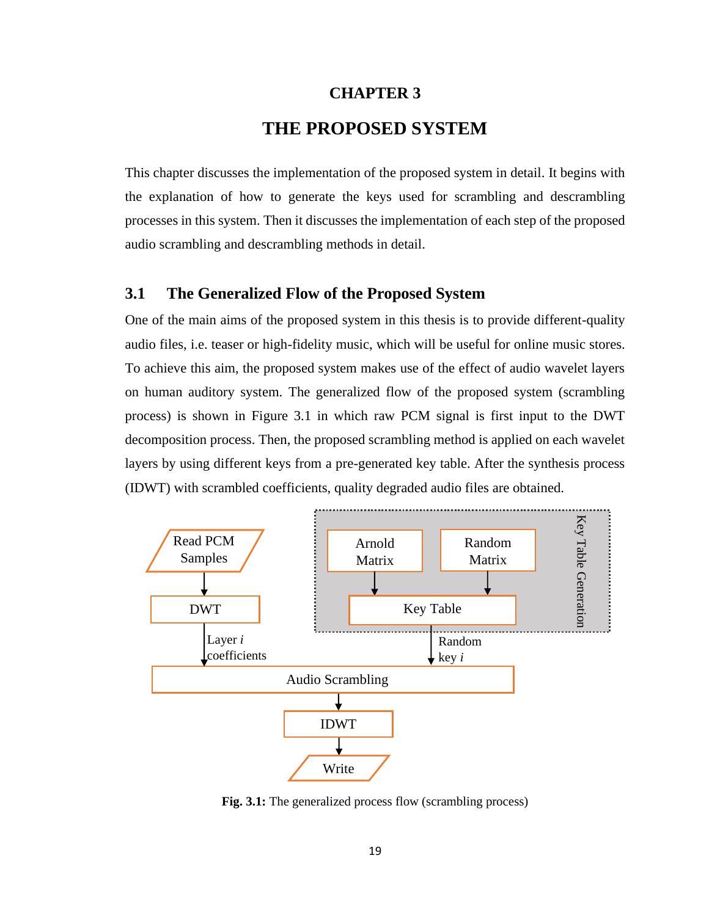# CHAPTER 3

# THE PROPOSED SYSTEM

This chapter discusses the implementation of the proposed system in detail. It begins with the explanation of how to generate the keys used for scrambling and descrambling processes in this system. Then it discusses the implementation of each step of the proposed audio scrambling and descrambling methods in detail.

## 3.1 The Generalized Flow of the Proposed System

One of the main aims of the proposed system in this thesis is to provide different-quality audio files, i.e. teaser or high-fidelity music, which will be useful for online music stores. To achieve this aim, the proposed system makes use of the effect of audio wavelet layers on human auditory system. The generalized flow of the proposed system (scrambling process) is shown in Figure 3.1 in which raw PCM signal is first input to the DWT decomposition process. Then, the proposed scrambling method is applied on each wavelet layers by using different keys from a pre-generated key table. After the synthesis process (IDWT) with scrambled coefficients, quality degraded audio files are obtained.

Read PCM Samples → DWT → Layer *i* coefficients → Audio Scrambling

Key Table Generation: Arnold Matrix, Random Matrix → Key Table → Random key *i* → Audio Scrambling

Audio Scrambling → IDWT → Write

**Fig. 3.1:** The generalized process flow (scrambling process)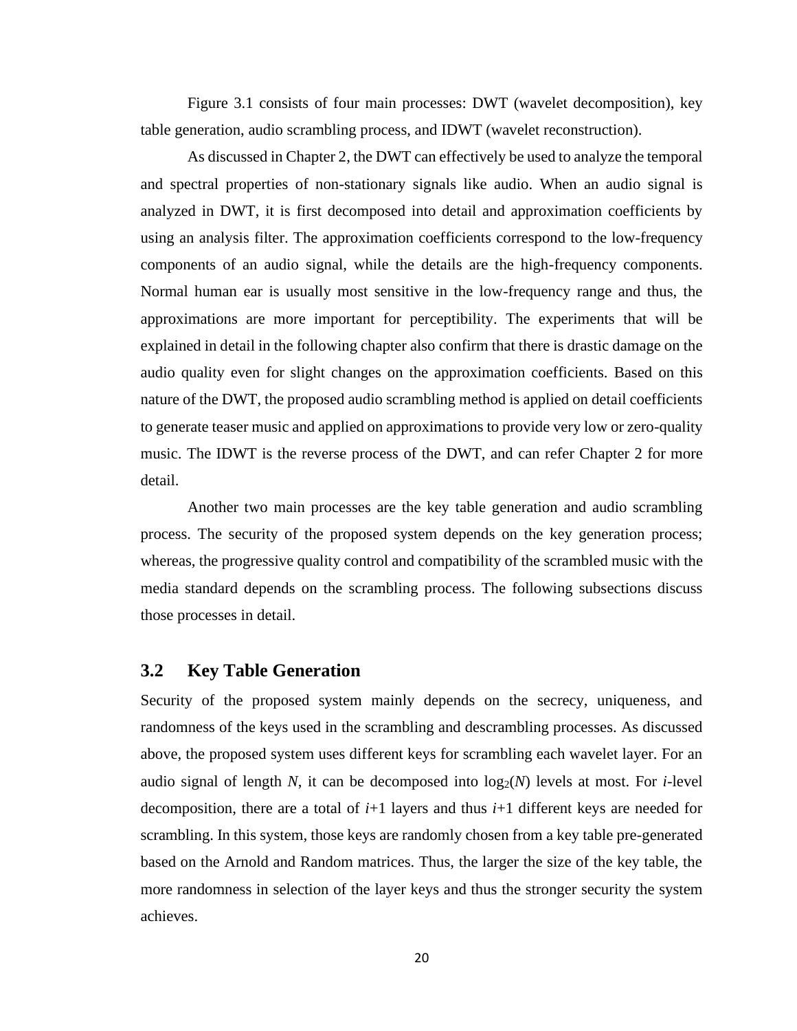Figure 3.1 consists of four main processes: DWT (wavelet decomposition), key table generation, audio scrambling process, and IDWT (wavelet reconstruction).

As discussed in Chapter 2, the DWT can effectively be used to analyze the temporal and spectral properties of non-stationary signals like audio. When an audio signal is analyzed in DWT, it is first decomposed into detail and approximation coefficients by using an analysis filter. The approximation coefficients correspond to the low-frequency components of an audio signal, while the details are the high-frequency components. Normal human ear is usually most sensitive in the low-frequency range and thus, the approximations are more important for perceptibility. The experiments that will be explained in detail in the following chapter also confirm that there is drastic damage on the audio quality even for slight changes on the approximation coefficients. Based on this nature of the DWT, the proposed audio scrambling method is applied on detail coefficients to generate teaser music and applied on approximations to provide very low or zero-quality music. The IDWT is the reverse process of the DWT, and can refer Chapter 2 for more detail.

Another two main processes are the key table generation and audio scrambling process. The security of the proposed system depends on the key generation process; whereas, the progressive quality control and compatibility of the scrambled music with the media standard depends on the scrambling process. The following subsections discuss those processes in detail.

## 3.2 Key Table Generation

Security of the proposed system mainly depends on the secrecy, uniqueness, and randomness of the keys used in the scrambling and descrambling processes. As discussed above, the proposed system uses different keys for scrambling each wavelet layer. For an audio signal of length $N$, it can be decomposed into $\log_2(N)$ levels at most. For $i$-level decomposition, there are a total of $i+1$ layers and thus $i+1$ different keys are needed for scrambling. In this system, those keys are randomly chosen from a key table pre-generated based on the Arnold and Random matrices. Thus, the larger the size of the key table, the more randomness in selection of the layer keys and thus the stronger security the system achieves.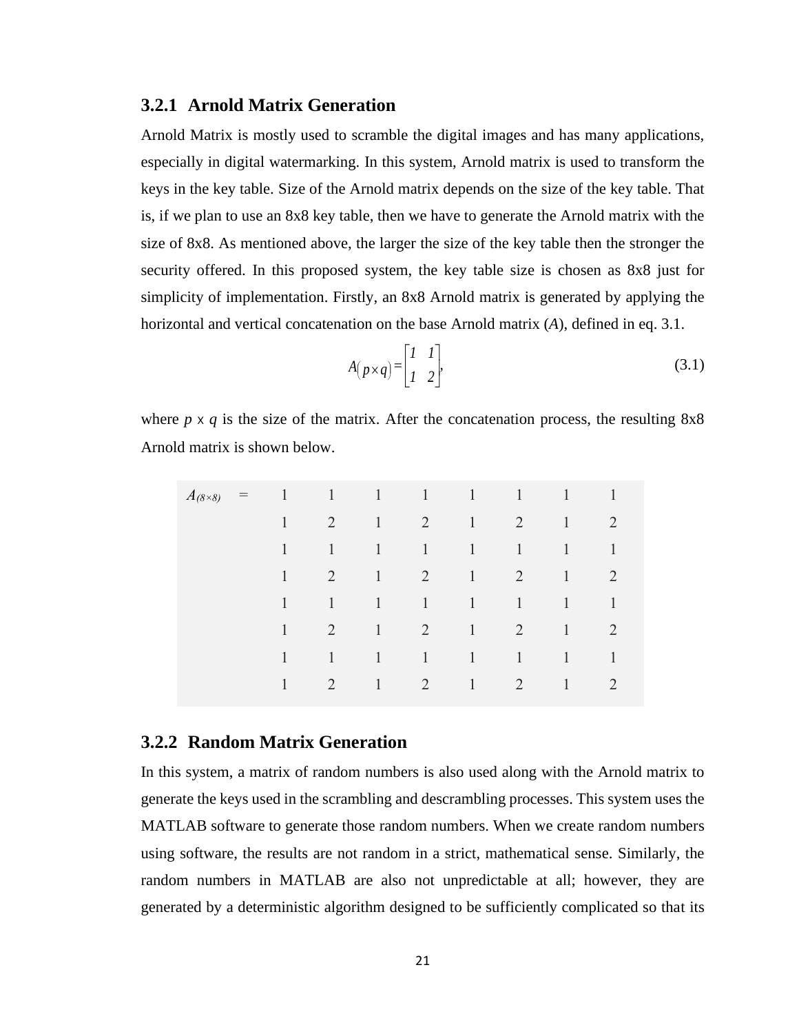### 3.2.1 Arnold Matrix Generation

Arnold Matrix is mostly used to scramble the digital images and has many applications, especially in digital watermarking. In this system, Arnold matrix is used to transform the keys in the key table. Size of the Arnold matrix depends on the size of the key table. That is, if we plan to use an 8x8 key table, then we have to generate the Arnold matrix with the size of 8x8. As mentioned above, the larger the size of the key table then the stronger the security offered. In this proposed system, the key table size is chosen as 8x8 just for simplicity of implementation. Firstly, an 8x8 Arnold matrix is generated by applying the horizontal and vertical concatenation on the base Arnold matrix (*A*), defined in eq. 3.1.

$$A(p \times q) = \begin{bmatrix} 1 & 1 \\ 1 & 2 \end{bmatrix}, \tag{3.1}$$

where $p \times q$ is the size of the matrix. After the concatenation process, the resulting 8x8 Arnold matrix is shown below.

$$A_{(8\times 8)} = \begin{matrix} 1 & 1 & 1 & 1 & 1 & 1 & 1 & 1 \\ 1 & 2 & 1 & 2 & 1 & 2 & 1 & 2 \\ 1 & 1 & 1 & 1 & 1 & 1 & 1 & 1 \\ 1 & 2 & 1 & 2 & 1 & 2 & 1 & 2 \\ 1 & 1 & 1 & 1 & 1 & 1 & 1 & 1 \\ 1 & 2 & 1 & 2 & 1 & 2 & 1 & 2 \\ 1 & 1 & 1 & 1 & 1 & 1 & 1 & 1 \\ 1 & 2 & 1 & 2 & 1 & 2 & 1 & 2 \end{matrix}$$

### 3.2.2 Random Matrix Generation

In this system, a matrix of random numbers is also used along with the Arnold matrix to generate the keys used in the scrambling and descrambling processes. This system uses the MATLAB software to generate those random numbers. When we create random numbers using software, the results are not random in a strict, mathematical sense. Similarly, the random numbers in MATLAB are also not unpredictable at all; however, they are generated by a deterministic algorithm designed to be sufficiently complicated so that its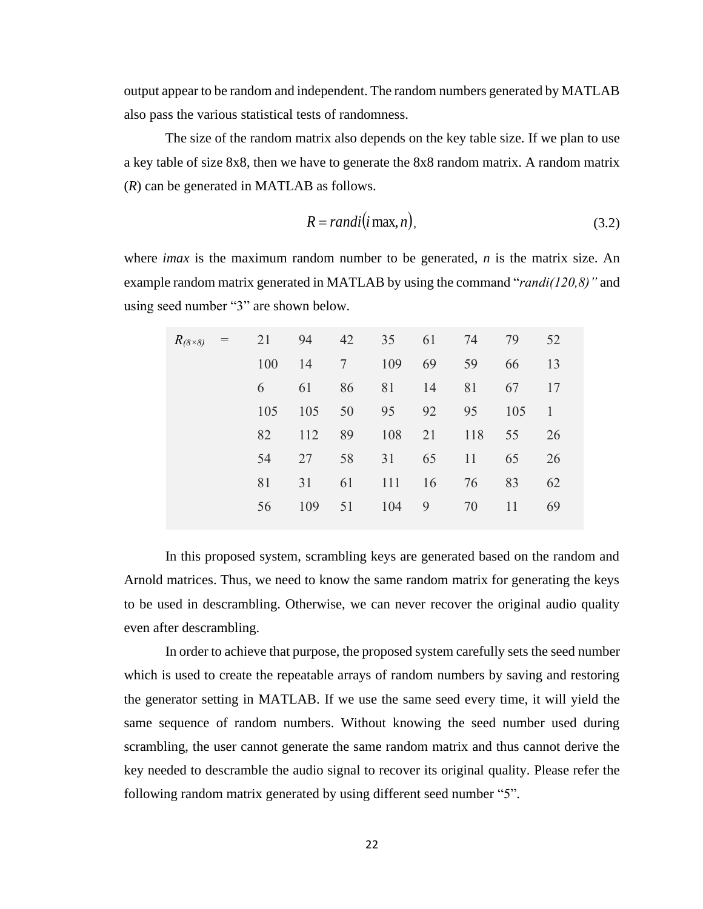output appear to be random and independent. The random numbers generated by MATLAB also pass the various statistical tests of randomness.

The size of the random matrix also depends on the key table size. If we plan to use a key table of size 8x8, then we have to generate the 8x8 random matrix. A random matrix (*R*) can be generated in MATLAB as follows.

$$R = randi(i\max, n), \tag{3.2}$$

where *imax* is the maximum random number to be generated, *n* is the matrix size. An example random matrix generated in MATLAB by using the command "*randi(120,8)"* and using seed number "3" are shown below.

$$R_{(8\times 8)} = \begin{matrix} 21 & 94 & 42 & 35 & 61 & 74 & 79 & 52 \\ 100 & 14 & 7 & 109 & 69 & 59 & 66 & 13 \\ 6 & 61 & 86 & 81 & 14 & 81 & 67 & 17 \\ 105 & 105 & 50 & 95 & 92 & 95 & 105 & 1 \\ 82 & 112 & 89 & 108 & 21 & 118 & 55 & 26 \\ 54 & 27 & 58 & 31 & 65 & 11 & 65 & 26 \\ 81 & 31 & 61 & 111 & 16 & 76 & 83 & 62 \\ 56 & 109 & 51 & 104 & 9 & 70 & 11 & 69 \end{matrix}$$

In this proposed system, scrambling keys are generated based on the random and Arnold matrices. Thus, we need to know the same random matrix for generating the keys to be used in descrambling. Otherwise, we can never recover the original audio quality even after descrambling.

In order to achieve that purpose, the proposed system carefully sets the seed number which is used to create the repeatable arrays of random numbers by saving and restoring the generator setting in MATLAB. If we use the same seed every time, it will yield the same sequence of random numbers. Without knowing the seed number used during scrambling, the user cannot generate the same random matrix and thus cannot derive the key needed to descramble the audio signal to recover its original quality. Please refer the following random matrix generated by using different seed number "5".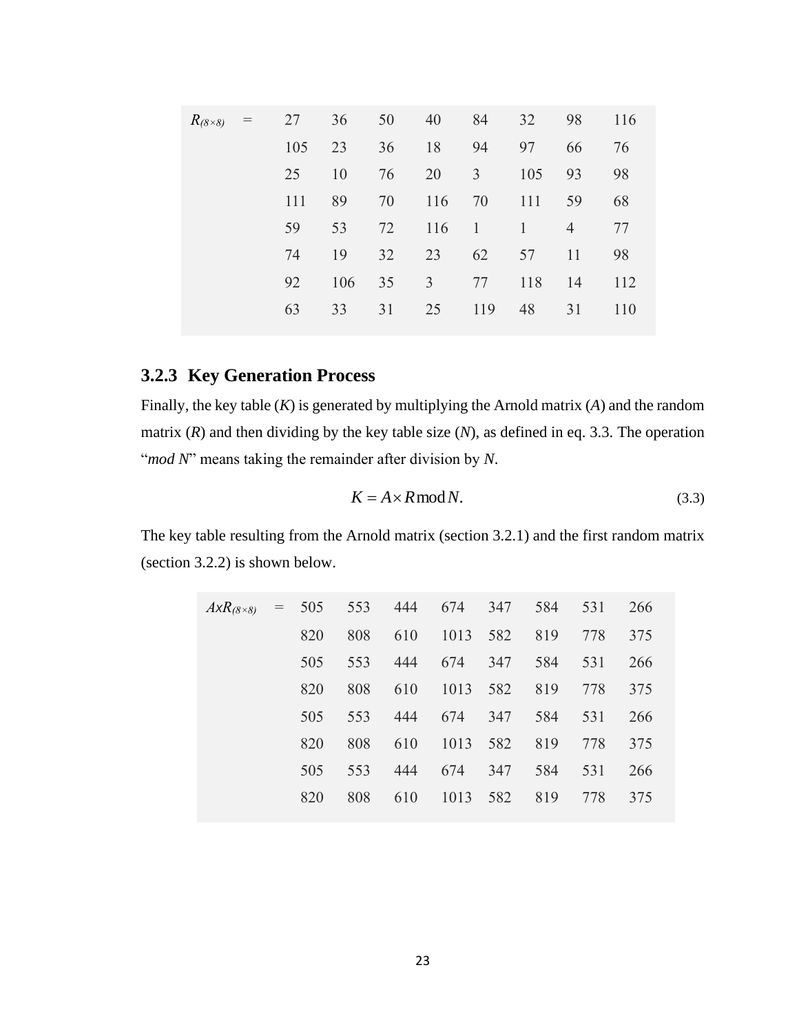$$R_{(8\times8)} = \begin{matrix} 27 & 36 & 50 & 40 & 84 & 32 & 98 & 116 \\ 105 & 23 & 36 & 18 & 94 & 97 & 66 & 76 \\ 25 & 10 & 76 & 20 & 3 & 105 & 93 & 98 \\ 111 & 89 & 70 & 116 & 70 & 111 & 59 & 68 \\ 59 & 53 & 72 & 116 & 1 & 1 & 4 & 77 \\ 74 & 19 & 32 & 23 & 62 & 57 & 11 & 98 \\ 92 & 106 & 35 & 3 & 77 & 118 & 14 & 112 \\ 63 & 33 & 31 & 25 & 119 & 48 & 31 & 110 \end{matrix}$$

### 3.2.3 Key Generation Process

Finally, the key table (*K*) is generated by multiplying the Arnold matrix (*A*) and the random matrix (*R*) and then dividing by the key table size (*N*), as defined in eq. 3.3. The operation "*mod N*" means taking the remainder after division by *N*.

$$K = A \times R \bmod N. \tag{3.3}$$

The key table resulting from the Arnold matrix (section 3.2.1) and the first random matrix (section 3.2.2) is shown below.

$$AxR_{(8\times8)} = \begin{matrix} 505 & 553 & 444 & 674 & 347 & 584 & 531 & 266 \\ 820 & 808 & 610 & 1013 & 582 & 819 & 778 & 375 \\ 505 & 553 & 444 & 674 & 347 & 584 & 531 & 266 \\ 820 & 808 & 610 & 1013 & 582 & 819 & 778 & 375 \\ 505 & 553 & 444 & 674 & 347 & 584 & 531 & 266 \\ 820 & 808 & 610 & 1013 & 582 & 819 & 778 & 375 \\ 505 & 553 & 444 & 674 & 347 & 584 & 531 & 266 \\ 820 & 808 & 610 & 1013 & 582 & 819 & 778 & 375 \end{matrix}$$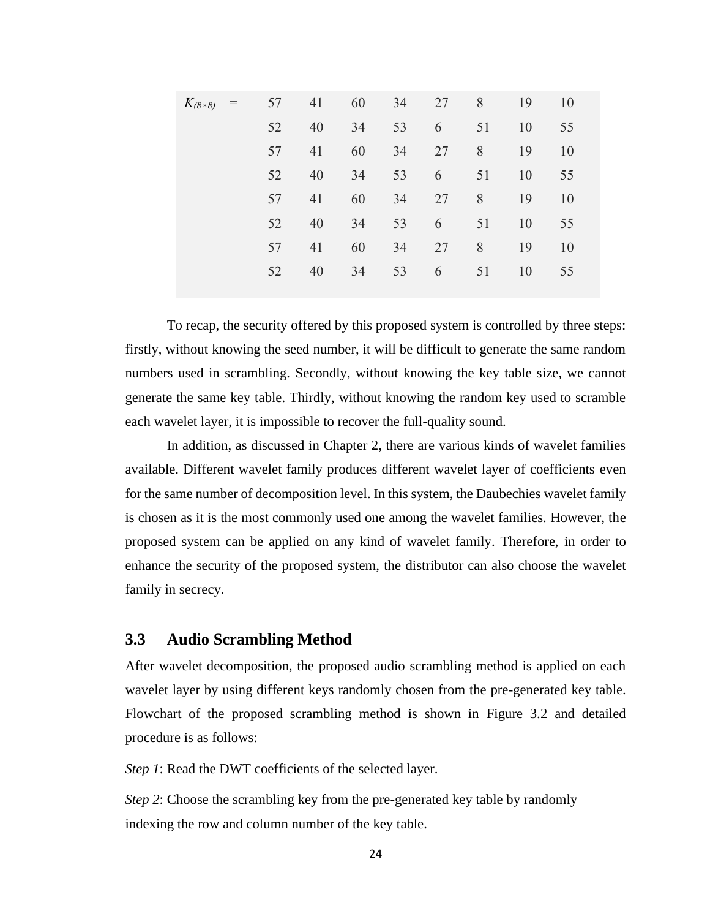$$K_{(8\times8)} = \begin{matrix} 57 & 41 & 60 & 34 & 27 & 8 & 19 & 10 \\ 52 & 40 & 34 & 53 & 6 & 51 & 10 & 55 \\ 57 & 41 & 60 & 34 & 27 & 8 & 19 & 10 \\ 52 & 40 & 34 & 53 & 6 & 51 & 10 & 55 \\ 57 & 41 & 60 & 34 & 27 & 8 & 19 & 10 \\ 52 & 40 & 34 & 53 & 6 & 51 & 10 & 55 \\ 57 & 41 & 60 & 34 & 27 & 8 & 19 & 10 \\ 52 & 40 & 34 & 53 & 6 & 51 & 10 & 55 \end{matrix}$$

To recap, the security offered by this proposed system is controlled by three steps: firstly, without knowing the seed number, it will be difficult to generate the same random numbers used in scrambling. Secondly, without knowing the key table size, we cannot generate the same key table. Thirdly, without knowing the random key used to scramble each wavelet layer, it is impossible to recover the full-quality sound.

In addition, as discussed in Chapter 2, there are various kinds of wavelet families available. Different wavelet family produces different wavelet layer of coefficients even for the same number of decomposition level. In this system, the Daubechies wavelet family is chosen as it is the most commonly used one among the wavelet families. However, the proposed system can be applied on any kind of wavelet family. Therefore, in order to enhance the security of the proposed system, the distributor can also choose the wavelet family in secrecy.

## 3.3 Audio Scrambling Method

After wavelet decomposition, the proposed audio scrambling method is applied on each wavelet layer by using different keys randomly chosen from the pre-generated key table. Flowchart of the proposed scrambling method is shown in Figure 3.2 and detailed procedure is as follows:

*Step 1*: Read the DWT coefficients of the selected layer.

*Step 2*: Choose the scrambling key from the pre-generated key table by randomly indexing the row and column number of the key table.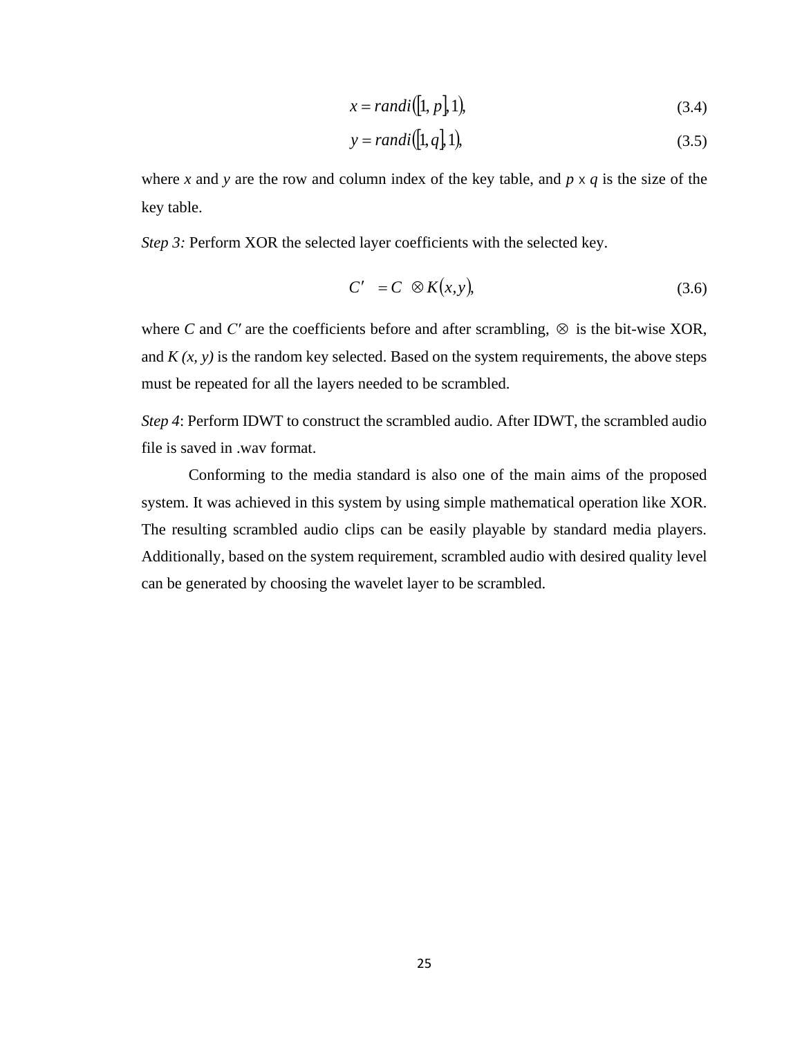$$x = randi([1, p], 1), \tag{3.4}$$

$$y = randi([1, q], 1), \tag{3.5}$$

where $x$ and $y$ are the row and column index of the key table, and $p \times q$ is the size of the key table.

*Step 3:* Perform XOR the selected layer coefficients with the selected key.

$$C' = C \otimes K(x, y), \tag{3.6}$$

where $C$ and $C'$ are the coefficients before and after scrambling, $\otimes$ is the bit-wise XOR, and $K(x, y)$ is the random key selected. Based on the system requirements, the above steps must be repeated for all the layers needed to be scrambled.

*Step 4*: Perform IDWT to construct the scrambled audio. After IDWT, the scrambled audio file is saved in .wav format.

Conforming to the media standard is also one of the main aims of the proposed system. It was achieved in this system by using simple mathematical operation like XOR. The resulting scrambled audio clips can be easily playable by standard media players. Additionally, based on the system requirement, scrambled audio with desired quality level can be generated by choosing the wavelet layer to be scrambled.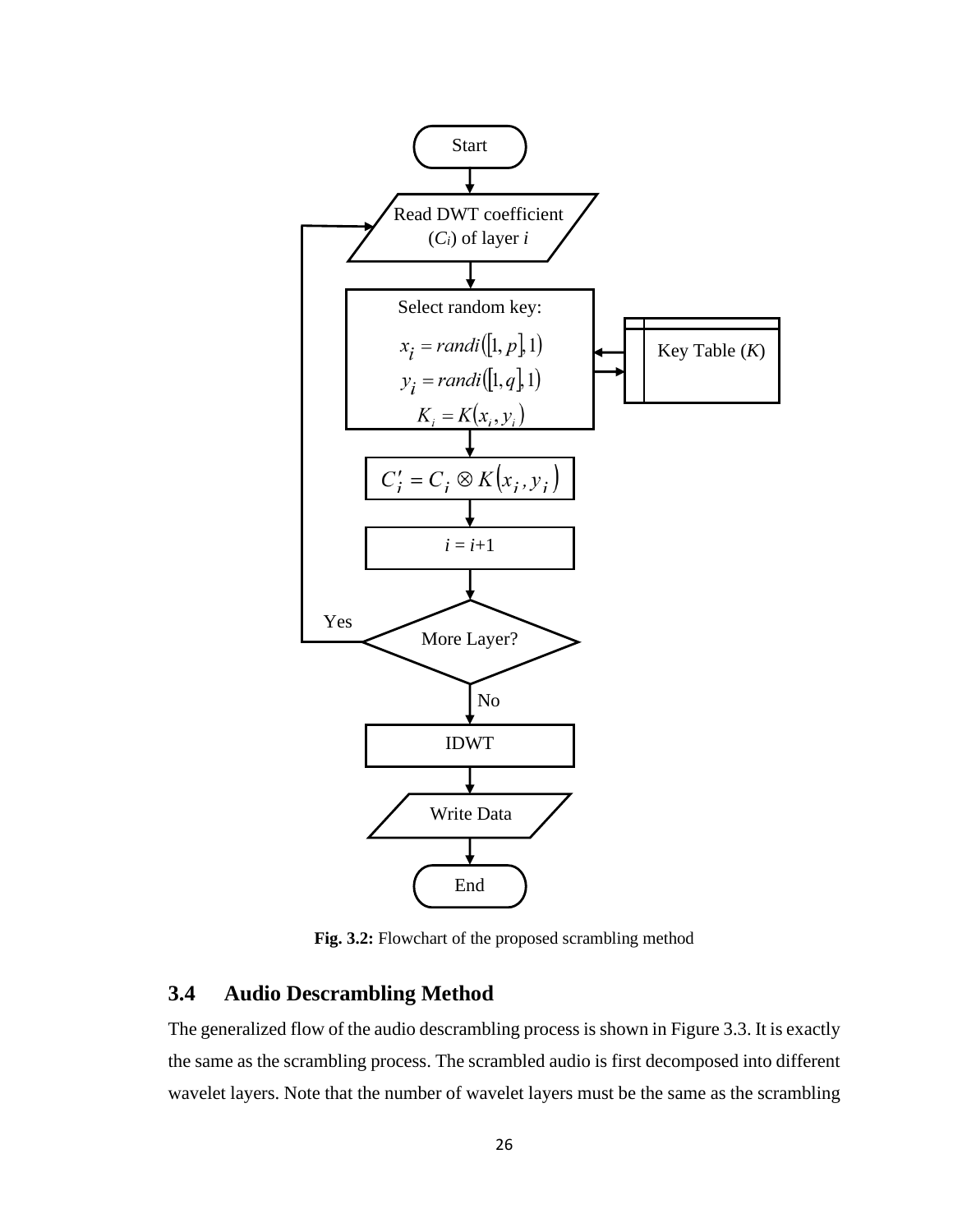**Fig. 3.2:** Flowchart of the proposed scrambling method

## 3.4 Audio Descrambling Method

The generalized flow of the audio descrambling process is shown in Figure 3.3. It is exactly the same as the scrambling process. The scrambled audio is first decomposed into different wavelet layers. Note that the number of wavelet layers must be the same as the scrambling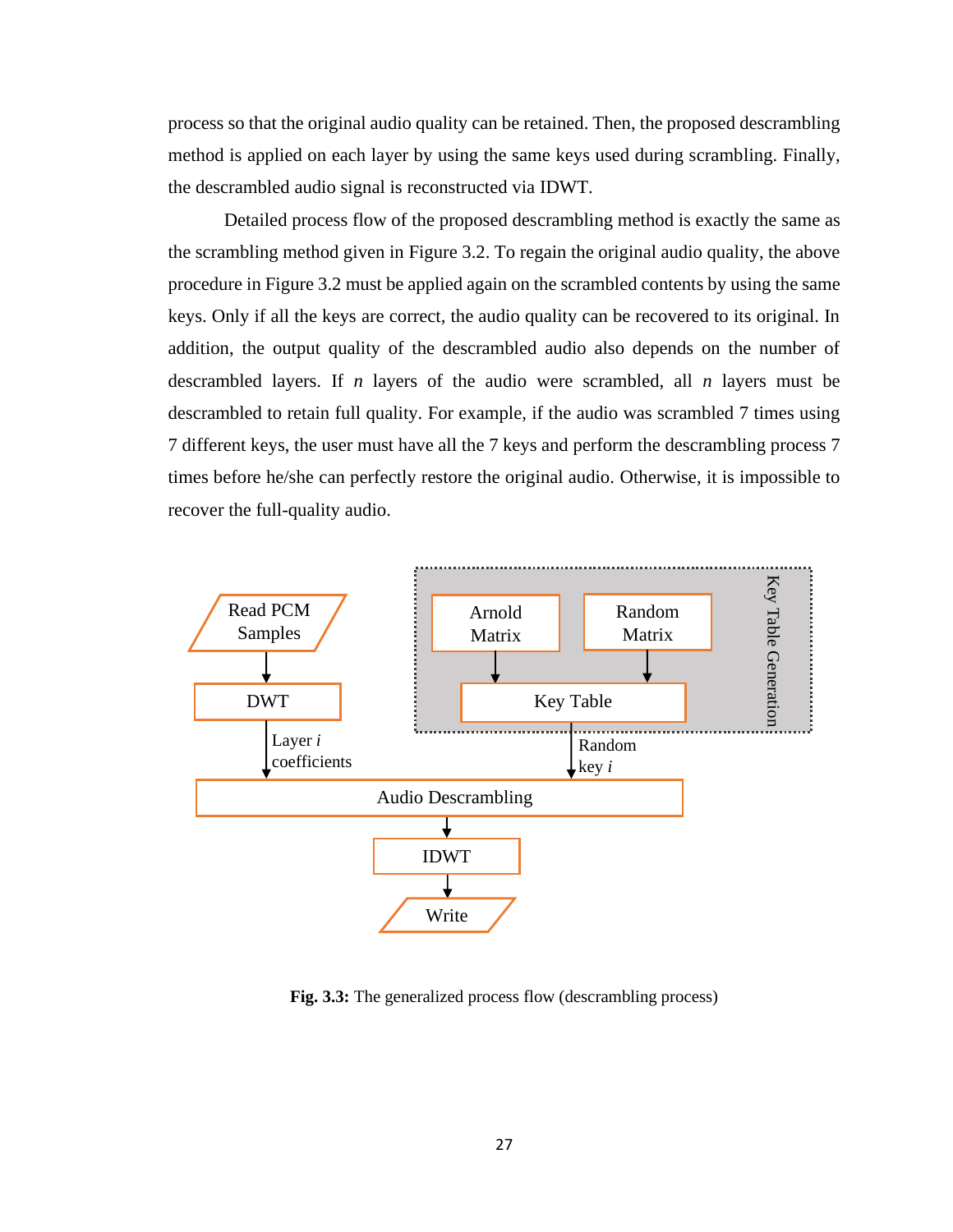process so that the original audio quality can be retained. Then, the proposed descrambling method is applied on each layer by using the same keys used during scrambling. Finally, the descrambled audio signal is reconstructed via IDWT.

Detailed process flow of the proposed descrambling method is exactly the same as the scrambling method given in Figure 3.2. To regain the original audio quality, the above procedure in Figure 3.2 must be applied again on the scrambled contents by using the same keys. Only if all the keys are correct, the audio quality can be recovered to its original. In addition, the output quality of the descrambled audio also depends on the number of descrambled layers. If *n* layers of the audio were scrambled, all *n* layers must be descrambled to retain full quality. For example, if the audio was scrambled 7 times using 7 different keys, the user must have all the 7 keys and perform the descrambling process 7 times before he/she can perfectly restore the original audio. Otherwise, it is impossible to recover the full-quality audio.

Read PCM Samples → DWT → Layer *i* coefficients → Audio Descrambling → IDWT → Write

Key Table Generation: Arnold Matrix, Random Matrix → Key Table → Random key *i* → Audio Descrambling

**Fig. 3.3:** The generalized process flow (descrambling process)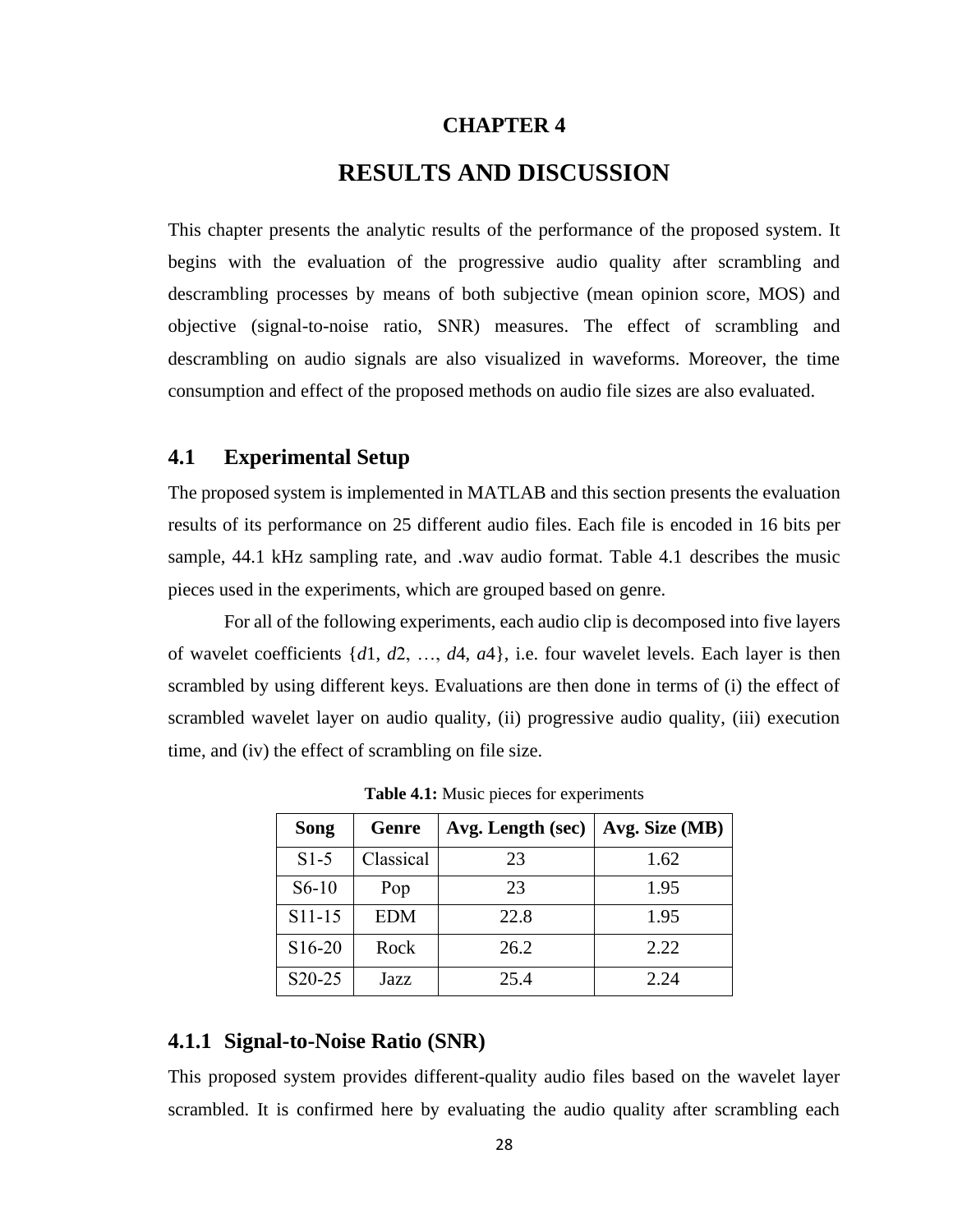# CHAPTER 4

# RESULTS AND DISCUSSION

This chapter presents the analytic results of the performance of the proposed system. It begins with the evaluation of the progressive audio quality after scrambling and descrambling processes by means of both subjective (mean opinion score, MOS) and objective (signal-to-noise ratio, SNR) measures. The effect of scrambling and descrambling on audio signals are also visualized in waveforms. Moreover, the time consumption and effect of the proposed methods on audio file sizes are also evaluated.

## 4.1 Experimental Setup

The proposed system is implemented in MATLAB and this section presents the evaluation results of its performance on 25 different audio files. Each file is encoded in 16 bits per sample, 44.1 kHz sampling rate, and .wav audio format. Table 4.1 describes the music pieces used in the experiments, which are grouped based on genre.

For all of the following experiments, each audio clip is decomposed into five layers of wavelet coefficients $\{d1, d2, \ldots, d4, a4\}$, i.e. four wavelet levels. Each layer is then scrambled by using different keys. Evaluations are then done in terms of (i) the effect of scrambled wavelet layer on audio quality, (ii) progressive audio quality, (iii) execution time, and (iv) the effect of scrambling on file size.

**Table 4.1:** Music pieces for experiments

| Song | Genre | Avg. Length (sec) | Avg. Size (MB) |
|---|---|---|---|
| S1-5 | Classical | 23 | 1.62 |
| S6-10 | Pop | 23 | 1.95 |
| S11-15 | EDM | 22.8 | 1.95 |
| S16-20 | Rock | 26.2 | 2.22 |
| S20-25 | Jazz | 25.4 | 2.24 |

### 4.1.1 Signal-to-Noise Ratio (SNR)

This proposed system provides different-quality audio files based on the wavelet layer scrambled. It is confirmed here by evaluating the audio quality after scrambling each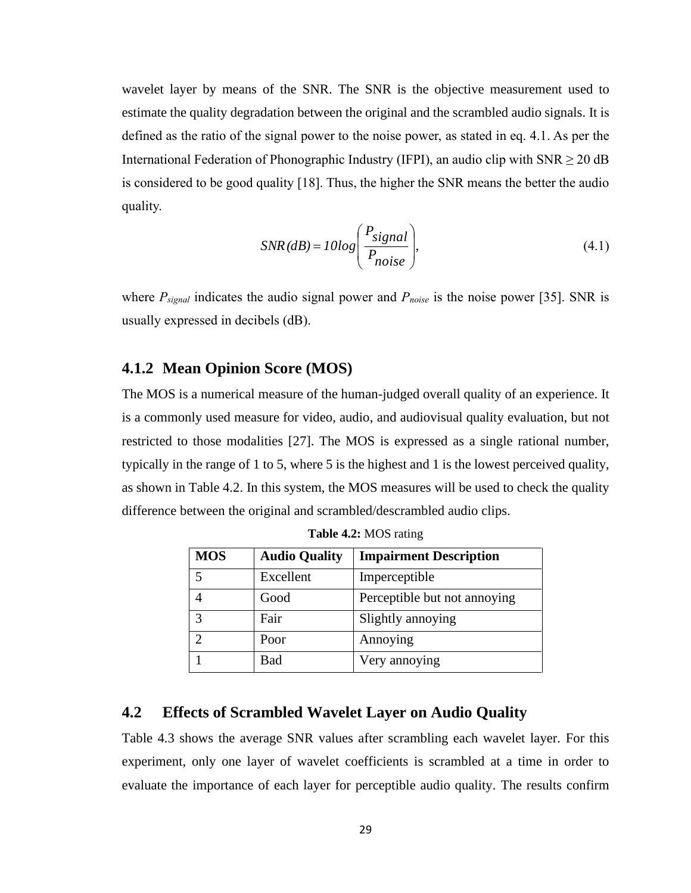wavelet layer by means of the SNR. The SNR is the objective measurement used to estimate the quality degradation between the original and the scrambled audio signals. It is defined as the ratio of the signal power to the noise power, as stated in eq. 4.1. As per the International Federation of Phonographic Industry (IFPI), an audio clip with SNR ≥ 20 dB is considered to be good quality [18]. Thus, the higher the SNR means the better the audio quality.

$$SNR(dB) = 10log\left(\frac{P_{signal}}{P_{noise}}\right), \tag{4.1}$$

where $P_{signal}$ indicates the audio signal power and $P_{noise}$ is the noise power [35]. SNR is usually expressed in decibels (dB).

### 4.1.2 Mean Opinion Score (MOS)

The MOS is a numerical measure of the human-judged overall quality of an experience. It is a commonly used measure for video, audio, and audiovisual quality evaluation, but not restricted to those modalities [27]. The MOS is expressed as a single rational number, typically in the range of 1 to 5, where 5 is the highest and 1 is the lowest perceived quality, as shown in Table 4.2. In this system, the MOS measures will be used to check the quality difference between the original and scrambled/descrambled audio clips.

**Table 4.2:** MOS rating

| MOS | Audio Quality | Impairment Description |
|---|---|---|
| 5 | Excellent | Imperceptible |
| 4 | Good | Perceptible but not annoying |
| 3 | Fair | Slightly annoying |
| 2 | Poor | Annoying |
| 1 | Bad | Very annoying |

## 4.2 Effects of Scrambled Wavelet Layer on Audio Quality

Table 4.3 shows the average SNR values after scrambling each wavelet layer. For this experiment, only one layer of wavelet coefficients is scrambled at a time in order to evaluate the importance of each layer for perceptible audio quality. The results confirm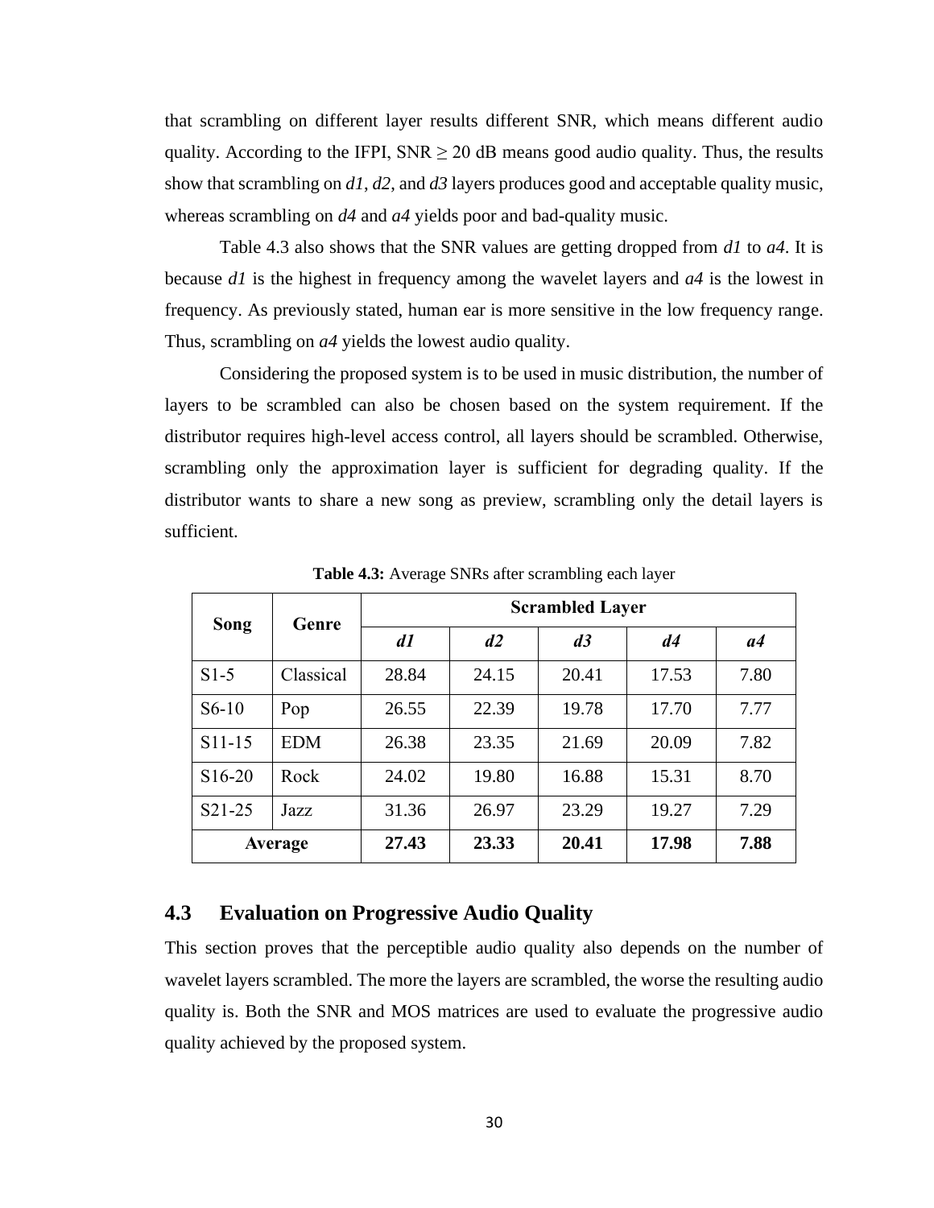that scrambling on different layer results different SNR, which means different audio quality. According to the IFPI, SNR ≥ 20 dB means good audio quality. Thus, the results show that scrambling on *d1*, *d2*, and *d3* layers produces good and acceptable quality music, whereas scrambling on *d4* and *a4* yields poor and bad-quality music.

Table 4.3 also shows that the SNR values are getting dropped from *d1* to *a4*. It is because *d1* is the highest in frequency among the wavelet layers and *a4* is the lowest in frequency. As previously stated, human ear is more sensitive in the low frequency range. Thus, scrambling on *a4* yields the lowest audio quality.

Considering the proposed system is to be used in music distribution, the number of layers to be scrambled can also be chosen based on the system requirement. If the distributor requires high-level access control, all layers should be scrambled. Otherwise, scrambling only the approximation layer is sufficient for degrading quality. If the distributor wants to share a new song as preview, scrambling only the detail layers is sufficient.

**Table 4.3:** Average SNRs after scrambling each layer

| Song | Genre | Scrambled Layer | | | | |
|---|---|---|---|---|---|---|
| | | ***d1*** | ***d2*** | ***d3*** | ***d4*** | ***a4*** |
| S1-5 | Classical | 28.84 | 24.15 | 20.41 | 17.53 | 7.80 |
| S6-10 | Pop | 26.55 | 22.39 | 19.78 | 17.70 | 7.77 |
| S11-15 | EDM | 26.38 | 23.35 | 21.69 | 20.09 | 7.82 |
| S16-20 | Rock | 24.02 | 19.80 | 16.88 | 15.31 | 8.70 |
| S21-25 | Jazz | 31.36 | 26.97 | 23.29 | 19.27 | 7.29 |
| **Average** | | **27.43** | **23.33** | **20.41** | **17.98** | **7.88** |

## 4.3 Evaluation on Progressive Audio Quality

This section proves that the perceptible audio quality also depends on the number of wavelet layers scrambled. The more the layers are scrambled, the worse the resulting audio quality is. Both the SNR and MOS matrices are used to evaluate the progressive audio quality achieved by the proposed system.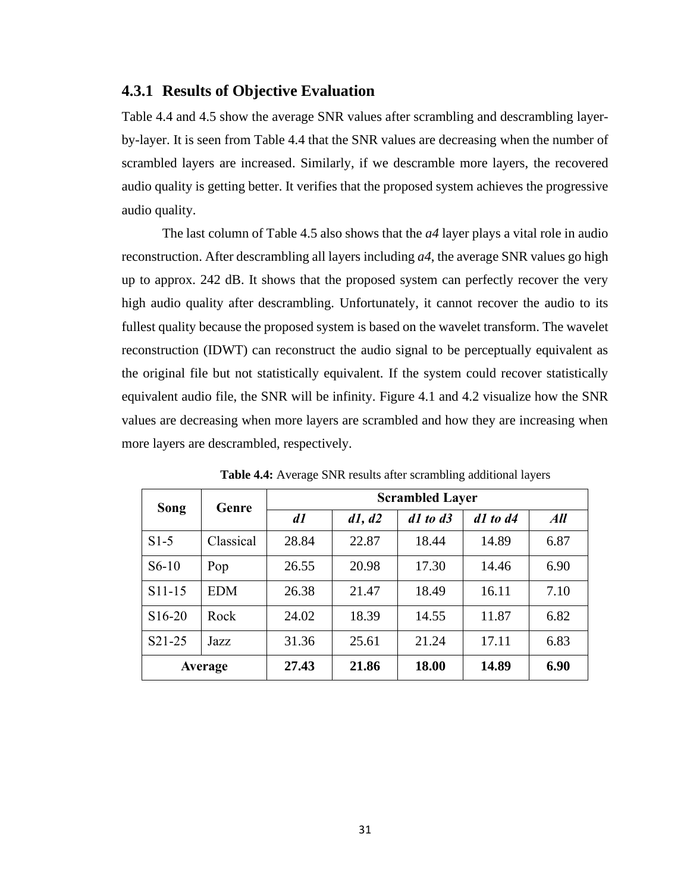### 4.3.1 Results of Objective Evaluation

Table 4.4 and 4.5 show the average SNR values after scrambling and descrambling layer-by-layer. It is seen from Table 4.4 that the SNR values are decreasing when the number of scrambled layers are increased. Similarly, if we descramble more layers, the recovered audio quality is getting better. It verifies that the proposed system achieves the progressive audio quality.

The last column of Table 4.5 also shows that the *a4* layer plays a vital role in audio reconstruction. After descrambling all layers including *a4*, the average SNR values go high up to approx. 242 dB. It shows that the proposed system can perfectly recover the very high audio quality after descrambling. Unfortunately, it cannot recover the audio to its fullest quality because the proposed system is based on the wavelet transform. The wavelet reconstruction (IDWT) can reconstruct the audio signal to be perceptually equivalent as the original file but not statistically equivalent. If the system could recover statistically equivalent audio file, the SNR will be infinity. Figure 4.1 and 4.2 visualize how the SNR values are decreasing when more layers are scrambled and how they are increasing when more layers are descrambled, respectively.

**Table 4.4:** Average SNR results after scrambling additional layers

| Song | Genre | Scrambled Layer | | | | |
|---|---|---|---|---|---|---|
| | | ***d1*** | ***d1, d2*** | ***d1 to d3*** | ***d1 to d4*** | ***All*** |
| S1-5 | Classical | 28.84 | 22.87 | 18.44 | 14.89 | 6.87 |
| S6-10 | Pop | 26.55 | 20.98 | 17.30 | 14.46 | 6.90 |
| S11-15 | EDM | 26.38 | 21.47 | 18.49 | 16.11 | 7.10 |
| S16-20 | Rock | 24.02 | 18.39 | 14.55 | 11.87 | 6.82 |
| S21-25 | Jazz | 31.36 | 25.61 | 21.24 | 17.11 | 6.83 |
| **Average** | | **27.43** | **21.86** | **18.00** | **14.89** | **6.90** |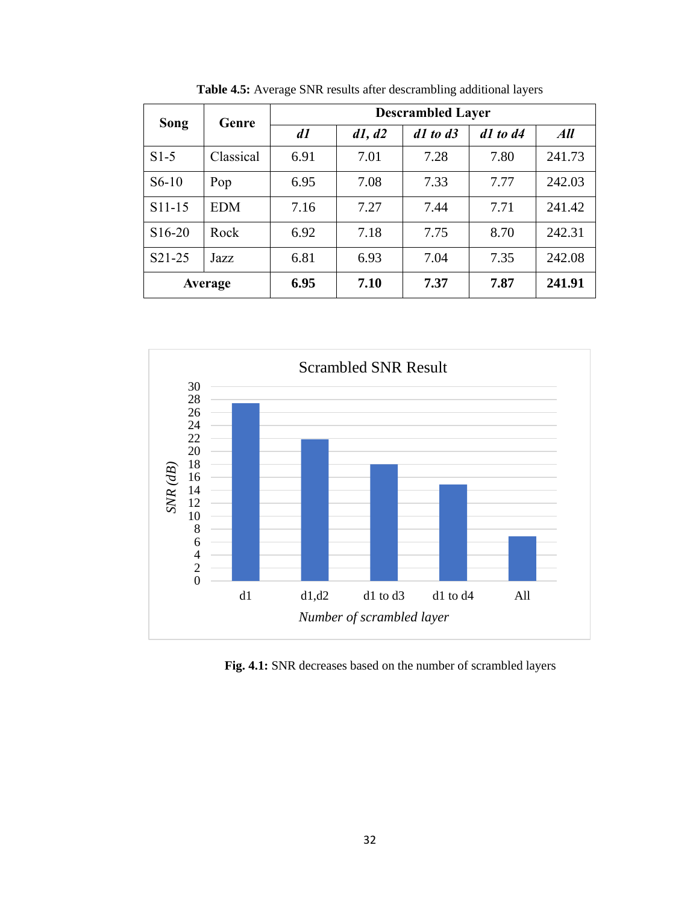**Table 4.5:** Average SNR results after descrambling additional layers

| Song | Genre | Descrambled Layer | | | | |
|---|---|---|---|---|---|---|
| | | *d1* | *d1, d2* | *d1 to d3* | *d1 to d4* | *All* |
| S1-5 | Classical | 6.91 | 7.01 | 7.28 | 7.80 | 241.73 |
| S6-10 | Pop | 6.95 | 7.08 | 7.33 | 7.77 | 242.03 |
| S11-15 | EDM | 7.16 | 7.27 | 7.44 | 7.71 | 241.42 |
| S16-20 | Rock | 6.92 | 7.18 | 7.75 | 8.70 | 242.31 |
| S21-25 | Jazz | 6.81 | 6.93 | 7.04 | 7.35 | 242.08 |
| **Average** | | **6.95** | **7.10** | **7.37** | **7.87** | **241.91** |

**Fig. 4.1:** SNR decreases based on the number of scrambled layers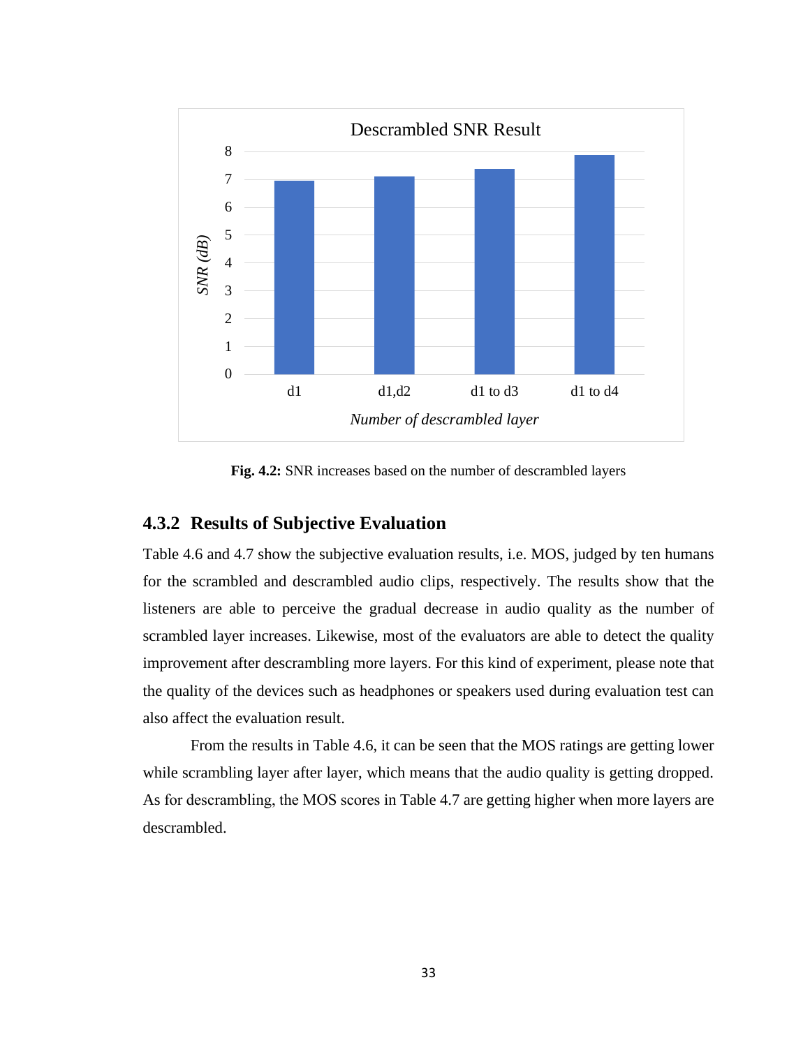Fig. 4.2: SNR increases based on the number of descrambled layers

### 4.3.2 Results of Subjective Evaluation

Table 4.6 and 4.7 show the subjective evaluation results, i.e. MOS, judged by ten humans for the scrambled and descrambled audio clips, respectively. The results show that the listeners are able to perceive the gradual decrease in audio quality as the number of scrambled layer increases. Likewise, most of the evaluators are able to detect the quality improvement after descrambling more layers. For this kind of experiment, please note that the quality of the devices such as headphones or speakers used during evaluation test can also affect the evaluation result.

From the results in Table 4.6, it can be seen that the MOS ratings are getting lower while scrambling layer after layer, which means that the audio quality is getting dropped. As for descrambling, the MOS scores in Table 4.7 are getting higher when more layers are descrambled.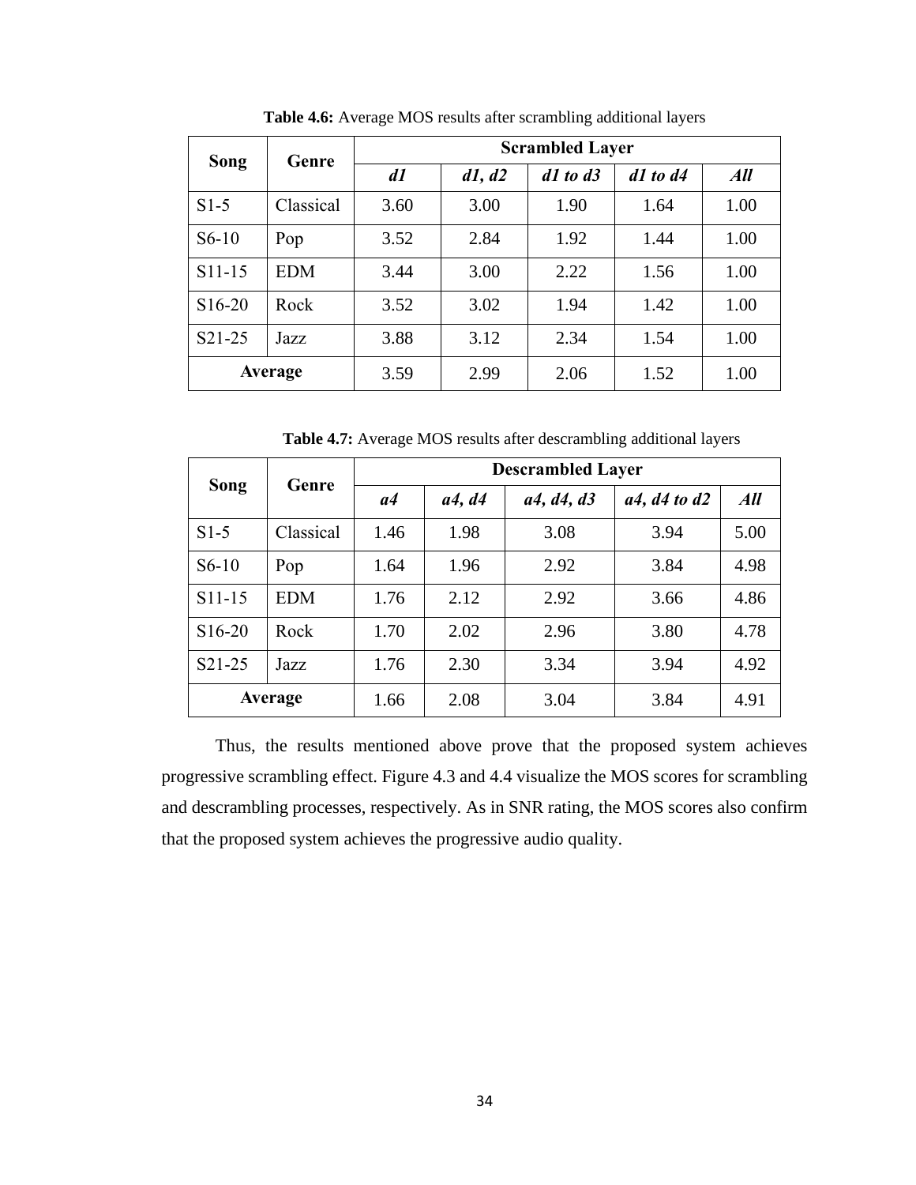**Table 4.6:** Average MOS results after scrambling additional layers

| Song | Genre | Scrambled Layer | | | | |
|---|---|---|---|---|---|---|
| | | ***d1*** | ***d1, d2*** | ***d1 to d3*** | ***d1 to d4*** | ***All*** |
| S1-5 | Classical | 3.60 | 3.00 | 1.90 | 1.64 | 1.00 |
| S6-10 | Pop | 3.52 | 2.84 | 1.92 | 1.44 | 1.00 |
| S11-15 | EDM | 3.44 | 3.00 | 2.22 | 1.56 | 1.00 |
| S16-20 | Rock | 3.52 | 3.02 | 1.94 | 1.42 | 1.00 |
| S21-25 | Jazz | 3.88 | 3.12 | 2.34 | 1.54 | 1.00 |
| **Average** | | 3.59 | 2.99 | 2.06 | 1.52 | 1.00 |

**Table 4.7:** Average MOS results after descrambling additional layers

| Song | Genre | Descrambled Layer | | | | |
|---|---|---|---|---|---|---|
| | | ***a4*** | ***a4, d4*** | ***a4, d4, d3*** | ***a4, d4 to d2*** | ***All*** |
| S1-5 | Classical | 1.46 | 1.98 | 3.08 | 3.94 | 5.00 |
| S6-10 | Pop | 1.64 | 1.96 | 2.92 | 3.84 | 4.98 |
| S11-15 | EDM | 1.76 | 2.12 | 2.92 | 3.66 | 4.86 |
| S16-20 | Rock | 1.70 | 2.02 | 2.96 | 3.80 | 4.78 |
| S21-25 | Jazz | 1.76 | 2.30 | 3.34 | 3.94 | 4.92 |
| **Average** | | 1.66 | 2.08 | 3.04 | 3.84 | 4.91 |

Thus, the results mentioned above prove that the proposed system achieves progressive scrambling effect. Figure 4.3 and 4.4 visualize the MOS scores for scrambling and descrambling processes, respectively. As in SNR rating, the MOS scores also confirm that the proposed system achieves the progressive audio quality.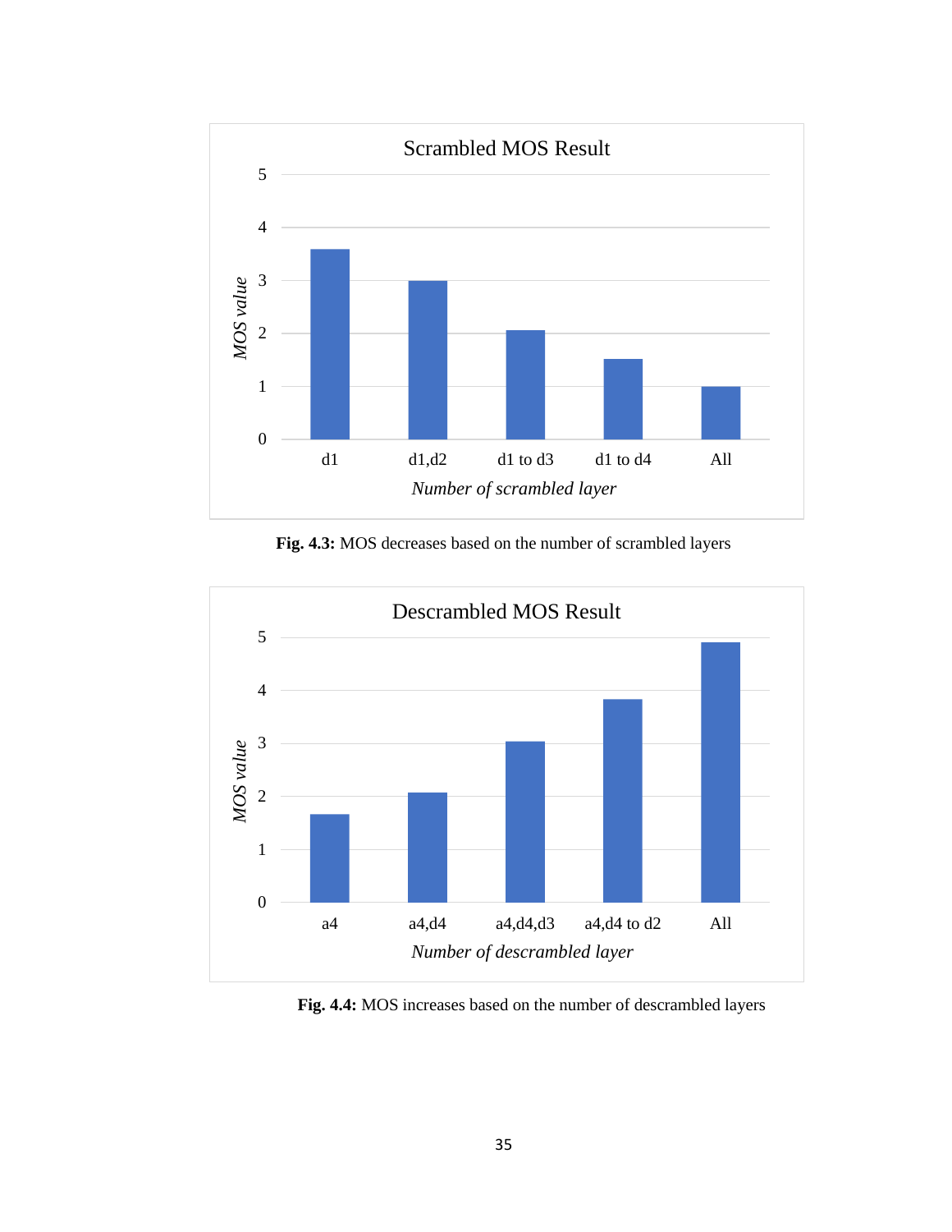**Fig. 4.3:** MOS decreases based on the number of scrambled layers

**Fig. 4.4:** MOS increases based on the number of descrambled layers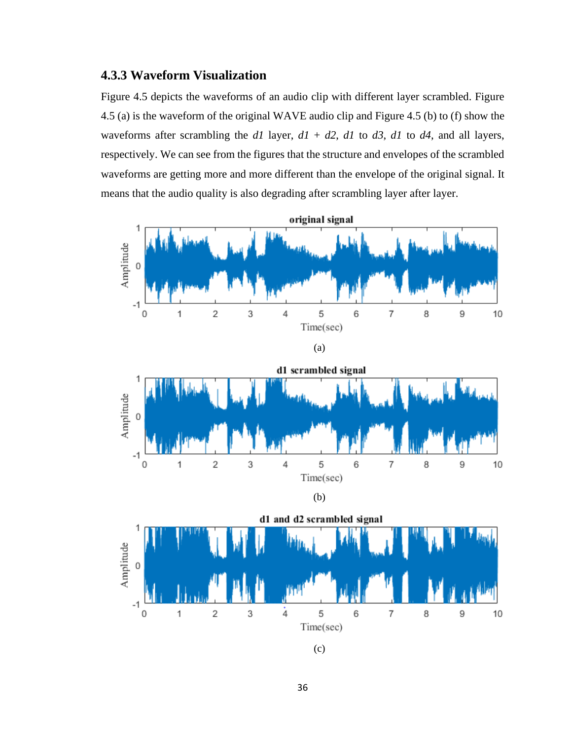### 4.3.3 Waveform Visualization

Figure 4.5 depicts the waveforms of an audio clip with different layer scrambled. Figure 4.5 (a) is the waveform of the original WAVE audio clip and Figure 4.5 (b) to (f) show the waveforms after scrambling the *d1* layer, *d1* + *d2*, *d1* to *d3*, *d1* to *d4*, and all layers, respectively. We can see from the figures that the structure and envelopes of the scrambled waveforms are getting more and more different than the envelope of the original signal. It means that the audio quality is also degrading after scrambling layer after layer.

(a)

(b)

(c)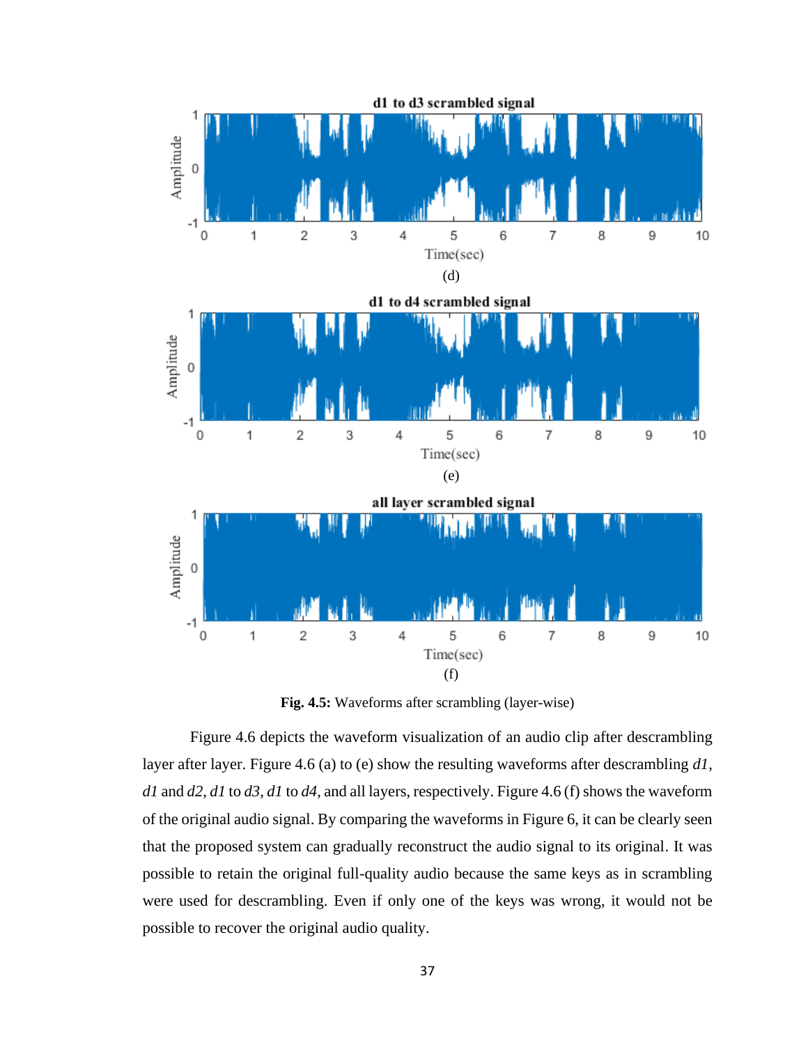**Fig. 4.5:** Waveforms after scrambling (layer-wise)

Figure 4.6 depicts the waveform visualization of an audio clip after descrambling layer after layer. Figure 4.6 (a) to (e) show the resulting waveforms after descrambling *d1*, *d1* and *d2*, *d1* to *d3*, *d1* to *d4*, and all layers, respectively. Figure 4.6 (f) shows the waveform of the original audio signal. By comparing the waveforms in Figure 6, it can be clearly seen that the proposed system can gradually reconstruct the audio signal to its original. It was possible to retain the original full-quality audio because the same keys as in scrambling were used for descrambling. Even if only one of the keys was wrong, it would not be possible to recover the original audio quality.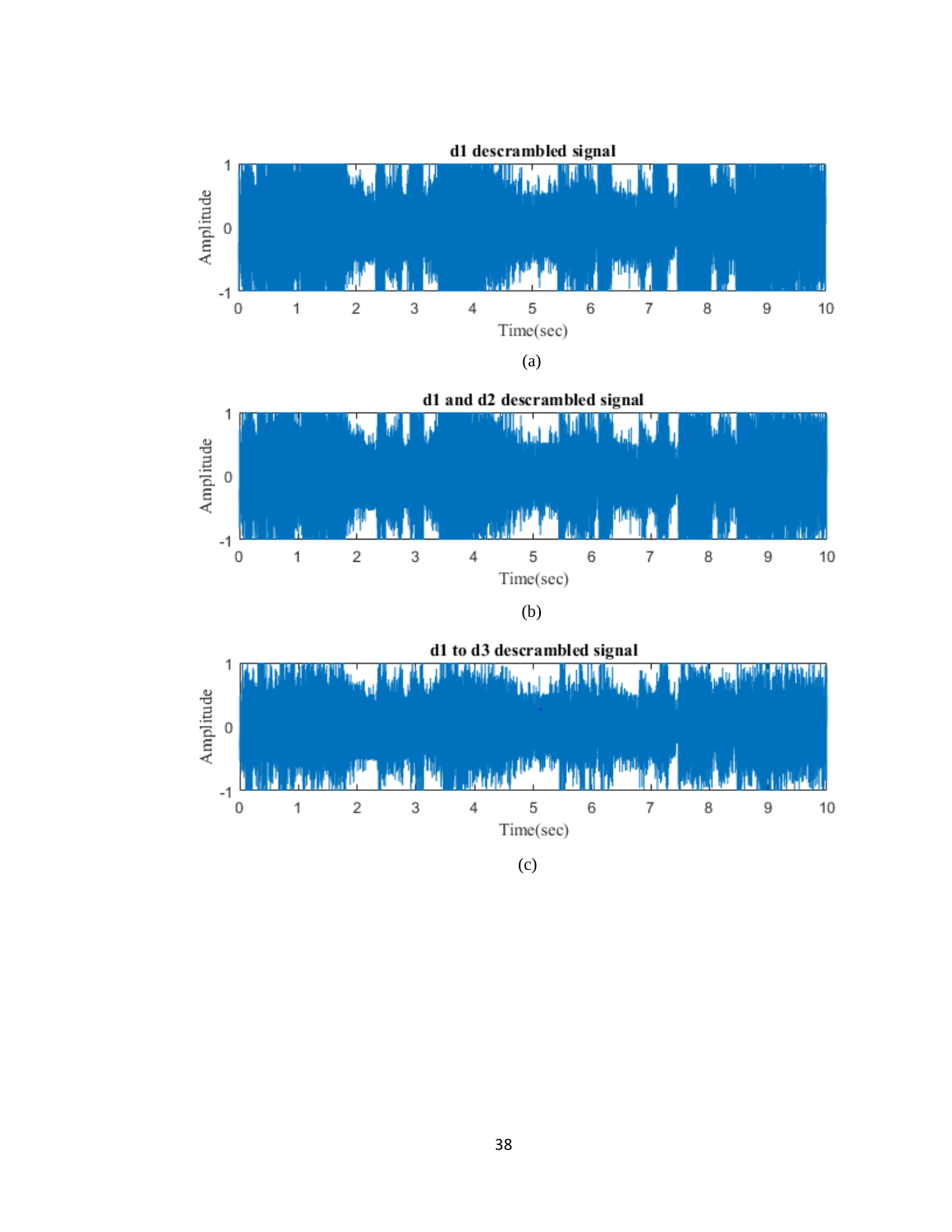(a)

(b)

(c)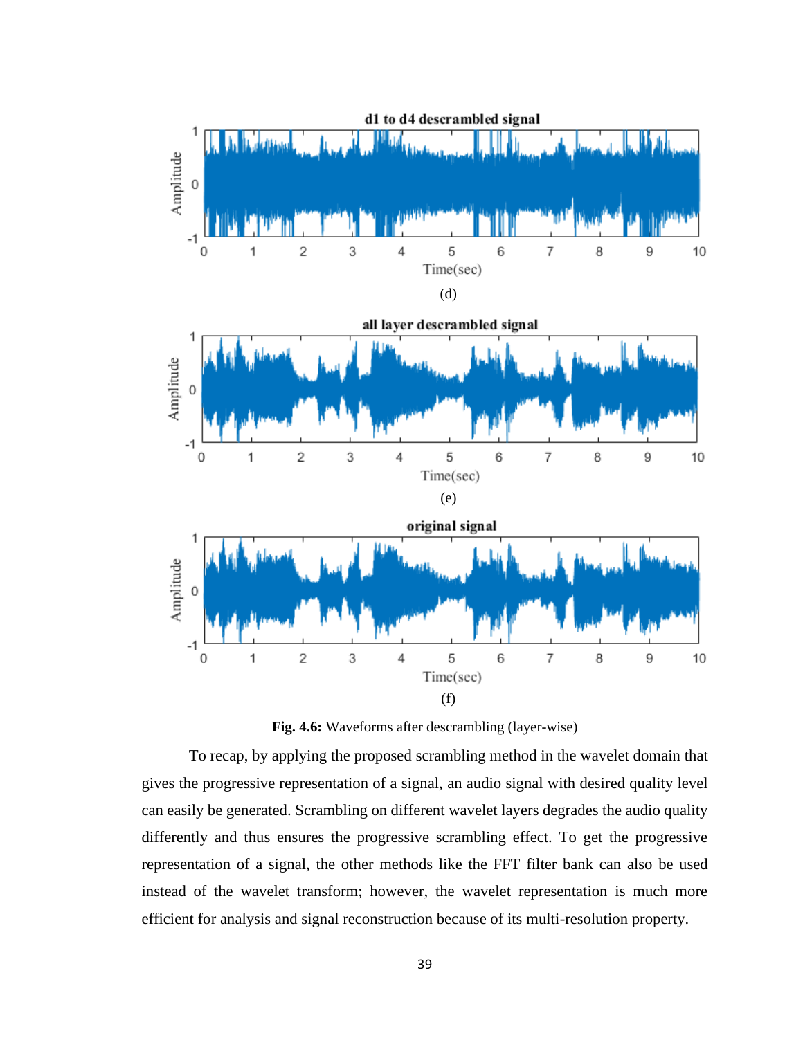(d)

(e)

(f)

**Fig. 4.6:** Waveforms after descrambling (layer-wise)

To recap, by applying the proposed scrambling method in the wavelet domain that gives the progressive representation of a signal, an audio signal with desired quality level can easily be generated. Scrambling on different wavelet layers degrades the audio quality differently and thus ensures the progressive scrambling effect. To get the progressive representation of a signal, the other methods like the FFT filter bank can also be used instead of the wavelet transform; however, the wavelet representation is much more efficient for analysis and signal reconstruction because of its multi-resolution property.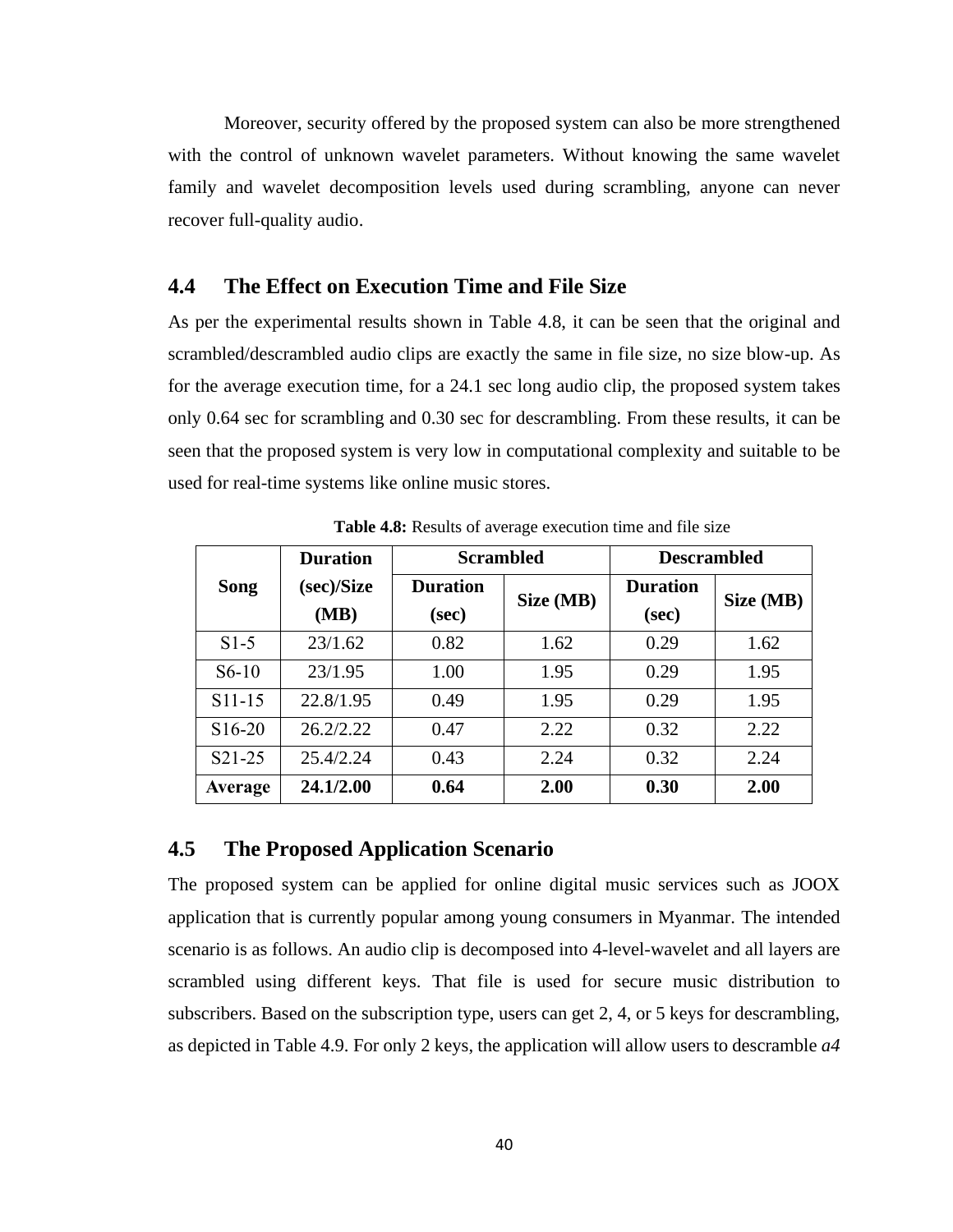Moreover, security offered by the proposed system can also be more strengthened with the control of unknown wavelet parameters. Without knowing the same wavelet family and wavelet decomposition levels used during scrambling, anyone can never recover full-quality audio.

## 4.4 The Effect on Execution Time and File Size

As per the experimental results shown in Table 4.8, it can be seen that the original and scrambled/descrambled audio clips are exactly the same in file size, no size blow-up. As for the average execution time, for a 24.1 sec long audio clip, the proposed system takes only 0.64 sec for scrambling and 0.30 sec for descrambling. From these results, it can be seen that the proposed system is very low in computational complexity and suitable to be used for real-time systems like online music stores.

**Table 4.8:** Results of average execution time and file size

| Song | Duration (sec)/Size (MB) | Scrambled | | Descrambled | |
|---|---|---|---|---|---|
| | | Duration (sec) | Size (MB) | Duration (sec) | Size (MB) |
| S1-5 | 23/1.62 | 0.82 | 1.62 | 0.29 | 1.62 |
| S6-10 | 23/1.95 | 1.00 | 1.95 | 0.29 | 1.95 |
| S11-15 | 22.8/1.95 | 0.49 | 1.95 | 0.29 | 1.95 |
| S16-20 | 26.2/2.22 | 0.47 | 2.22 | 0.32 | 2.22 |
| S21-25 | 25.4/2.24 | 0.43 | 2.24 | 0.32 | 2.24 |
| **Average** | **24.1/2.00** | **0.64** | **2.00** | **0.30** | **2.00** |

## 4.5 The Proposed Application Scenario

The proposed system can be applied for online digital music services such as JOOX application that is currently popular among young consumers in Myanmar. The intended scenario is as follows. An audio clip is decomposed into 4-level-wavelet and all layers are scrambled using different keys. That file is used for secure music distribution to subscribers. Based on the subscription type, users can get 2, 4, or 5 keys for descrambling, as depicted in Table 4.9. For only 2 keys, the application will allow users to descramble *a4*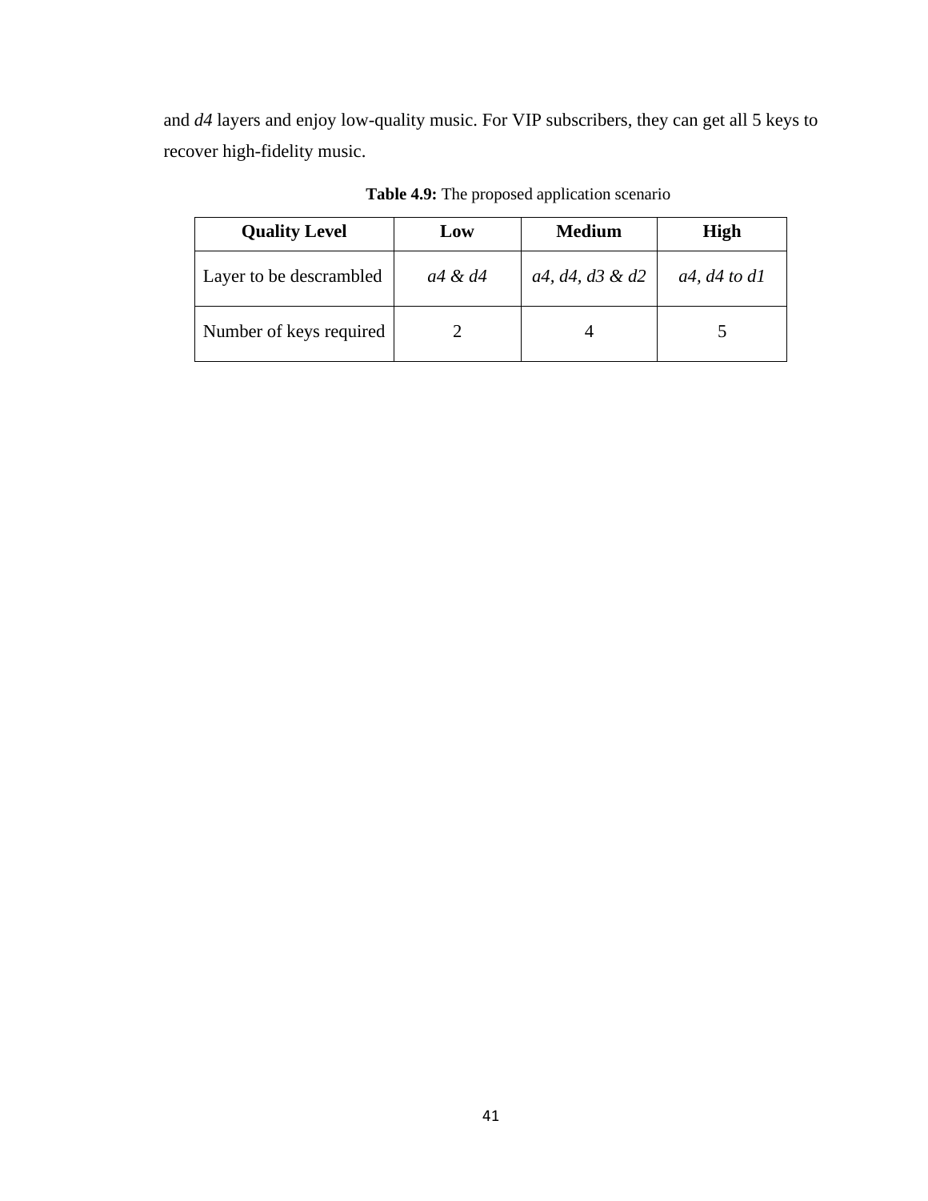and *d4* layers and enjoy low-quality music. For VIP subscribers, they can get all 5 keys to recover high-fidelity music.

**Table 4.9:** The proposed application scenario

| **Quality Level** | **Low** | **Medium** | **High** |
|---|---|---|---|
| Layer to be descrambled | *a4 & d4* | *a4, d4, d3 & d2* | *a4, d4 to d1* |
| Number of keys required | 2 | 4 | 5 |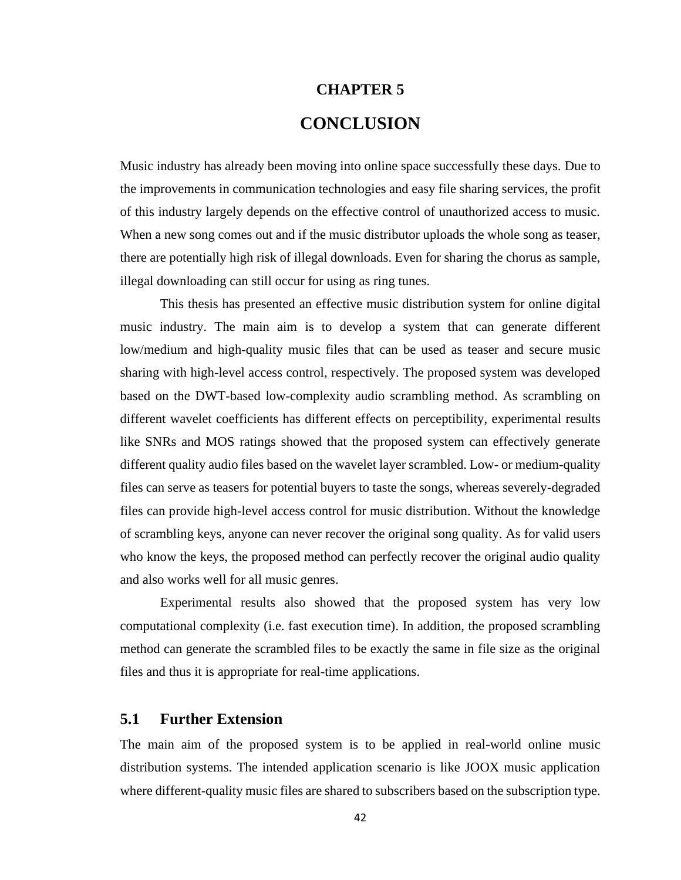# CHAPTER 5

# CONCLUSION

Music industry has already been moving into online space successfully these days. Due to the improvements in communication technologies and easy file sharing services, the profit of this industry largely depends on the effective control of unauthorized access to music. When a new song comes out and if the music distributor uploads the whole song as teaser, there are potentially high risk of illegal downloads. Even for sharing the chorus as sample, illegal downloading can still occur for using as ring tunes.

This thesis has presented an effective music distribution system for online digital music industry. The main aim is to develop a system that can generate different low/medium and high-quality music files that can be used as teaser and secure music sharing with high-level access control, respectively. The proposed system was developed based on the DWT-based low-complexity audio scrambling method. As scrambling on different wavelet coefficients has different effects on perceptibility, experimental results like SNRs and MOS ratings showed that the proposed system can effectively generate different quality audio files based on the wavelet layer scrambled. Low- or medium-quality files can serve as teasers for potential buyers to taste the songs, whereas severely-degraded files can provide high-level access control for music distribution. Without the knowledge of scrambling keys, anyone can never recover the original song quality. As for valid users who know the keys, the proposed method can perfectly recover the original audio quality and also works well for all music genres.

Experimental results also showed that the proposed system has very low computational complexity (i.e. fast execution time). In addition, the proposed scrambling method can generate the scrambled files to be exactly the same in file size as the original files and thus it is appropriate for real-time applications.

## 5.1 Further Extension

The main aim of the proposed system is to be applied in real-world online music distribution systems. The intended application scenario is like JOOX music application where different-quality music files are shared to subscribers based on the subscription type.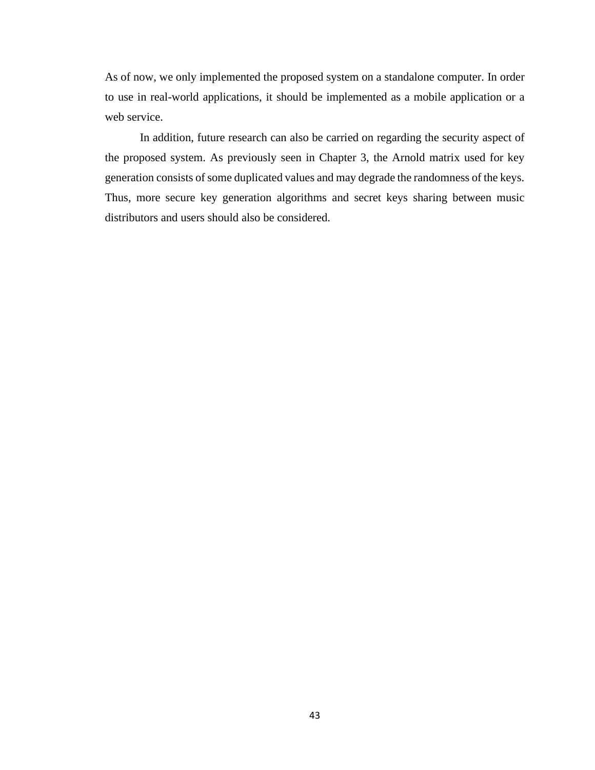As of now, we only implemented the proposed system on a standalone computer. In order to use in real-world applications, it should be implemented as a mobile application or a web service.

In addition, future research can also be carried on regarding the security aspect of the proposed system. As previously seen in Chapter 3, the Arnold matrix used for key generation consists of some duplicated values and may degrade the randomness of the keys. Thus, more secure key generation algorithms and secret keys sharing between music distributors and users should also be considered.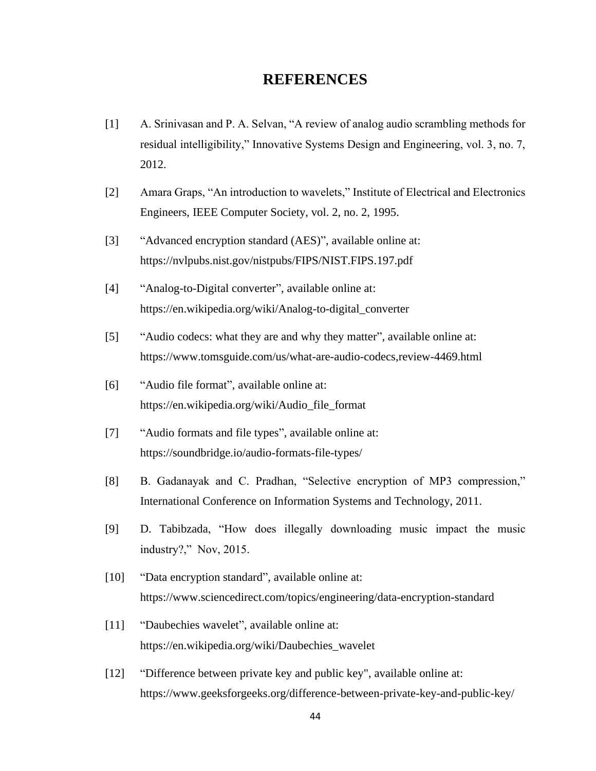# REFERENCES

[1] A. Srinivasan and P. A. Selvan, “A review of analog audio scrambling methods for residual intelligibility,” Innovative Systems Design and Engineering, vol. 3, no. 7, 2012.

[2] Amara Graps, “An introduction to wavelets,” Institute of Electrical and Electronics Engineers, IEEE Computer Society, vol. 2, no. 2, 1995.

[3] “Advanced encryption standard (AES)”, available online at: https://nvlpubs.nist.gov/nistpubs/FIPS/NIST.FIPS.197.pdf

[4] “Analog-to-Digital converter”, available online at: https://en.wikipedia.org/wiki/Analog-to-digital_converter

[5] “Audio codecs: what they are and why they matter”, available online at: https://www.tomsguide.com/us/what-are-audio-codecs,review-4469.html

[6] “Audio file format”, available online at: https://en.wikipedia.org/wiki/Audio_file_format

[7] “Audio formats and file types”, available online at: https://soundbridge.io/audio-formats-file-types/

[8] B. Gadanayak and C. Pradhan, “Selective encryption of MP3 compression,” International Conference on Information Systems and Technology, 2011.

[9] D. Tabibzada, “How does illegally downloading music impact the music industry?,” Nov, 2015.

[10] “Data encryption standard”, available online at: https://www.sciencedirect.com/topics/engineering/data-encryption-standard

[11] “Daubechies wavelet”, available online at: https://en.wikipedia.org/wiki/Daubechies_wavelet

[12] “Difference between private key and public key", available online at: https://www.geeksforgeeks.org/difference-between-private-key-and-public-key/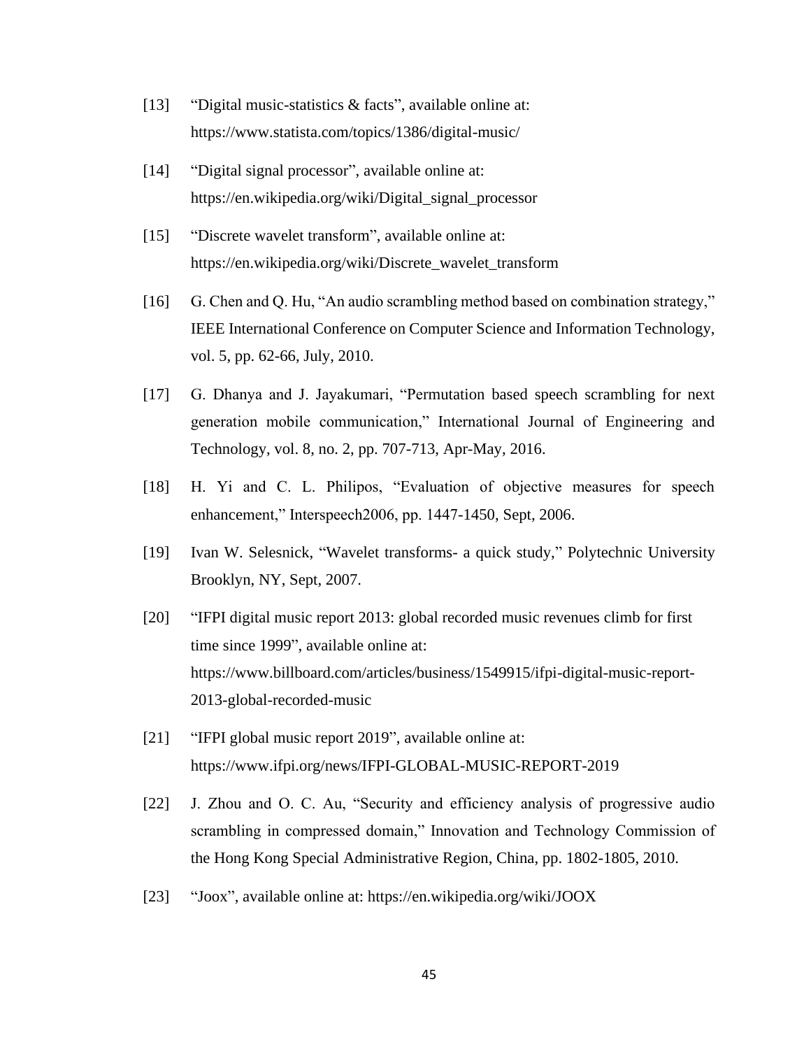[13] "Digital music-statistics & facts", available online at: https://www.statista.com/topics/1386/digital-music/

[14] "Digital signal processor", available online at: https://en.wikipedia.org/wiki/Digital_signal_processor

[15] "Discrete wavelet transform", available online at: https://en.wikipedia.org/wiki/Discrete_wavelet_transform

[16] G. Chen and Q. Hu, "An audio scrambling method based on combination strategy," IEEE International Conference on Computer Science and Information Technology, vol. 5, pp. 62-66, July, 2010.

[17] G. Dhanya and J. Jayakumari, "Permutation based speech scrambling for next generation mobile communication," International Journal of Engineering and Technology, vol. 8, no. 2, pp. 707-713, Apr-May, 2016.

[18] H. Yi and C. L. Philipos, "Evaluation of objective measures for speech enhancement," Interspeech2006, pp. 1447-1450, Sept, 2006.

[19] Ivan W. Selesnick, "Wavelet transforms- a quick study," Polytechnic University Brooklyn, NY, Sept, 2007.

[20] "IFPI digital music report 2013: global recorded music revenues climb for first time since 1999", available online at: https://www.billboard.com/articles/business/1549915/ifpi-digital-music-report-2013-global-recorded-music

[21] "IFPI global music report 2019", available online at: https://www.ifpi.org/news/IFPI-GLOBAL-MUSIC-REPORT-2019

[22] J. Zhou and O. C. Au, "Security and efficiency analysis of progressive audio scrambling in compressed domain," Innovation and Technology Commission of the Hong Kong Special Administrative Region, China, pp. 1802-1805, 2010.

[23] "Joox", available online at: https://en.wikipedia.org/wiki/JOOX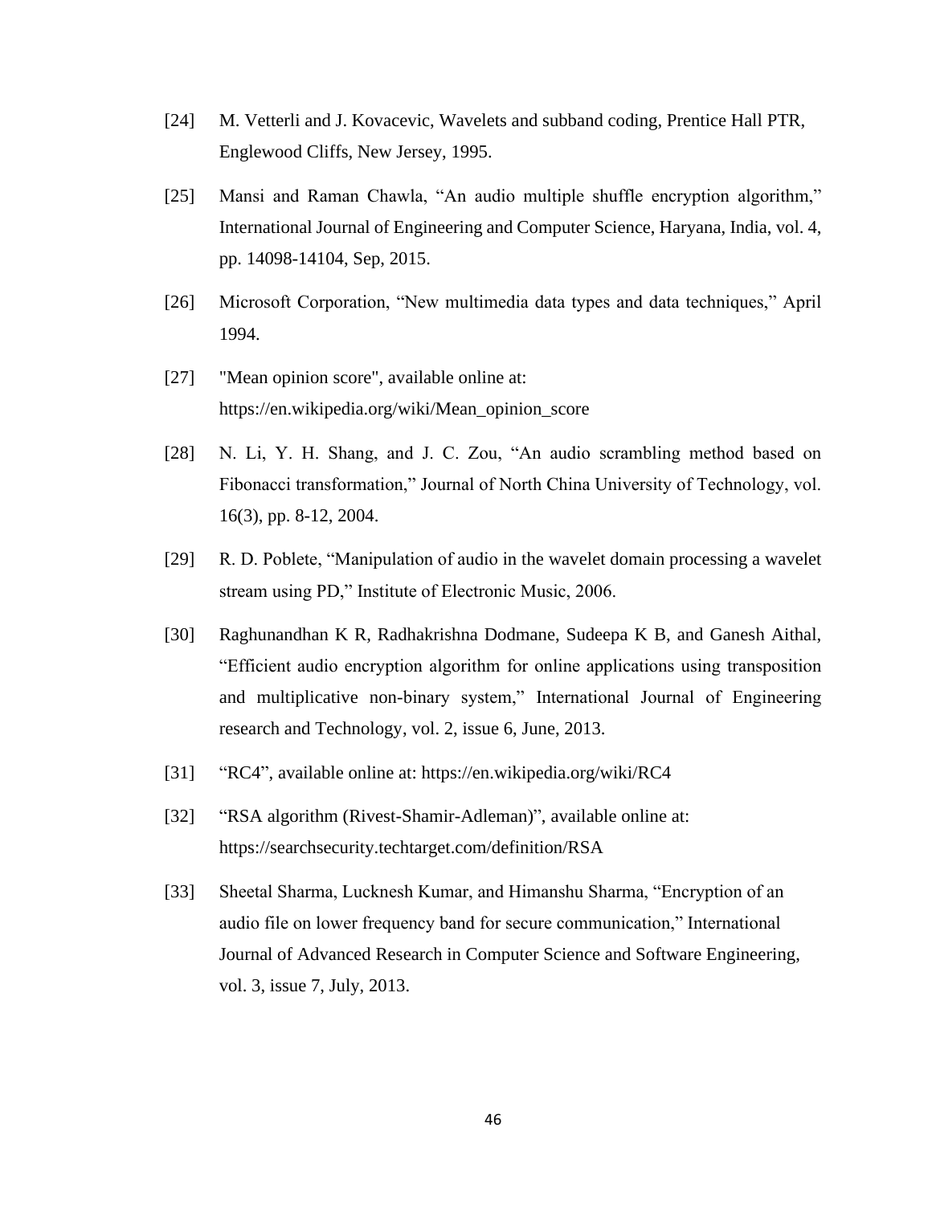[24] M. Vetterli and J. Kovacevic, Wavelets and subband coding, Prentice Hall PTR, Englewood Cliffs, New Jersey, 1995.

[25] Mansi and Raman Chawla, "An audio multiple shuffle encryption algorithm," International Journal of Engineering and Computer Science, Haryana, India, vol. 4, pp. 14098-14104, Sep, 2015.

[26] Microsoft Corporation, "New multimedia data types and data techniques," April 1994.

[27] "Mean opinion score", available online at: https://en.wikipedia.org/wiki/Mean_opinion_score

[28] N. Li, Y. H. Shang, and J. C. Zou, "An audio scrambling method based on Fibonacci transformation," Journal of North China University of Technology, vol. 16(3), pp. 8-12, 2004.

[29] R. D. Poblete, "Manipulation of audio in the wavelet domain processing a wavelet stream using PD," Institute of Electronic Music, 2006.

[30] Raghunandhan K R, Radhakrishna Dodmane, Sudeepa K B, and Ganesh Aithal, "Efficient audio encryption algorithm for online applications using transposition and multiplicative non-binary system," International Journal of Engineering research and Technology, vol. 2, issue 6, June, 2013.

[31] "RC4", available online at: https://en.wikipedia.org/wiki/RC4

[32] "RSA algorithm (Rivest-Shamir-Adleman)", available online at: https://searchsecurity.techtarget.com/definition/RSA

[33] Sheetal Sharma, Lucknesh Kumar, and Himanshu Sharma, "Encryption of an audio file on lower frequency band for secure communication," International Journal of Advanced Research in Computer Science and Software Engineering, vol. 3, issue 7, July, 2013.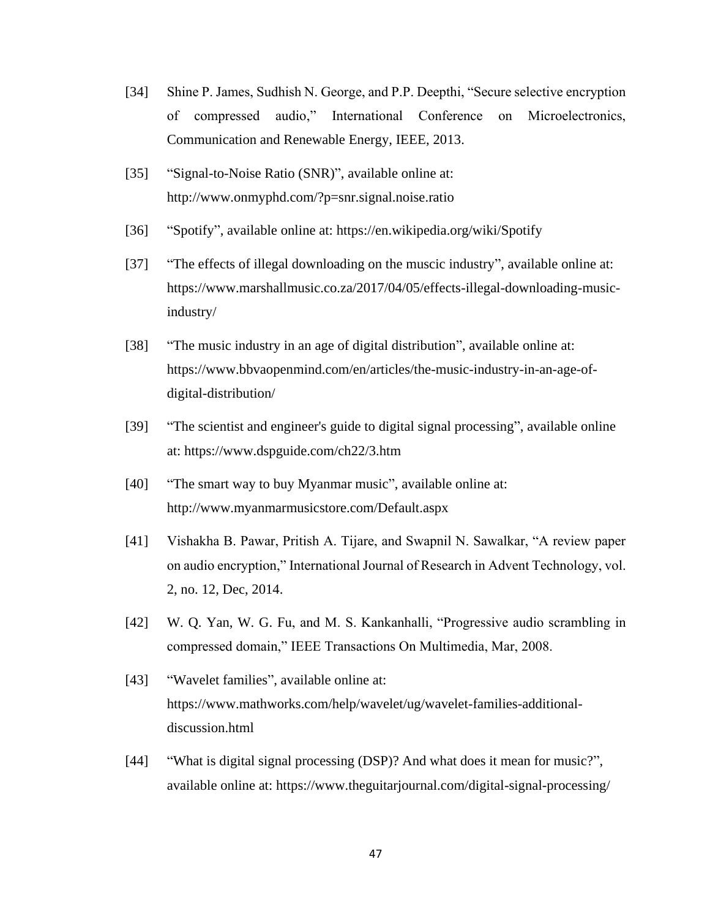[34] Shine P. James, Sudhish N. George, and P.P. Deepthi, “Secure selective encryption of compressed audio,” International Conference on Microelectronics, Communication and Renewable Energy, IEEE, 2013.

[35] “Signal-to-Noise Ratio (SNR)”, available online at: http://www.onmyphd.com/?p=snr.signal.noise.ratio

[36] “Spotify”, available online at: https://en.wikipedia.org/wiki/Spotify

[37] “The effects of illegal downloading on the muscic industry”, available online at: https://www.marshallmusic.co.za/2017/04/05/effects-illegal-downloading-music-industry/

[38] “The music industry in an age of digital distribution”, available online at: https://www.bbvaopenmind.com/en/articles/the-music-industry-in-an-age-of-digital-distribution/

[39] “The scientist and engineer's guide to digital signal processing”, available online at: https://www.dspguide.com/ch22/3.htm

[40] “The smart way to buy Myanmar music”, available online at: http://www.myanmarmusicstore.com/Default.aspx

[41] Vishakha B. Pawar, Pritish A. Tijare, and Swapnil N. Sawalkar, “A review paper on audio encryption,” International Journal of Research in Advent Technology, vol. 2, no. 12, Dec, 2014.

[42] W. Q. Yan, W. G. Fu, and M. S. Kankanhalli, “Progressive audio scrambling in compressed domain,” IEEE Transactions On Multimedia, Mar, 2008.

[43] “Wavelet families”, available online at: https://www.mathworks.com/help/wavelet/ug/wavelet-families-additional-discussion.html

[44] “What is digital signal processing (DSP)? And what does it mean for music?”, available online at: https://www.theguitarjournal.com/digital-signal-processing/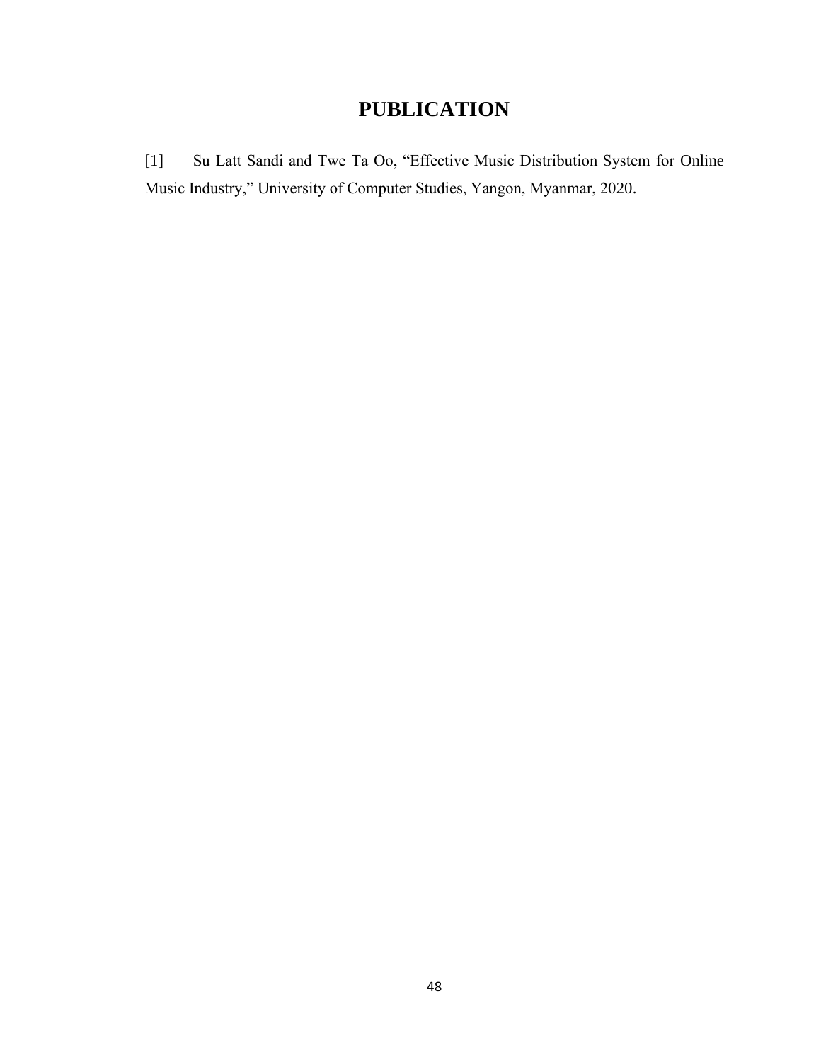# PUBLICATION

[1] Su Latt Sandi and Twe Ta Oo, "Effective Music Distribution System for Online Music Industry," University of Computer Studies, Yangon, Myanmar, 2020.